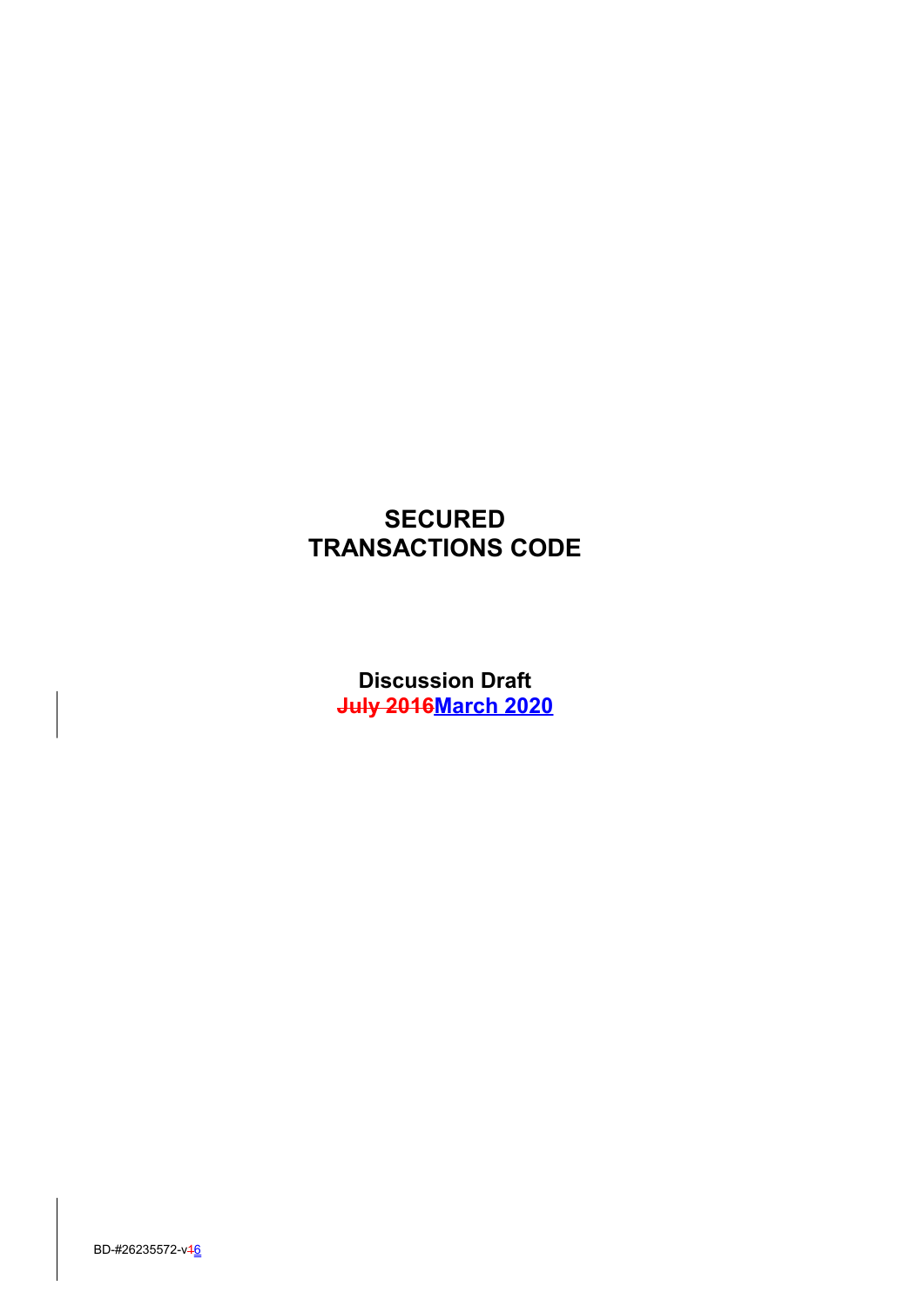# SECURED TRANSACTIONS CODE

**Discussion Draft**
**~~July 2016~~March 2020**

BD-#26235572-v~~1~~6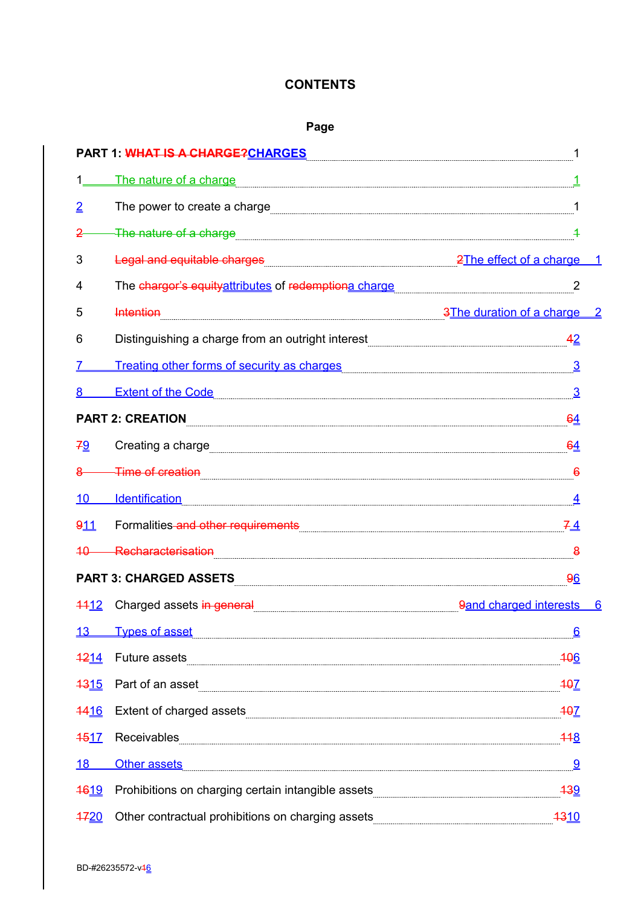**CONTENTS**

**Page**

| | | |
|---|---|---|
| **PART 1: ~~WHAT IS A CHARGE?~~CHARGES** | | 1 |
| 1 | The nature of a charge | 1 |
| 2 | The power to create a charge | 1 |
| ~~2~~ | ~~The nature of a charge~~ | ~~1~~ |
| 3 | ~~Legal and equitable charges~~ ~~2~~The effect of a charge | 1 |
| 4 | The ~~chargor's equity~~attributes of ~~redemption~~a charge | 2 |
| 5 | ~~Intention~~ ~~3~~The duration of a charge | 2 |
| 6 | Distinguishing a charge from an outright interest | ~~4~~2 |
| 7 | Treating other forms of security as charges | 3 |
| 8 | Extent of the Code | 3 |
| **PART 2: CREATION** | | ~~6~~4 |
| ~~7~~9 | Creating a charge | ~~6~~4 |
| ~~8~~ | ~~Time of creation~~ | ~~6~~ |
| 10 | Identification | 4 |
| ~~9~~11 | Formalities ~~and other requirements~~ | ~~7~~ 4 |
| ~~10~~ | ~~Recharacterisation~~ | ~~8~~ |
| **PART 3: CHARGED ASSETS** | | ~~9~~6 |
| ~~11~~12 | Charged assets ~~in general~~ ~~9~~and charged interests | 6 |
| 13 | Types of asset | 6 |
| ~~12~~14 | Future assets | ~~10~~6 |
| ~~13~~15 | Part of an asset | ~~10~~7 |
| ~~14~~16 | Extent of charged assets | ~~10~~7 |
| ~~15~~17 | Receivables | ~~11~~8 |
| 18 | Other assets | 9 |
| ~~16~~19 | Prohibitions on charging certain intangible assets | ~~13~~9 |
| ~~17~~20 | Other contractual prohibitions on charging assets | ~~13~~10 |

BD-#26235572-v~~1~~6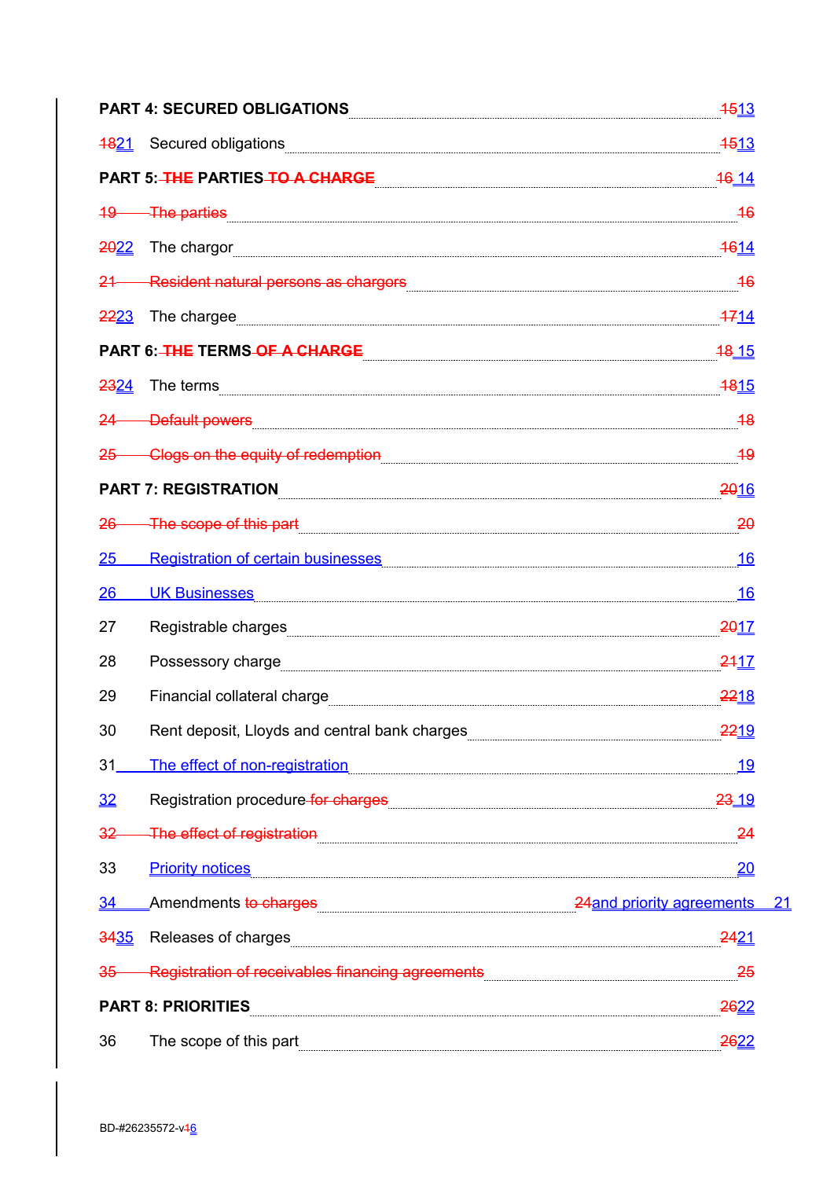**PART 4: SECURED OBLIGATIONS** ........ ~~15~~13

~~18~~21 Secured obligations ........ ~~15~~13

**PART 5: ~~THE~~ PARTIES ~~TO A CHARGE~~** ........ ~~16~~ 14

~~19 The parties ........ 16~~

~~20~~22 The chargor ........ ~~16~~14

~~21 Resident natural persons as chargors ........ 16~~

~~22~~23 The chargee ........ ~~17~~14

**PART 6: ~~THE~~ TERMS ~~OF A CHARGE~~** ........ ~~18~~ 15

~~23~~24 The terms ........ ~~18~~15

~~24 Default powers ........ 18~~

~~25 Clogs on the equity of redemption ........ 19~~

**PART 7: REGISTRATION** ........ ~~20~~16

~~26 The scope of this part ........ 20~~

25 Registration of certain businesses ........ 16

26 UK Businesses ........ 16

27 Registrable charges ........ ~~20~~17

28 Possessory charge ........ ~~21~~17

29 Financial collateral charge ........ ~~22~~18

30 Rent deposit, Lloyds and central bank charges ........ ~~22~~19

31 The effect of non-registration ........ 19

32 Registration procedure ~~for charges~~ ........ ~~23~~ 19

~~32 The effect of registration ........ 24~~

33 Priority notices ........ 20

34 Amendments ~~to charges~~ ........ ~~24~~and priority agreements 21

~~34~~35 Releases of charges ........ ~~24~~21

~~35 Registration of receivables financing agreements ........ 25~~

**PART 8: PRIORITIES** ........ ~~26~~22

36 The scope of this part ........ ~~26~~22

BD-#26235572-v~~1~~6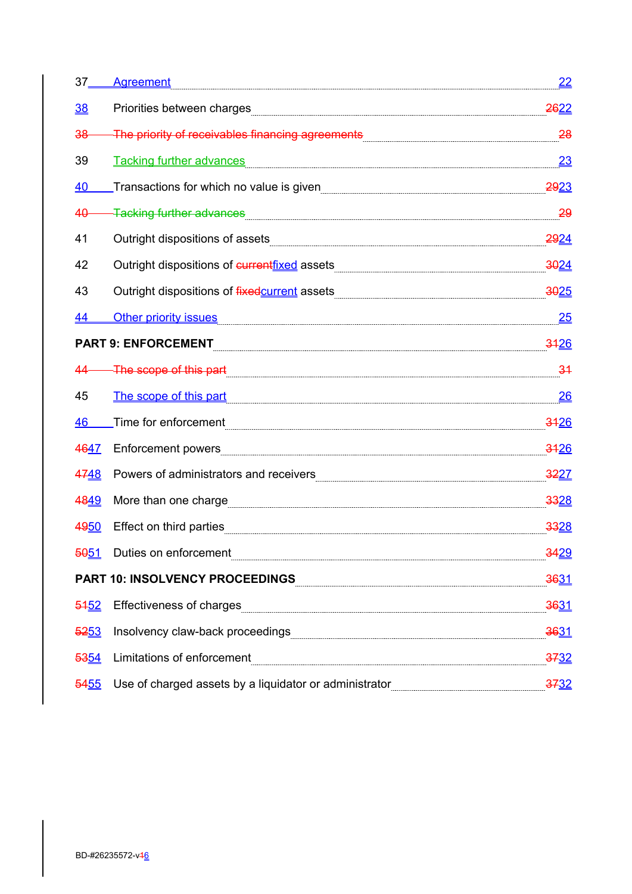| | | |
|---|---|---|
| 37 | Agreement | 22 |
| 38 | Priorities between charges | ~~26~~22 |
| ~~38~~ | ~~The priority of receivables financing agreements~~ | ~~28~~ |
| 39 | Tacking further advances | 23 |
| 40 | Transactions for which no value is given | ~~29~~23 |
| ~~40~~ | ~~Tacking further advances~~ | ~~29~~ |
| 41 | Outright dispositions of assets | ~~29~~24 |
| 42 | Outright dispositions of ~~current~~fixed assets | ~~30~~24 |
| 43 | Outright dispositions of ~~fixed~~current assets | ~~30~~25 |
| 44 | Other priority issues | 25 |
| **PART 9: ENFORCEMENT** | | ~~31~~26 |
| ~~44~~ | ~~The scope of this part~~ | ~~31~~ |
| 45 | The scope of this part | 26 |
| 46 | Time for enforcement | ~~31~~26 |
| ~~46~~47 | Enforcement powers | ~~31~~26 |
| ~~47~~48 | Powers of administrators and receivers | ~~32~~27 |
| ~~48~~49 | More than one charge | ~~33~~28 |
| ~~49~~50 | Effect on third parties | ~~33~~28 |
| ~~50~~51 | Duties on enforcement | ~~34~~29 |
| **PART 10: INSOLVENCY PROCEEDINGS** | | ~~36~~31 |
| ~~51~~52 | Effectiveness of charges | ~~36~~31 |
| ~~52~~53 | Insolvency claw-back proceedings | ~~36~~31 |
| ~~53~~54 | Limitations of enforcement | ~~37~~32 |
| ~~54~~55 | Use of charged assets by a liquidator or administrator | ~~37~~32 |

BD-#26235572-v~~1~~6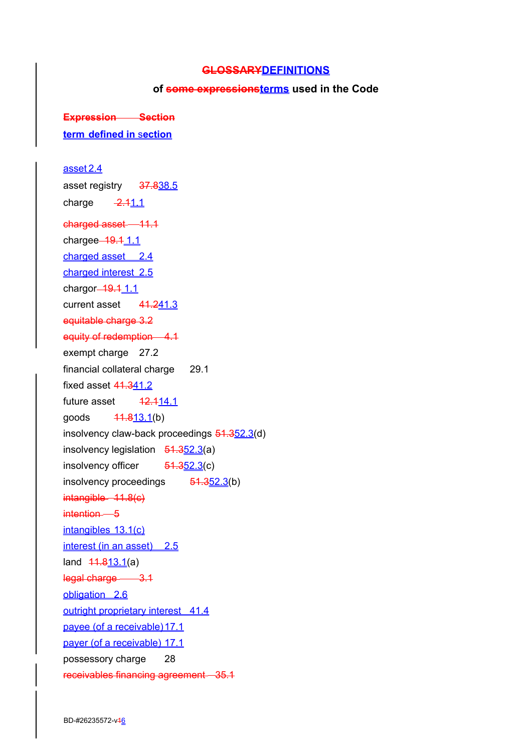# ~~GLOSSARY~~DEFINITIONS

**of ~~some expressions~~terms used in the Code**

~~**Expression Section**~~

**term defined in section**

asset 2.4

asset registry ~~37.8~~38.5

charge ~~2.1~~1.1

~~charged asset 11.1~~

chargee ~~19.1~~ 1.1

charged asset 2.4

charged interest 2.5

chargor ~~19.1~~ 1.1

current asset ~~41.2~~41.3

~~equitable charge 3.2~~

~~equity of redemption 4.1~~

exempt charge 27.2

financial collateral charge 29.1

fixed asset ~~41.3~~41.2

future asset ~~12.1~~14.1

goods ~~11.8~~13.1(b)

insolvency claw-back proceedings ~~51.3~~52.3(d)

insolvency legislation ~~51.3~~52.3(a)

insolvency officer ~~51.3~~52.3(c)

insolvency proceedings ~~51.3~~52.3(b)

~~intangible 11.8(c)~~

~~intention 5~~

intangibles 13.1(c)

interest (in an asset) 2.5

land ~~11.8~~13.1(a)

~~legal charge 3.1~~

obligation 2.6

outright proprietary interest 41.4

payee (of a receivable) 17.1

payer (of a receivable) 17.1

possessory charge 28

~~receivables financing agreement 35.1~~

BD-#26235572-v~~1~~6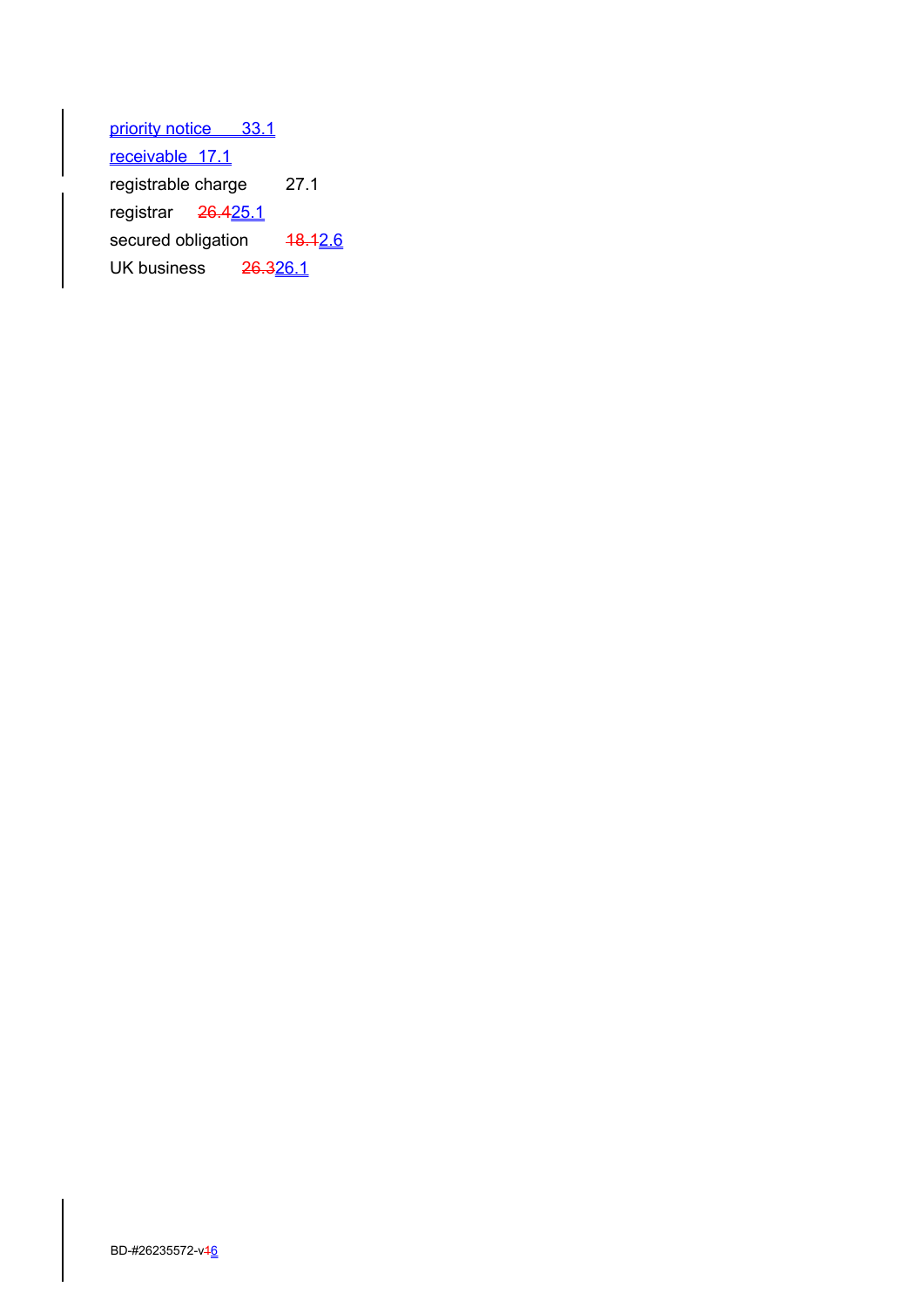priority notice 33.1

receivable 17.1

registrable charge 27.1

registrar ~~26.4~~25.1

secured obligation ~~18.1~~2.6

UK business ~~26.3~~26.1

BD-#26235572-v~~1~~6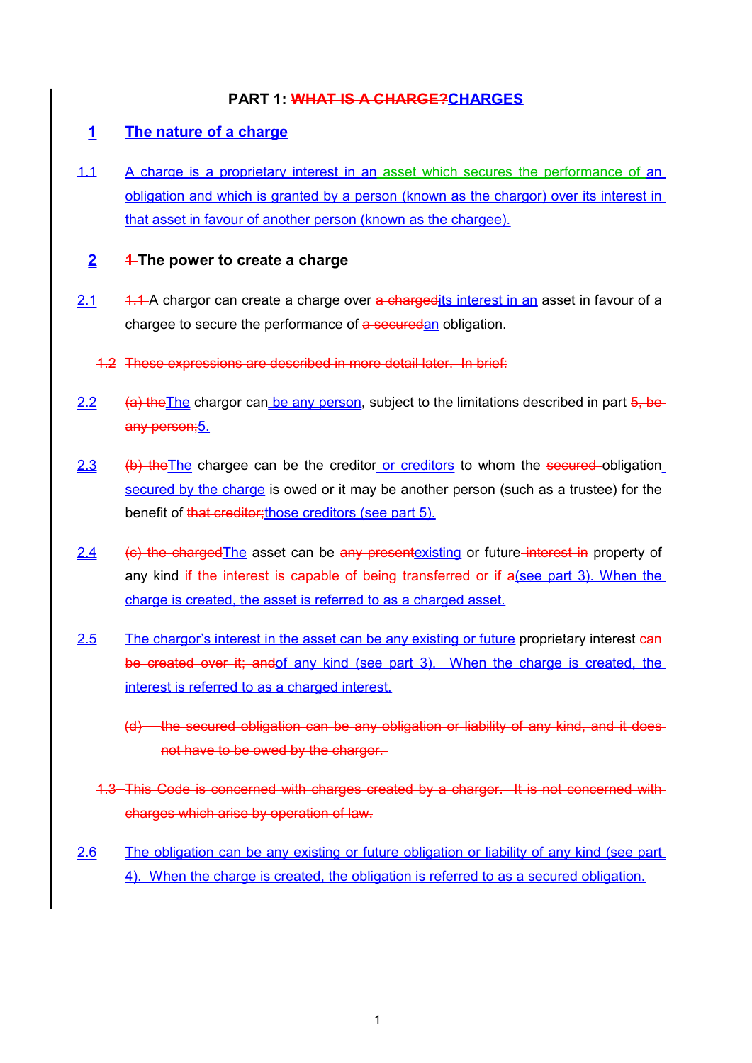## PART 1: ~~WHAT IS A CHARGE?~~CHARGES

### 1 The nature of a charge

1.1 A charge is a proprietary interest in an asset which secures the performance of an obligation and which is granted by a person (known as the chargor) over its interest in that asset in favour of another person (known as the chargee).

### 2 ~~1~~ The power to create a charge

2.1 ~~1.1~~ A chargor can create a charge over ~~a charged~~its interest in an asset in favour of a chargee to secure the performance of ~~a secured~~an obligation.

~~1.2 These expressions are described in more detail later. In brief:~~

2.2 ~~(a) the~~The chargor can be any person, subject to the limitations described in part ~~5, be any person;~~5.

2.3 ~~(b) the~~The chargee can be the creditor or creditors to whom the ~~secured~~ obligation secured by the charge is owed or it may be another person (such as a trustee) for the benefit of ~~that creditor;~~those creditors (see part 5).

2.4 ~~(c) the charged~~The asset can be ~~any present~~existing or future ~~interest in~~ property of any kind ~~if the interest is capable of being transferred or if a~~(see part 3). When the charge is created, the asset is referred to as a charged asset.

2.5 The chargor's interest in the asset can be any existing or future proprietary interest ~~can be created over it; and~~of any kind (see part 3). When the charge is created, the interest is referred to as a charged interest.

~~(d) the secured obligation can be any obligation or liability of any kind, and it does not have to be owed by the chargor.~~

~~1.3 This Code is concerned with charges created by a chargor. It is not concerned with charges which arise by operation of law.~~

2.6 The obligation can be any existing or future obligation or liability of any kind (see part 4). When the charge is created, the obligation is referred to as a secured obligation.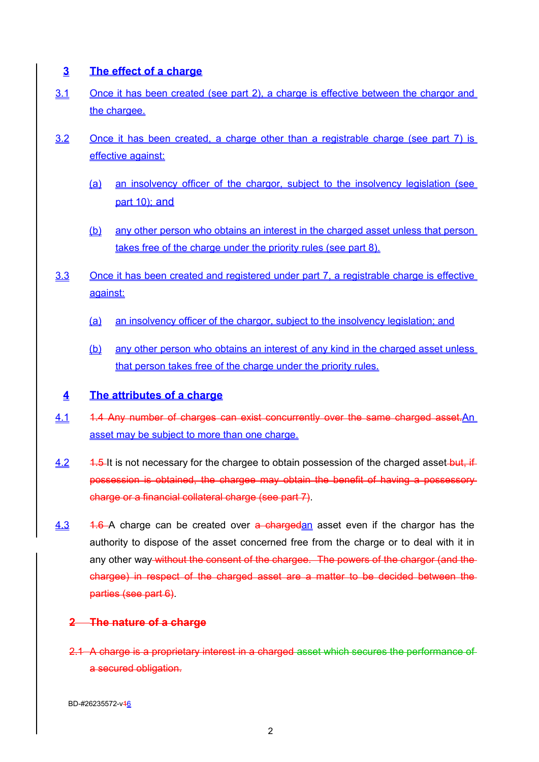## 3 The effect of a charge

3.1 Once it has been created (see part 2), a charge is effective between the chargor and the chargee.

3.2 Once it has been created, a charge other than a registrable charge (see part 7) is effective against:

(a) an insolvency officer of the chargor, subject to the insolvency legislation (see part 10); and

(b) any other person who obtains an interest in the charged asset unless that person takes free of the charge under the priority rules (see part 8).

3.3 Once it has been created and registered under part 7, a registrable charge is effective against:

(a) an insolvency officer of the chargor, subject to the insolvency legislation; and

(b) any other person who obtains an interest of any kind in the charged asset unless that person takes free of the charge under the priority rules.

## 4 The attributes of a charge

4.1 ~~1.4 Any number of charges can exist concurrently over the same charged asset.~~An asset may be subject to more than one charge.

4.2 ~~1.5~~ It is not necessary for the chargee to obtain possession of the charged asset ~~but, if possession is obtained, the chargee may obtain the benefit of having a possessory charge or a financial collateral charge (see part 7)~~.

4.3 ~~1.6~~ A charge can be created over ~~a charged~~an asset even if the chargor has the authority to dispose of the asset concerned free from the charge or to deal with it in any other way ~~without the consent of the chargee. The powers of the chargor (and the chargee) in respect of the charged asset are a matter to be decided between the parties (see part 6)~~.

~~2 The nature of a charge~~

~~2.1 A charge is a proprietary interest in a charged asset which secures the performance of a secured obligation.~~

BD-#26235572-v~~1~~6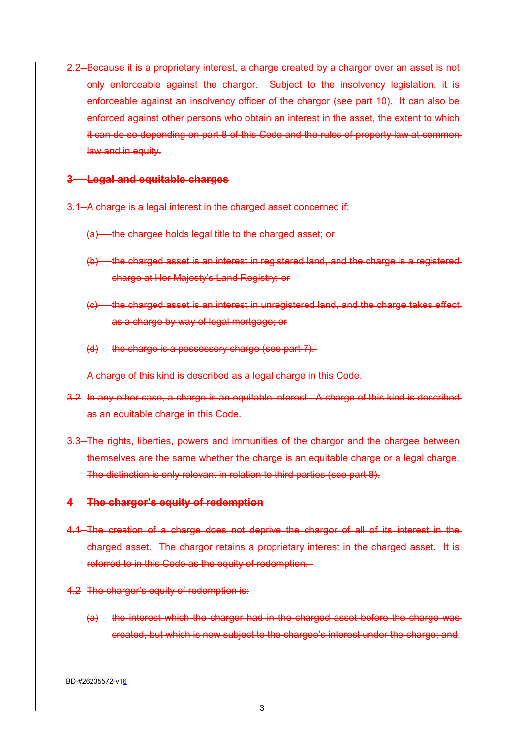2.2 Because it is a proprietary interest, a charge created by a chargor over an asset is not only enforceable against the chargor. Subject to the insolvency legislation, it is enforceable against an insolvency officer of the chargor (see part 10). It can also be enforced against other persons who obtain an interest in the asset, the extent to which it can do so depending on part 8 of this Code and the rules of property law at common law and in equity.

## 3 Legal and equitable charges

3.1 A charge is a legal interest in the charged asset concerned if:

(a) the chargee holds legal title to the charged asset; or

(b) the charged asset is an interest in registered land, and the charge is a registered charge at Her Majesty's Land Registry; or

(c) the charged asset is an interest in unregistered land, and the charge takes effect as a charge by way of legal mortgage; or

(d) the charge is a possessory charge (see part 7).

A charge of this kind is described as a legal charge in this Code.

3.2 In any other case, a charge is an equitable interest. A charge of this kind is described as an equitable charge in this Code.

3.3 The rights, liberties, powers and immunities of the chargor and the chargee between themselves are the same whether the charge is an equitable charge or a legal charge. The distinction is only relevant in relation to third parties (see part 8).

## 4 The chargor's equity of redemption

4.1 The creation of a charge does not deprive the chargor of all of its interest in the charged asset. The chargor retains a proprietary interest in the charged asset. It is referred to in this Code as the equity of redemption.

4.2 The chargor's equity of redemption is:

(a) the interest which the chargor had in the charged asset before the charge was created, but which is now subject to the chargee's interest under the charge; and

BD-#26235572-v16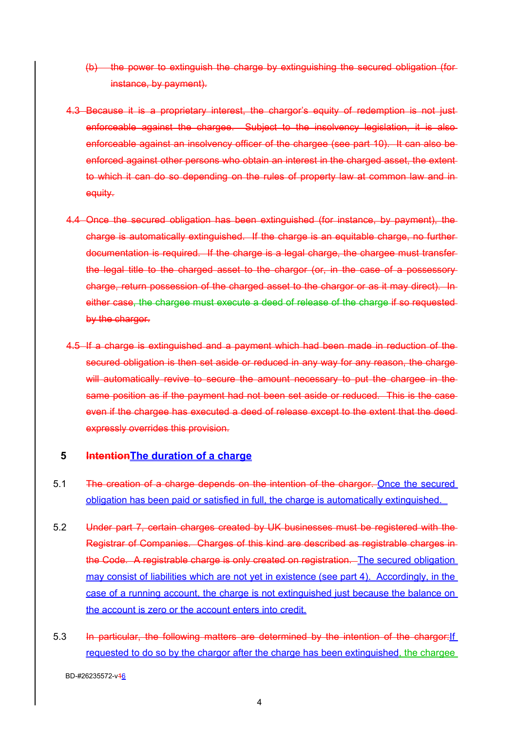(b) the power to extinguish the charge by extinguishing the secured obligation (for instance, by payment).

4.3 Because it is a proprietary interest, the chargor's equity of redemption is not just enforceable against the chargee. Subject to the insolvency legislation, it is also enforceable against an insolvency officer of the chargee (see part 10). It can also be enforced against other persons who obtain an interest in the charged asset, the extent to which it can do so depending on the rules of property law at common law and in equity.

4.4 Once the secured obligation has been extinguished (for instance, by payment), the charge is automatically extinguished. If the charge is an equitable charge, no further documentation is required. If the charge is a legal charge, the chargee must transfer the legal title to the charged asset to the chargor (or, in the case of a possessory charge, return possession of the charged asset to the chargor or as it may direct). In either case, the chargee must execute a deed of release of the charge if so requested by the chargor.

4.5 If a charge is extinguished and a payment which had been made in reduction of the secured obligation is then set aside or reduced in any way for any reason, the charge will automatically revive to secure the amount necessary to put the chargee in the same position as if the payment had not been set aside or reduced. This is the case even if the chargee has executed a deed of release except to the extent that the deed expressly overrides this provision.

## 5 IntentionThe duration of a charge

5.1 The creation of a charge depends on the intention of the chargor. Once the secured obligation has been paid or satisfied in full, the charge is automatically extinguished.

5.2 Under part 7, certain charges created by UK businesses must be registered with the Registrar of Companies. Charges of this kind are described as registrable charges in the Code. A registrable charge is only created on registration. The secured obligation may consist of liabilities which are not yet in existence (see part 4). Accordingly, in the case of a running account, the charge is not extinguished just because the balance on the account is zero or the account enters into credit.

5.3 In particular, the following matters are determined by the intention of the chargor:If requested to do so by the chargor after the charge has been extinguished, the chargee

BD-#26235572-v46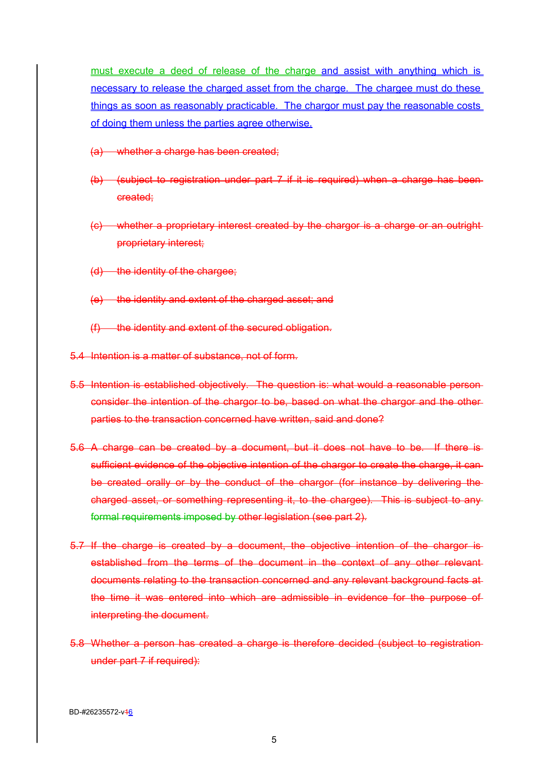must execute a deed of release of the charge and assist with anything which is necessary to release the charged asset from the charge. The chargee must do these things as soon as reasonably practicable. The chargor must pay the reasonable costs of doing them unless the parties agree otherwise.

~~(a) whether a charge has been created;~~

~~(b) (subject to registration under part 7 if it is required) when a charge has been created;~~

~~(c) whether a proprietary interest created by the chargor is a charge or an outright proprietary interest;~~

~~(d) the identity of the chargee;~~

~~(e) the identity and extent of the charged asset; and~~

~~(f) the identity and extent of the secured obligation.~~

~~5.4 Intention is a matter of substance, not of form.~~

~~5.5 Intention is established objectively. The question is: what would a reasonable person consider the intention of the chargor to be, based on what the chargor and the other parties to the transaction concerned have written, said and done?~~

~~5.6 A charge can be created by a document, but it does not have to be. If there is sufficient evidence of the objective intention of the chargor to create the charge, it can be created orally or by the conduct of the chargor (for instance by delivering the charged asset, or something representing it, to the chargee). This is subject to any formal requirements imposed by other legislation (see part 2).~~

~~5.7 If the charge is created by a document, the objective intention of the chargor is established from the terms of the document in the context of any other relevant documents relating to the transaction concerned and any relevant background facts at the time it was entered into which are admissible in evidence for the purpose of interpreting the document.~~

~~5.8 Whether a person has created a charge is therefore decided (subject to registration under part 7 if required):~~

BD-#26235572-v~~1~~6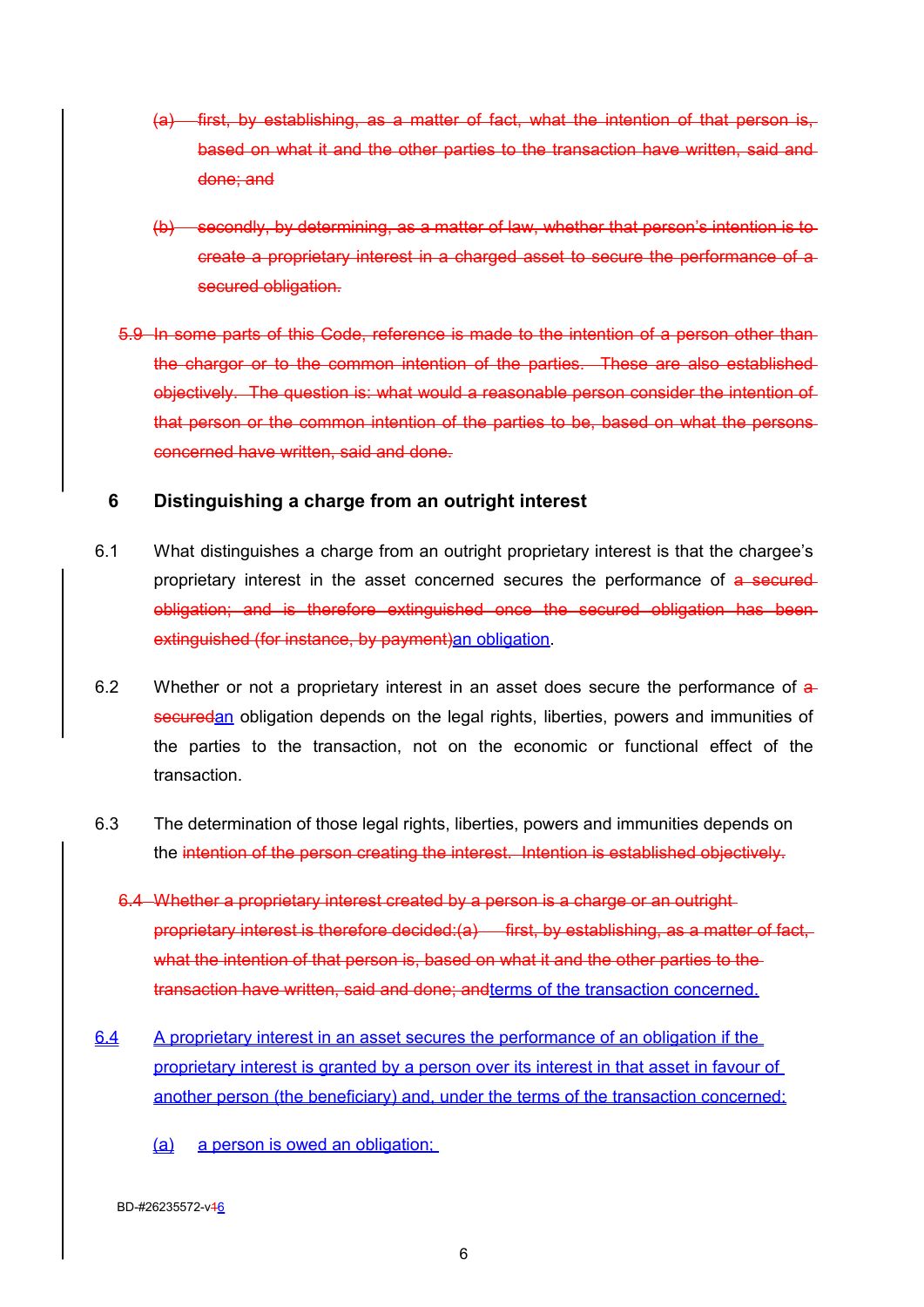~~(a) first, by establishing, as a matter of fact, what the intention of that person is, based on what it and the other parties to the transaction have written, said and done; and~~

~~(b) secondly, by determining, as a matter of law, whether that person's intention is to create a proprietary interest in a charged asset to secure the performance of a secured obligation.~~

~~5.9 In some parts of this Code, reference is made to the intention of a person other than the chargor or to the common intention of the parties. These are also established objectively. The question is: what would a reasonable person consider the intention of that person or the common intention of the parties to be, based on what the persons concerned have written, said and done.~~

## 6 Distinguishing a charge from an outright interest

6.1 What distinguishes a charge from an outright proprietary interest is that the chargee's proprietary interest in the asset concerned secures the performance of ~~a secured obligation; and is therefore extinguished once the secured obligation has been extinguished (for instance, by payment)~~<u>an obligation</u>.

6.2 Whether or not a proprietary interest in an asset does secure the performance of ~~a secured~~<u>an</u> obligation depends on the legal rights, liberties, powers and immunities of the parties to the transaction, not on the economic or functional effect of the transaction.

6.3 The determination of those legal rights, liberties, powers and immunities depends on the ~~intention of the person creating the interest. Intention is established objectively.~~

~~6.4 Whether a proprietary interest created by a person is a charge or an outright proprietary interest is therefore decided:(a) first, by establishing, as a matter of fact, what the intention of that person is, based on what it and the other parties to the transaction have written, said and done; and~~<u>terms of the transaction concerned.</u>

<u>6.4 A proprietary interest in an asset secures the performance of an obligation if the proprietary interest is granted by a person over its interest in that asset in favour of another person (the beneficiary) and, under the terms of the transaction concerned:</u>

<u>(a) a person is owed an obligation;</u>

BD-#26235572-v~~4~~<u>6</u>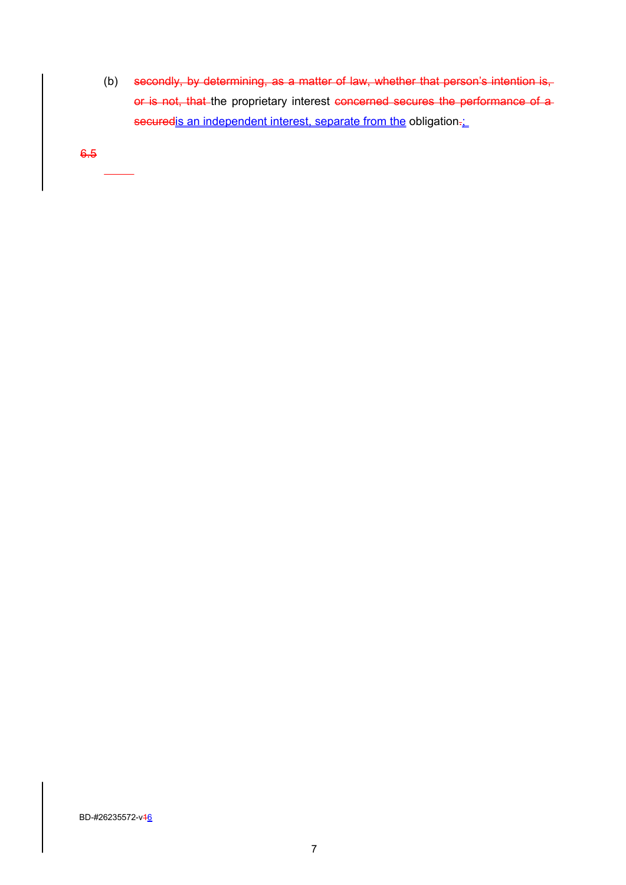(b) ~~secondly, by determining, as a matter of law, whether that person's intention is, or is not, that~~ the proprietary interest ~~concerned secures the performance of a secured~~is an independent interest, separate from the obligation~~.~~;

~~6.5~~

BD-#26235572-v~~1~~6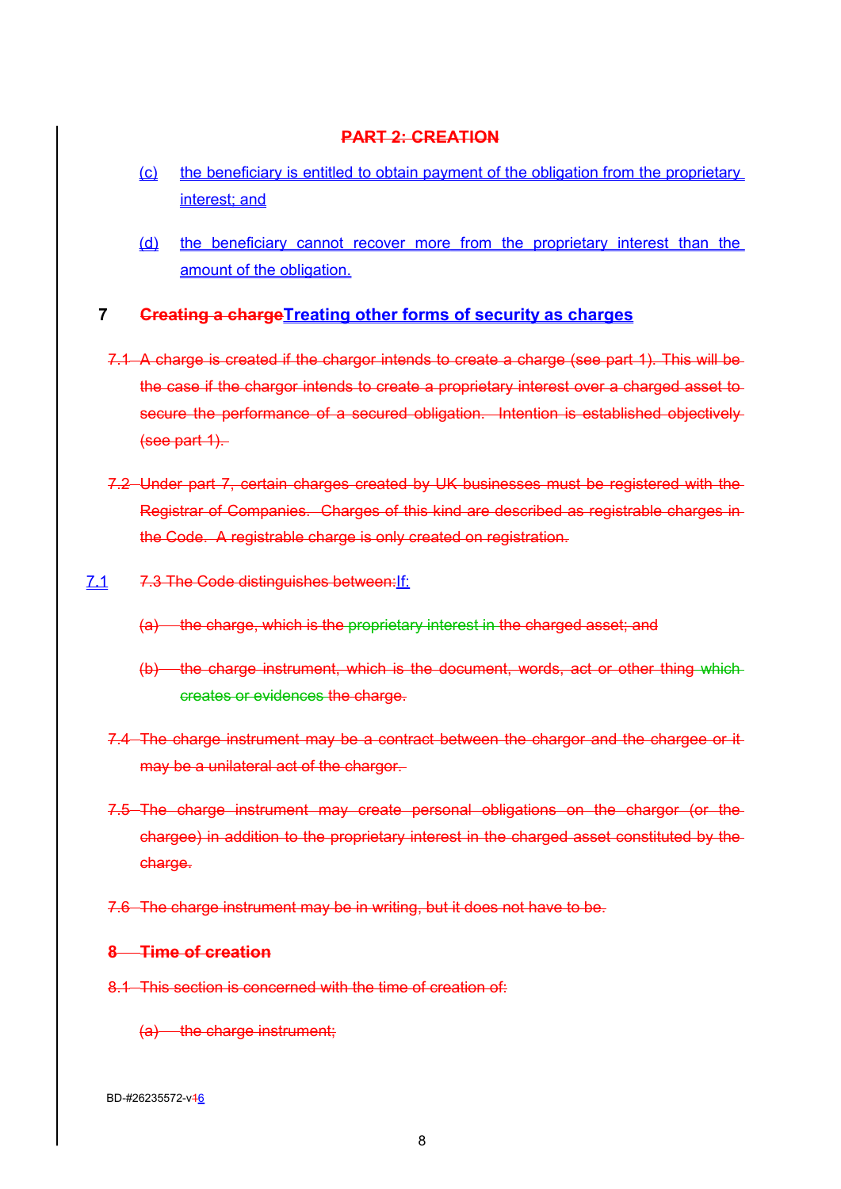## PART 2: CREATION

(c) the beneficiary is entitled to obtain payment of the obligation from the proprietary interest; and

(d) the beneficiary cannot recover more from the proprietary interest than the amount of the obligation.

## 7 Creating a chargeTreating other forms of security as charges

7.1 A charge is created if the chargor intends to create a charge (see part 1). This will be the case if the chargor intends to create a proprietary interest over a charged asset to secure the performance of a secured obligation. Intention is established objectively (see part 1).

7.2 Under part 7, certain charges created by UK businesses must be registered with the Registrar of Companies. Charges of this kind are described as registrable charges in the Code. A registrable charge is only created on registration.

7.1 7.3 The Code distinguishes between:If:

(a) the charge, which is the proprietary interest in the charged asset; and

(b) the charge instrument, which is the document, words, act or other thing which creates or evidences the charge.

7.4 The charge instrument may be a contract between the chargor and the chargee or it may be a unilateral act of the chargor.

7.5 The charge instrument may create personal obligations on the chargor (or the chargee) in addition to the proprietary interest in the charged asset constituted by the charge.

7.6 The charge instrument may be in writing, but it does not have to be.

## 8 Time of creation

8.1 This section is concerned with the time of creation of:

(a) the charge instrument;

BD-#26235572-v16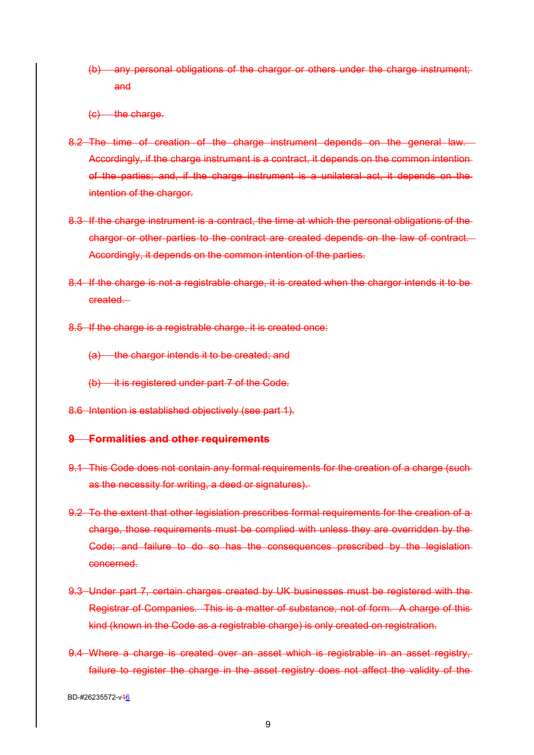(b) any personal obligations of the chargor or others under the charge instrument; and

(c) the charge.

8.2 The time of creation of the charge instrument depends on the general law. Accordingly, if the charge instrument is a contract, it depends on the common intention of the parties; and, if the charge instrument is a unilateral act, it depends on the intention of the chargor.

8.3 If the charge instrument is a contract, the time at which the personal obligations of the chargor or other parties to the contract are created depends on the law of contract. Accordingly, it depends on the common intention of the parties.

8.4 If the charge is not a registrable charge, it is created when the chargor intends it to be created.

8.5 If the charge is a registrable charge, it is created once:

(a) the chargor intends it to be created; and

(b) it is registered under part 7 of the Code.

8.6 Intention is established objectively (see part 1).

## 9 Formalities and other requirements

9.1 This Code does not contain any formal requirements for the creation of a charge (such as the necessity for writing, a deed or signatures).

9.2 To the extent that other legislation prescribes formal requirements for the creation of a charge, those requirements must be complied with unless they are overridden by the Code; and failure to do so has the consequences prescribed by the legislation concerned.

9.3 Under part 7, certain charges created by UK businesses must be registered with the Registrar of Companies. This is a matter of substance, not of form. A charge of this kind (known in the Code as a registrable charge) is only created on registration.

9.4 Where a charge is created over an asset which is registrable in an asset registry, failure to register the charge in the asset registry does not affect the validity of the

BD-#26235572-v16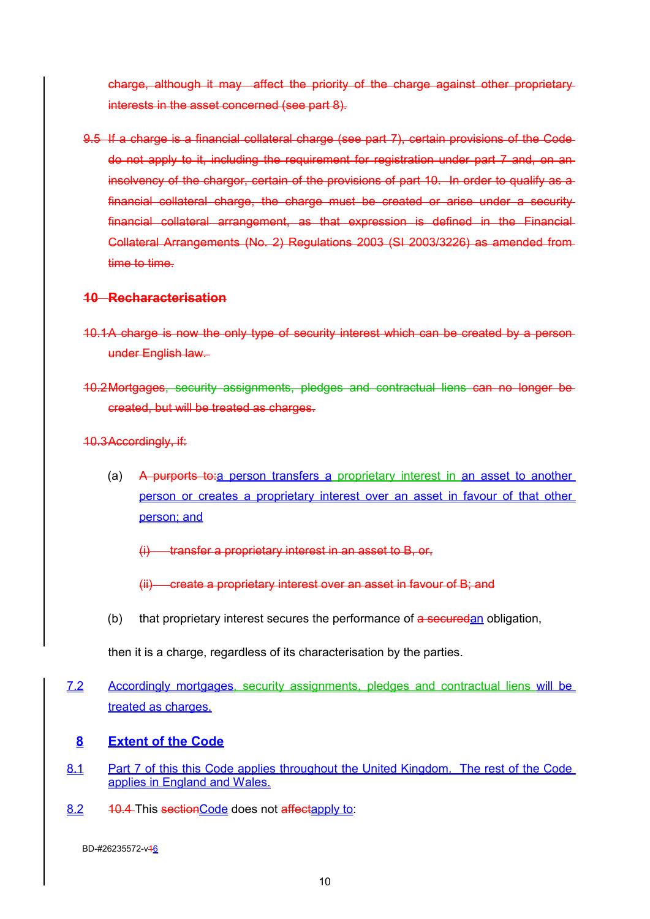charge, although it may affect the priority of the charge against other proprietary interests in the asset concerned (see part 8).

9.5 If a charge is a financial collateral charge (see part 7), certain provisions of the Code do not apply to it, including the requirement for registration under part 7 and, on an insolvency of the chargor, certain of the provisions of part 10. In order to qualify as a financial collateral charge, the charge must be created or arise under a security financial collateral arrangement, as that expression is defined in the Financial Collateral Arrangements (No. 2) Regulations 2003 (SI 2003/3226) as amended from time to time.

## 10 Recharacterisation

10.1 A charge is now the only type of security interest which can be created by a person under English law.

10.2 Mortgages, security assignments, pledges and contractual liens can no longer be created, but will be treated as charges.

10.3 Accordingly, if:

(a) A purports to:a person transfers a proprietary interest in an asset to another person or creates a proprietary interest over an asset in favour of that other person; and

(i) transfer a proprietary interest in an asset to B, or,

(ii) create a proprietary interest over an asset in favour of B; and

(b) that proprietary interest secures the performance of a securedan obligation,

then it is a charge, regardless of its characterisation by the parties.

7.2 Accordingly mortgages, security assignments, pledges and contractual liens will be treated as charges.

## 8 Extent of the Code

8.1 Part 7 of this this Code applies throughout the United Kingdom. The rest of the Code applies in England and Wales.

8.2 10.4 This sectionCode does not affectapply to:

BD-#26235572-v46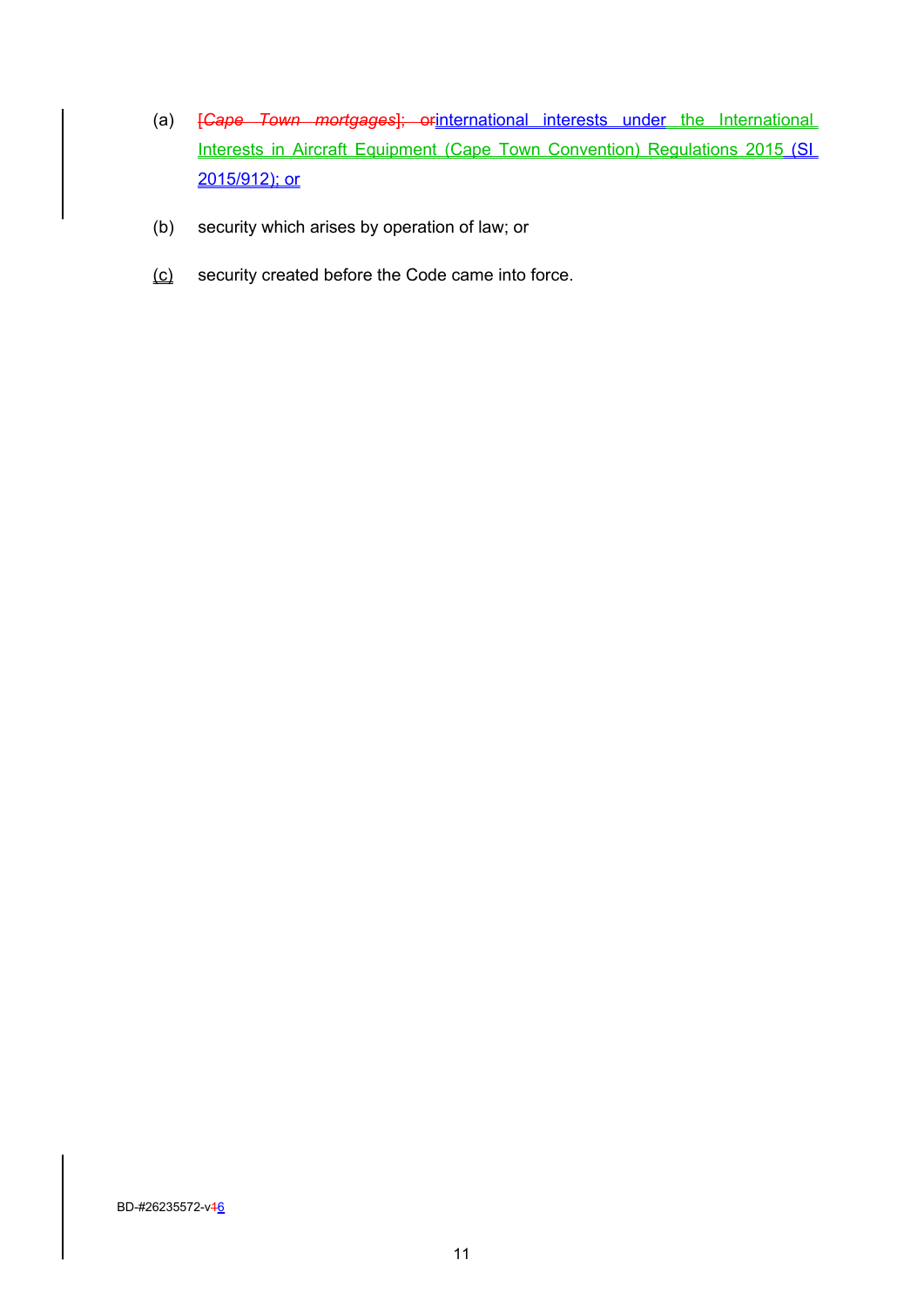(a) ~~[*Cape Town mortgages*]; or~~international interests under the International Interests in Aircraft Equipment (Cape Town Convention) Regulations 2015 (SI 2015/912); or

(b) security which arises by operation of law; or

(c) security created before the Code came into force.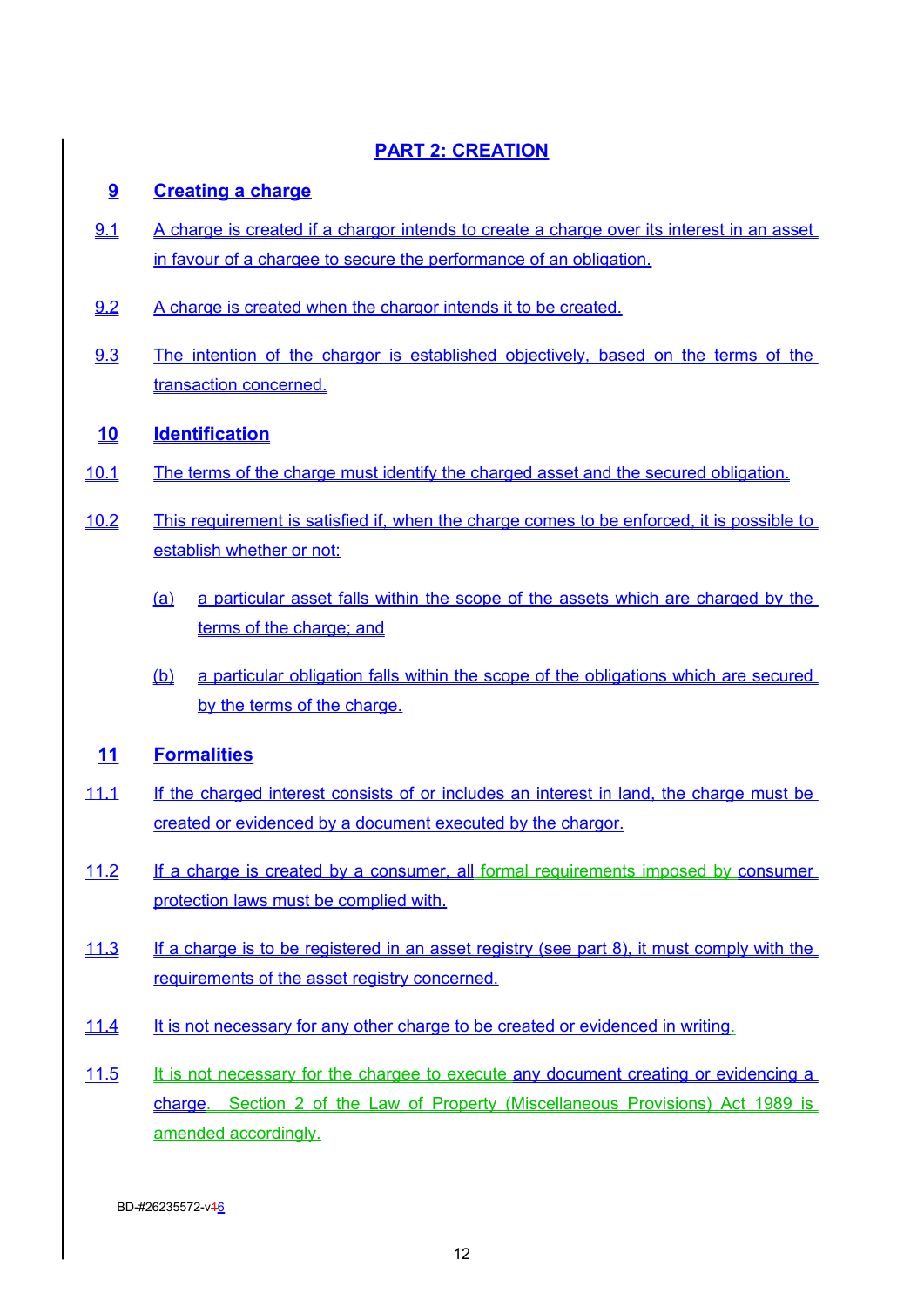## PART 2: CREATION

### 9 Creating a charge

9.1 A charge is created if a chargor intends to create a charge over its interest in an asset in favour of a chargee to secure the performance of an obligation.

9.2 A charge is created when the chargor intends it to be created.

9.3 The intention of the chargor is established objectively, based on the terms of the transaction concerned.

### 10 Identification

10.1 The terms of the charge must identify the charged asset and the secured obligation.

10.2 This requirement is satisfied if, when the charge comes to be enforced, it is possible to establish whether or not:

(a) a particular asset falls within the scope of the assets which are charged by the terms of the charge; and

(b) a particular obligation falls within the scope of the obligations which are secured by the terms of the charge.

### 11 Formalities

11.1 If the charged interest consists of or includes an interest in land, the charge must be created or evidenced by a document executed by the chargor.

11.2 If a charge is created by a consumer, all formal requirements imposed by consumer protection laws must be complied with.

11.3 If a charge is to be registered in an asset registry (see part 8), it must comply with the requirements of the asset registry concerned.

11.4 It is not necessary for any other charge to be created or evidenced in writing.

11.5 It is not necessary for the chargee to execute any document creating or evidencing a charge. Section 2 of the Law of Property (Miscellaneous Provisions) Act 1989 is amended accordingly.

BD-#26235572-v46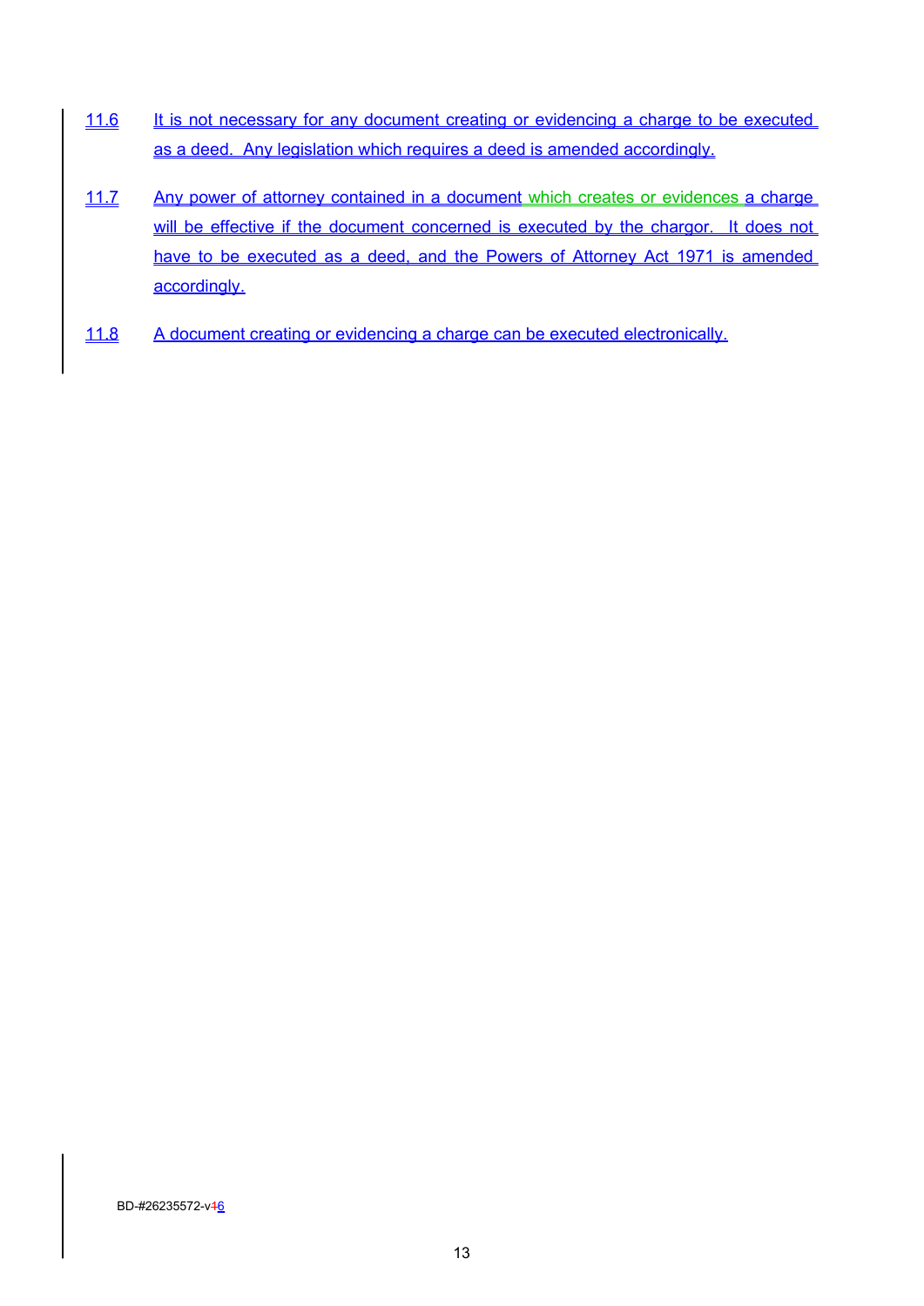11.6 It is not necessary for any document creating or evidencing a charge to be executed as a deed. Any legislation which requires a deed is amended accordingly.

11.7 Any power of attorney contained in a document which creates or evidences a charge will be effective if the document concerned is executed by the chargor. It does not have to be executed as a deed, and the Powers of Attorney Act 1971 is amended accordingly.

11.8 A document creating or evidencing a charge can be executed electronically.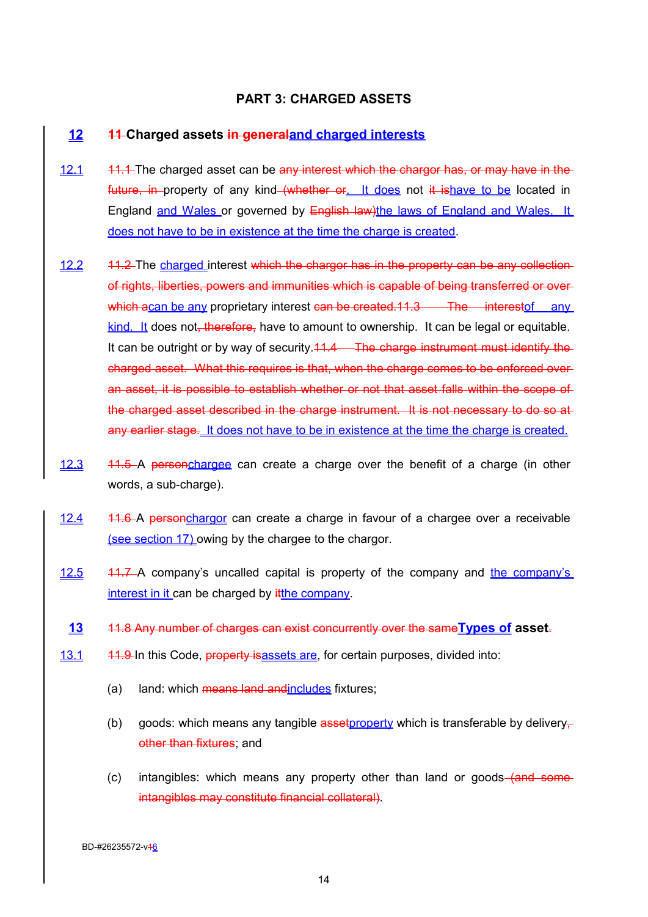## PART 3: CHARGED ASSETS

### 12 ~~11~~ Charged assets ~~in general~~and charged interests

12.1 ~~11.1~~ The charged asset can be ~~any interest which the chargor has, or may have in the future, in~~ property of any kind ~~(whether or~~. It does not ~~it is~~have to be located in England and Wales or governed by ~~English law)~~the laws of England and Wales. It does not have to be in existence at the time the charge is created.

12.2 ~~11.2~~ The charged interest ~~which the chargor has in the property can be any collection of rights, liberties, powers and immunities which is capable of being transferred or over which a~~can be any proprietary interest ~~can be created.11.3 The interest~~of any kind. It does not~~, therefore,~~ have to amount to ownership. It can be legal or equitable. It can be outright or by way of security.~~11.4 The charge instrument must identify the charged asset. What this requires is that, when the charge comes to be enforced over an asset, it is possible to establish whether or not that asset falls within the scope of the charged asset described in the charge instrument. It is not necessary to do so at any earlier stage.~~ It does not have to be in existence at the time the charge is created.

12.3 ~~11.5~~ A ~~person~~chargee can create a charge over the benefit of a charge (in other words, a sub-charge).

12.4 ~~11.6~~ A ~~person~~chargor can create a charge in favour of a chargee over a receivable (see section 17) owing by the chargee to the chargor.

12.5 ~~11.7~~ A company's uncalled capital is property of the company and the company's interest in it can be charged by ~~it~~the company.

### 13 ~~11.8 Any number of charges can exist concurrently over the same~~Types of asset~~.~~

13.1 ~~11.9~~ In this Code, ~~property is~~assets are, for certain purposes, divided into:

(a) land: which ~~means land and~~includes fixtures;

(b) goods: which means any tangible ~~asset~~property which is transferable by delivery~~, other than fixtures~~; and

(c) intangibles: which means any property other than land or goods ~~(and some intangibles may constitute financial collateral)~~.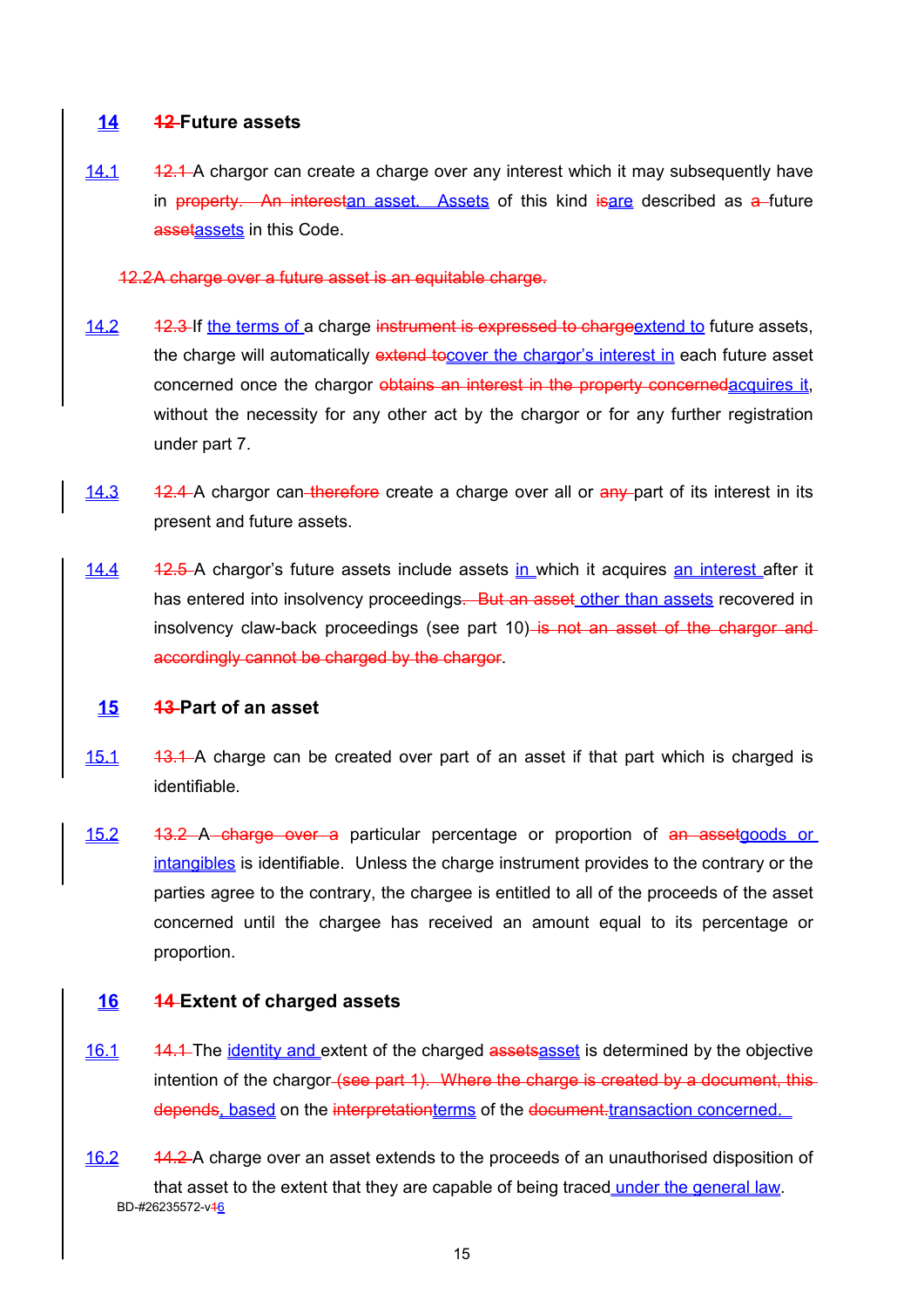## 14 ~~12~~ Future assets

14.1 ~~12.1~~ A chargor can create a charge over any interest which it may subsequently have in ~~property. An interest~~an asset. Assets of this kind ~~is~~are described as ~~a~~ future ~~asset~~assets in this Code.

~~12.2A charge over a future asset is an equitable charge.~~

14.2 ~~12.3~~ If the terms of a charge ~~instrument is expressed to charge~~extend to future assets, the charge will automatically ~~extend to~~cover the chargor's interest in each future asset concerned once the chargor ~~obtains an interest in the property concerned~~acquires it, without the necessity for any other act by the chargor or for any further registration under part 7.

14.3 ~~12.4~~ A chargor can ~~therefore~~ create a charge over all or ~~any~~ part of its interest in its present and future assets.

14.4 ~~12.5~~ A chargor's future assets include assets in which it acquires an interest after it has entered into insolvency proceedings~~. But an asset~~ other than assets recovered in insolvency claw-back proceedings (see part 10) ~~is not an asset of the chargor and accordingly cannot be charged by the chargor~~.

## 15 ~~13~~ Part of an asset

15.1 ~~13.1~~ A charge can be created over part of an asset if that part which is charged is identifiable.

15.2 ~~13.2 A charge over a~~ particular percentage or proportion of ~~an asset~~goods or intangibles is identifiable. Unless the charge instrument provides to the contrary or the parties agree to the contrary, the chargee is entitled to all of the proceeds of the asset concerned until the chargee has received an amount equal to its percentage or proportion.

## 16 ~~14~~ Extent of charged assets

16.1 ~~14.1~~ The identity and extent of the charged ~~assets~~asset is determined by the objective intention of the chargor ~~(see part 1). Where the charge is created by a document, this depends~~, based on the ~~interpretation~~terms of the ~~document.~~transaction concerned.

16.2 ~~14.2~~ A charge over an asset extends to the proceeds of an unauthorised disposition of that asset to the extent that they are capable of being traced under the general law.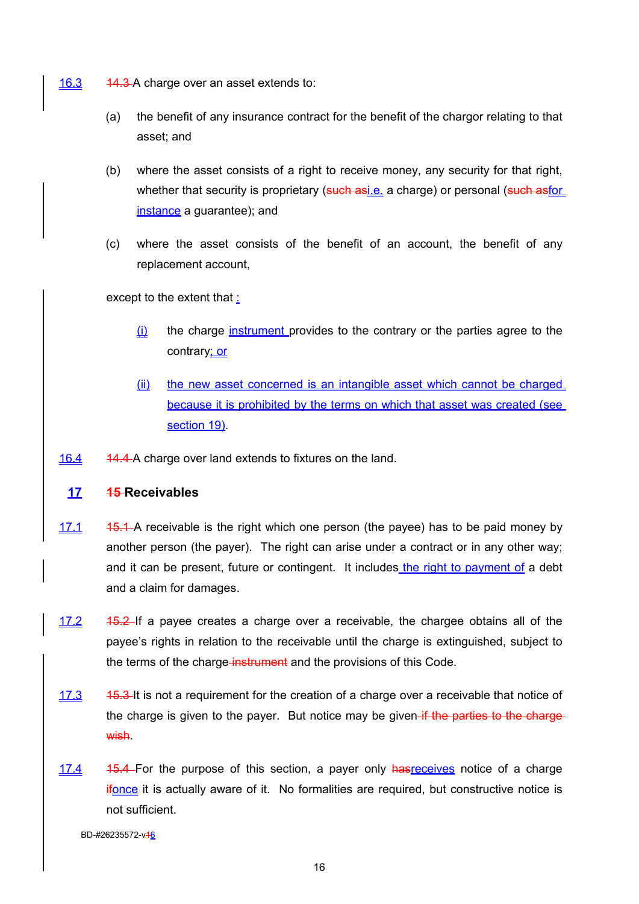16.3 ~~14.3~~ A charge over an asset extends to:

(a) the benefit of any insurance contract for the benefit of the chargor relating to that asset; and

(b) where the asset consists of a right to receive money, any security for that right, whether that security is proprietary (~~such as~~i.e. a charge) or personal (~~such as~~for instance a guarantee); and

(c) where the asset consists of the benefit of an account, the benefit of any replacement account,

except to the extent that :

(i) the charge instrument provides to the contrary or the parties agree to the contrary; or

(ii) the new asset concerned is an intangible asset which cannot be charged because it is prohibited by the terms on which that asset was created (see section 19).

16.4 ~~14.4~~ A charge over land extends to fixtures on the land.

## 17 ~~15~~ Receivables

17.1 ~~15.1~~ A receivable is the right which one person (the payee) has to be paid money by another person (the payer). The right can arise under a contract or in any other way; and it can be present, future or contingent. It includes the right to payment of a debt and a claim for damages.

17.2 ~~15.2~~ If a payee creates a charge over a receivable, the chargee obtains all of the payee's rights in relation to the receivable until the charge is extinguished, subject to the terms of the charge ~~instrument~~ and the provisions of this Code.

17.3 ~~15.3~~ It is not a requirement for the creation of a charge over a receivable that notice of the charge is given to the payer. But notice may be given ~~if the parties to the charge wish~~.

17.4 ~~15.4~~ For the purpose of this section, a payer only ~~has~~receives notice of a charge ~~if~~once it is actually aware of it. No formalities are required, but constructive notice is not sufficient.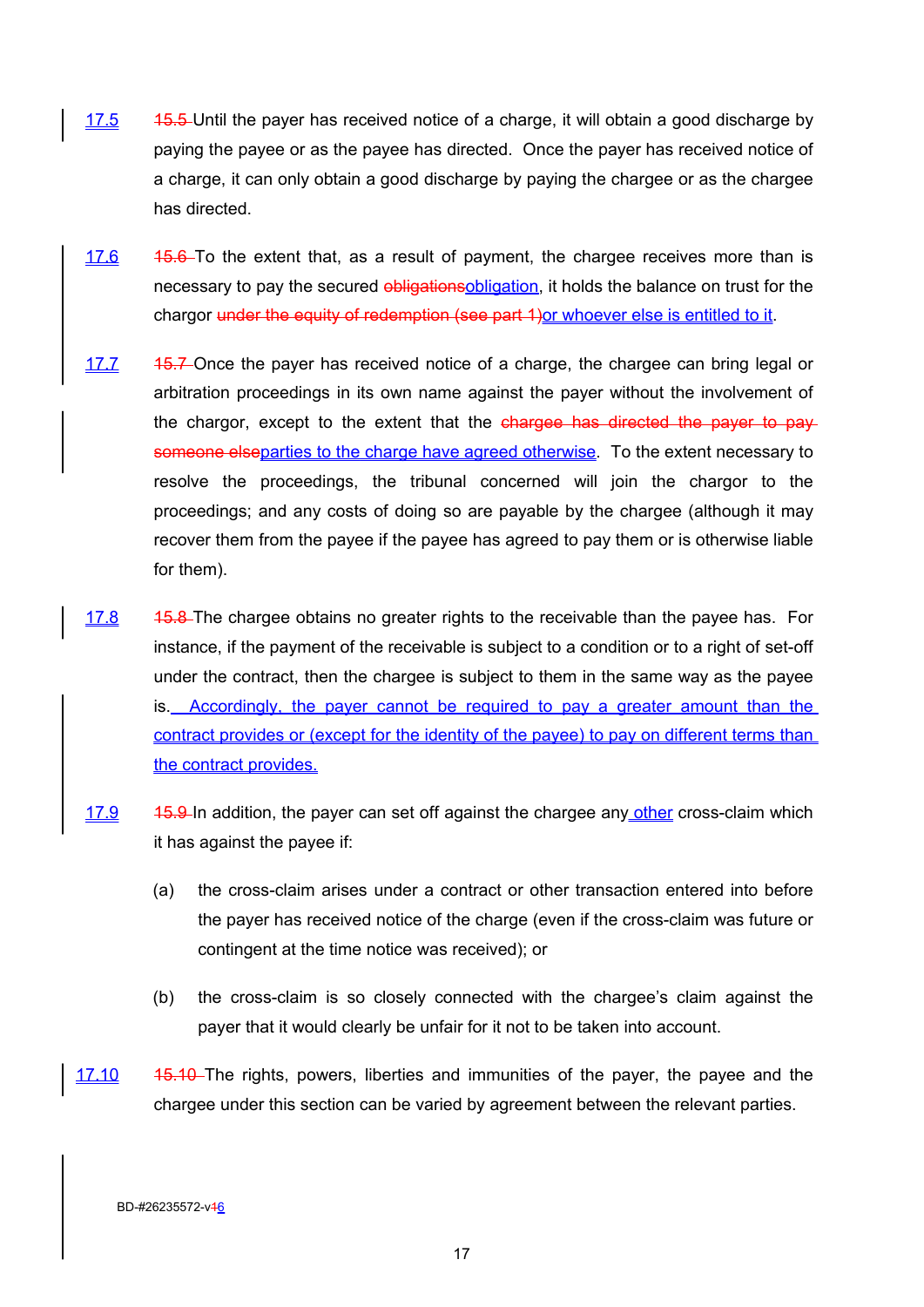17.5 ~~15.5~~ Until the payer has received notice of a charge, it will obtain a good discharge by paying the payee or as the payee has directed. Once the payer has received notice of a charge, it can only obtain a good discharge by paying the chargee or as the chargee has directed.

17.6 ~~15.6~~ To the extent that, as a result of payment, the chargee receives more than is necessary to pay the secured ~~obligations~~obligation, it holds the balance on trust for the chargor ~~under the equity of redemption (see part 1)~~or whoever else is entitled to it.

17.7 ~~15.7~~ Once the payer has received notice of a charge, the chargee can bring legal or arbitration proceedings in its own name against the payer without the involvement of the chargor, except to the extent that the ~~chargee has directed the payer to pay someone else~~parties to the charge have agreed otherwise. To the extent necessary to resolve the proceedings, the tribunal concerned will join the chargor to the proceedings; and any costs of doing so are payable by the chargee (although it may recover them from the payee if the payee has agreed to pay them or is otherwise liable for them).

17.8 ~~15.8~~ The chargee obtains no greater rights to the receivable than the payee has. For instance, if the payment of the receivable is subject to a condition or to a right of set-off under the contract, then the chargee is subject to them in the same way as the payee is. Accordingly, the payer cannot be required to pay a greater amount than the contract provides or (except for the identity of the payee) to pay on different terms than the contract provides.

17.9 ~~15.9~~ In addition, the payer can set off against the chargee any other cross-claim which it has against the payee if:

(a) the cross-claim arises under a contract or other transaction entered into before the payer has received notice of the charge (even if the cross-claim was future or contingent at the time notice was received); or

(b) the cross-claim is so closely connected with the chargee's claim against the payer that it would clearly be unfair for it not to be taken into account.

17.10 ~~15.10~~ The rights, powers, liberties and immunities of the payer, the payee and the chargee under this section can be varied by agreement between the relevant parties.

BD-#26235572-v~~4~~6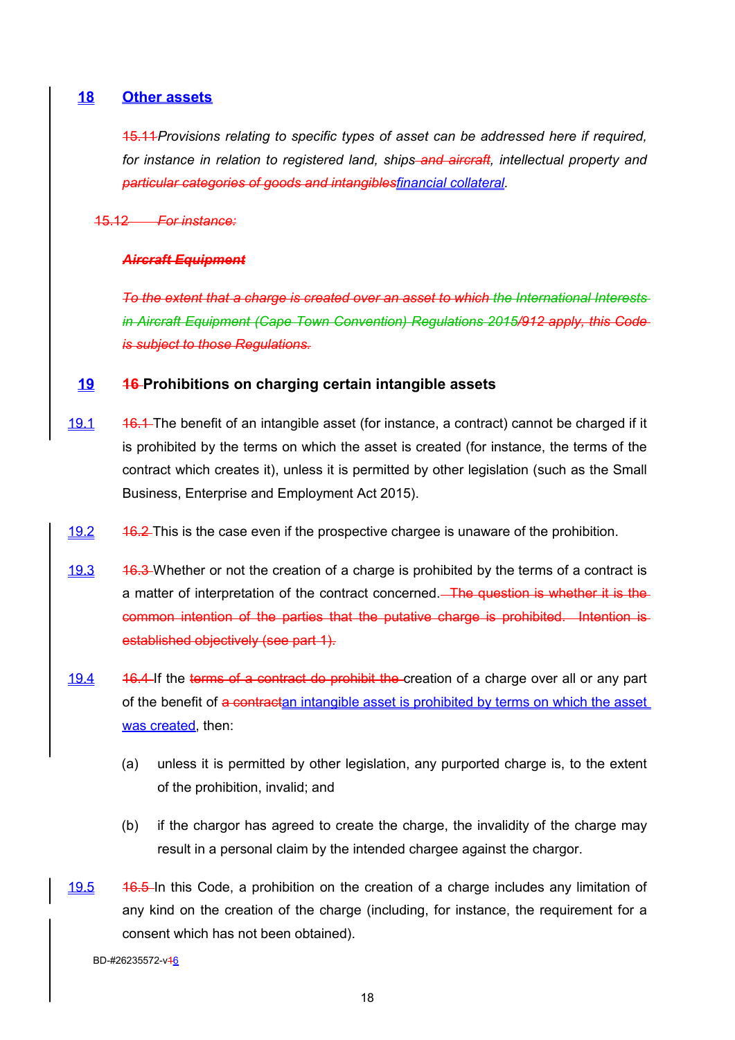## 18 Other assets

~~15.11~~*Provisions relating to specific types of asset can be addressed here if required, for instance in relation to registered land, ships~~ and aircraft~~, intellectual property and ~~particular categories of goods and intangibles~~financial collateral.*

~~15.12 For instance:~~

~~***Aircraft Equipment***~~

~~*To the extent that a charge is created over an asset to which the International Interests in Aircraft Equipment (Cape Town Convention) Regulations 2015/912 apply, this Code is subject to those Regulations.*~~

## 19 ~~16~~ Prohibitions on charging certain intangible assets

19.1 ~~16.1~~ The benefit of an intangible asset (for instance, a contract) cannot be charged if it is prohibited by the terms on which the asset is created (for instance, the terms of the contract which creates it), unless it is permitted by other legislation (such as the Small Business, Enterprise and Employment Act 2015).

19.2 ~~16.2~~ This is the case even if the prospective chargee is unaware of the prohibition.

19.3 ~~16.3~~ Whether or not the creation of a charge is prohibited by the terms of a contract is a matter of interpretation of the contract concerned. ~~The question is whether it is the common intention of the parties that the putative charge is prohibited. Intention is established objectively (see part 1).~~

19.4 ~~16.4~~ If the ~~terms of a contract do prohibit the~~ creation of a charge over all or any part of the benefit of ~~a contract~~an intangible asset is prohibited by terms on which the asset was created, then:

(a) unless it is permitted by other legislation, any purported charge is, to the extent of the prohibition, invalid; and

(b) if the chargor has agreed to create the charge, the invalidity of the charge may result in a personal claim by the intended chargee against the chargor.

19.5 ~~16.5~~ In this Code, a prohibition on the creation of a charge includes any limitation of any kind on the creation of the charge (including, for instance, the requirement for a consent which has not been obtained).

BD-#26235572-v~~1~~6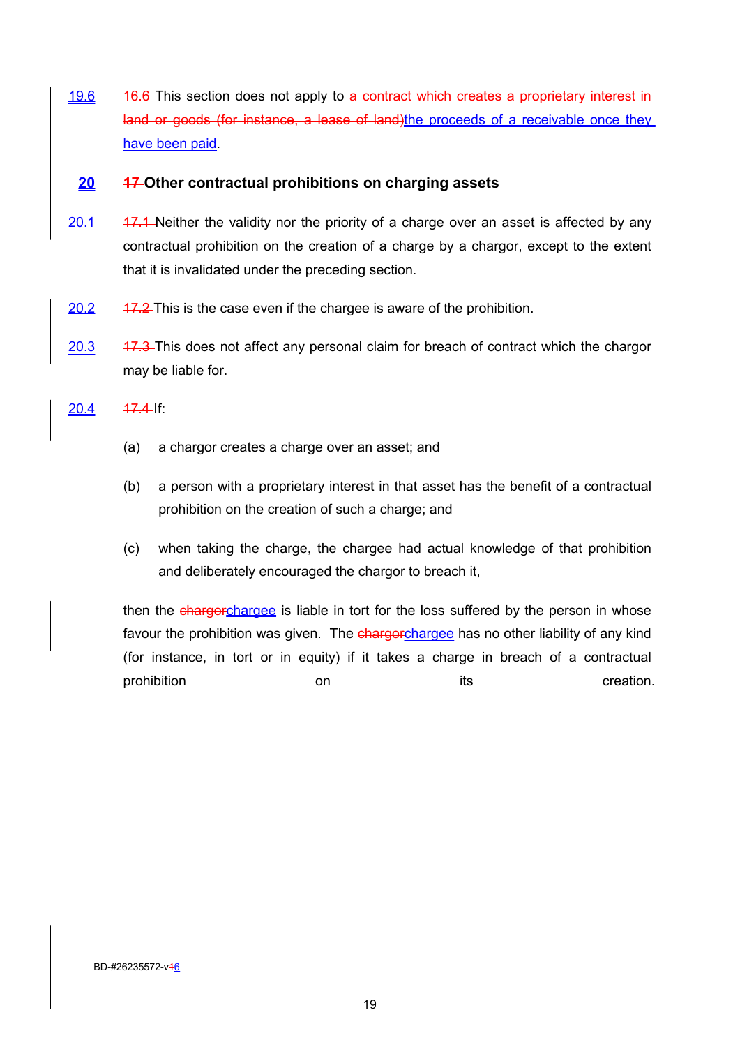19.6 ~~16.6~~ This section does not apply to ~~a contract which creates a proprietary interest in land or goods (for instance, a lease of land)~~the proceeds of a receivable once they have been paid.

## 20 ~~17~~ Other contractual prohibitions on charging assets

20.1 ~~17.1~~ Neither the validity nor the priority of a charge over an asset is affected by any contractual prohibition on the creation of a charge by a chargor, except to the extent that it is invalidated under the preceding section.

20.2 ~~17.2~~ This is the case even if the chargee is aware of the prohibition.

20.3 ~~17.3~~ This does not affect any personal claim for breach of contract which the chargor may be liable for.

20.4 ~~17.4~~ If:

(a) a chargor creates a charge over an asset; and

(b) a person with a proprietary interest in that asset has the benefit of a contractual prohibition on the creation of such a charge; and

(c) when taking the charge, the chargee had actual knowledge of that prohibition and deliberately encouraged the chargor to breach it,

then the ~~chargor~~chargee is liable in tort for the loss suffered by the person in whose favour the prohibition was given. The ~~chargor~~chargee has no other liability of any kind (for instance, in tort or in equity) if it takes a charge in breach of a contractual prohibition on its creation.

BD-#26235572-v~~4~~6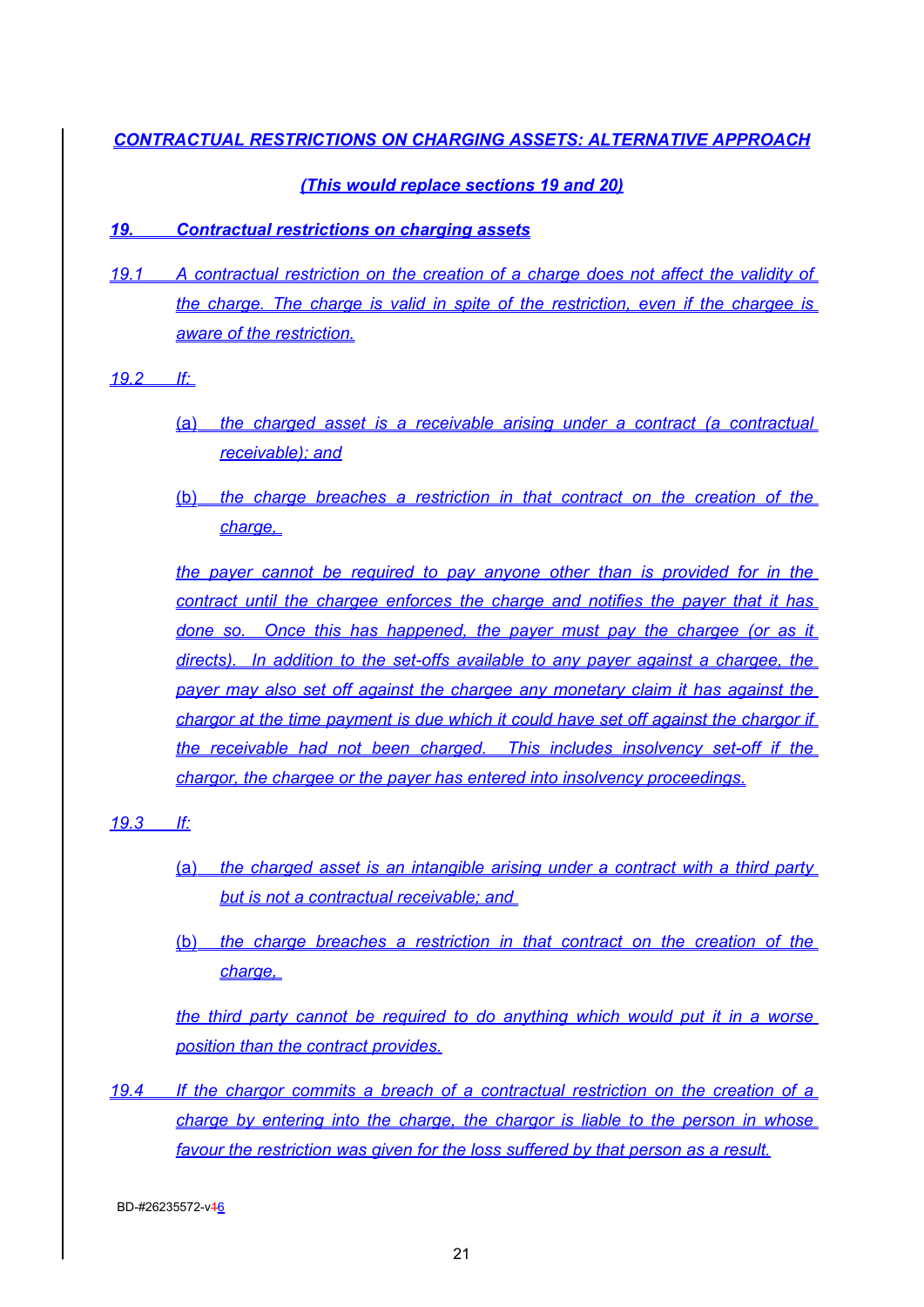## CONTRACTUAL RESTRICTIONS ON CHARGING ASSETS: ALTERNATIVE APPROACH

*(This would replace sections 19 and 20)*

### 19. Contractual restrictions on charging assets

19.1 A contractual restriction on the creation of a charge does not affect the validity of the charge. The charge is valid in spite of the restriction, even if the chargee is aware of the restriction.

19.2 If:

(a) the charged asset is a receivable arising under a contract (a contractual receivable); and

(b) the charge breaches a restriction in that contract on the creation of the charge,

the payer cannot be required to pay anyone other than is provided for in the contract until the chargee enforces the charge and notifies the payer that it has done so. Once this has happened, the payer must pay the chargee (or as it directs). In addition to the set-offs available to any payer against a chargee, the payer may also set off against the chargee any monetary claim it has against the chargor at the time payment is due which it could have set off against the chargor if the receivable had not been charged. This includes insolvency set-off if the chargor, the chargee or the payer has entered into insolvency proceedings.

19.3 If:

(a) the charged asset is an intangible arising under a contract with a third party but is not a contractual receivable; and

(b) the charge breaches a restriction in that contract on the creation of the charge,

the third party cannot be required to do anything which would put it in a worse position than the contract provides.

19.4 If the chargor commits a breach of a contractual restriction on the creation of a charge by entering into the charge, the chargor is liable to the person in whose favour the restriction was given for the loss suffered by that person as a result.

BD-#26235572-v46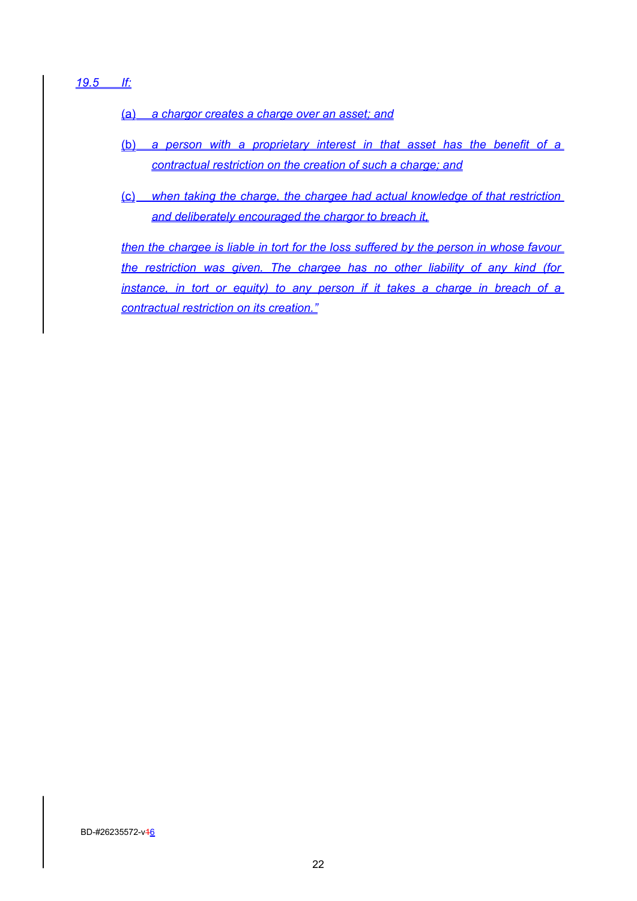*19.5 If:*

*(a) a chargor creates a charge over an asset; and*

*(b) a person with a proprietary interest in that asset has the benefit of a contractual restriction on the creation of such a charge; and*

*(c) when taking the charge, the chargee had actual knowledge of that restriction and deliberately encouraged the chargor to breach it,*

*then the chargee is liable in tort for the loss suffered by the person in whose favour the restriction was given. The chargee has no other liability of any kind (for instance, in tort or equity) to any person if it takes a charge in breach of a contractual restriction on its creation."*

BD-#26235572-v46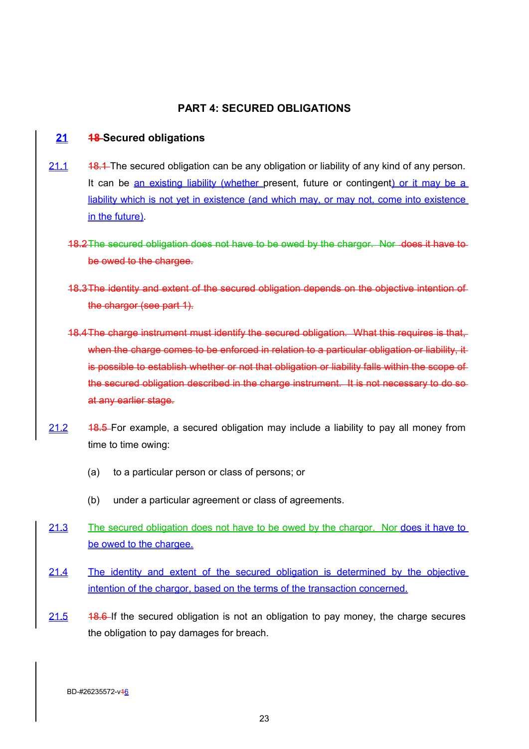## PART 4: SECURED OBLIGATIONS

### 21 ~~18~~ Secured obligations

21.1 ~~18.1~~ The secured obligation can be any obligation or liability of any kind of any person. It can be an existing liability (whether present, future or contingent) or it may be a liability which is not yet in existence (and which may, or may not, come into existence in the future).

~~18.2 The secured obligation does not have to be owed by the chargor. Nor does it have to be owed to the chargee.~~

~~18.3 The identity and extent of the secured obligation depends on the objective intention of the chargor (see part 1).~~

~~18.4 The charge instrument must identify the secured obligation. What this requires is that, when the charge comes to be enforced in relation to a particular obligation or liability, it is possible to establish whether or not that obligation or liability falls within the scope of the secured obligation described in the charge instrument. It is not necessary to do so at any earlier stage.~~

21.2 ~~18.5~~ For example, a secured obligation may include a liability to pay all money from time to time owing:

(a) to a particular person or class of persons; or

(b) under a particular agreement or class of agreements.

21.3 The secured obligation does not have to be owed by the chargor. Nor does it have to be owed to the chargee.

21.4 The identity and extent of the secured obligation is determined by the objective intention of the chargor, based on the terms of the transaction concerned.

21.5 ~~18.6~~ If the secured obligation is not an obligation to pay money, the charge secures the obligation to pay damages for breach.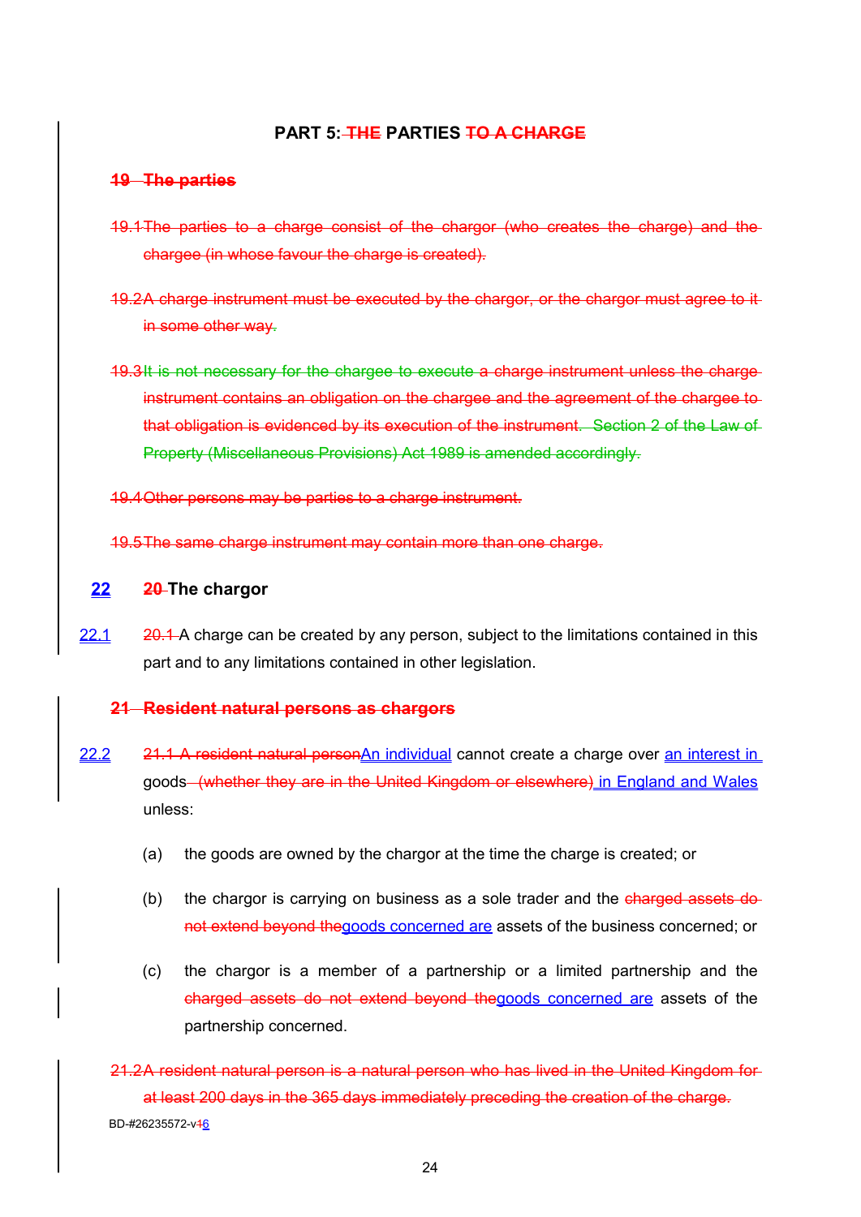## PART 5: ~~THE~~ PARTIES ~~TO A CHARGE~~

### ~~19 The parties~~

~~19.1 The parties to a charge consist of the chargor (who creates the charge) and the chargee (in whose favour the charge is created).~~

~~19.2 A charge instrument must be executed by the chargor, or the chargor must agree to it in some other way.~~

~~19.3 It is not necessary for the chargee to execute a charge instrument unless the charge instrument contains an obligation on the chargee and the agreement of the chargee to that obligation is evidenced by its execution of the instrument. Section 2 of the Law of Property (Miscellaneous Provisions) Act 1989 is amended accordingly.~~

~~19.4 Other persons may be parties to a charge instrument.~~

~~19.5 The same charge instrument may contain more than one charge.~~

### 22 ~~20~~ The chargor

22.1 ~~20.1~~ A charge can be created by any person, subject to the limitations contained in this part and to any limitations contained in other legislation.

### ~~21 Resident natural persons as chargors~~

22.2 ~~21.1 A resident natural person~~An individual cannot create a charge over an interest in goods ~~(whether they are in the United Kingdom or elsewhere)~~ in England and Wales unless:

(a) the goods are owned by the chargor at the time the charge is created; or

(b) the chargor is carrying on business as a sole trader and the ~~charged assets do not extend beyond the~~goods concerned are assets of the business concerned; or

(c) the chargor is a member of a partnership or a limited partnership and the ~~charged assets do not extend beyond the~~goods concerned are assets of the partnership concerned.

~~21.2 A resident natural person is a natural person who has lived in the United Kingdom for at least 200 days in the 365 days immediately preceding the creation of the charge.~~

BD-#26235572-v~~1~~6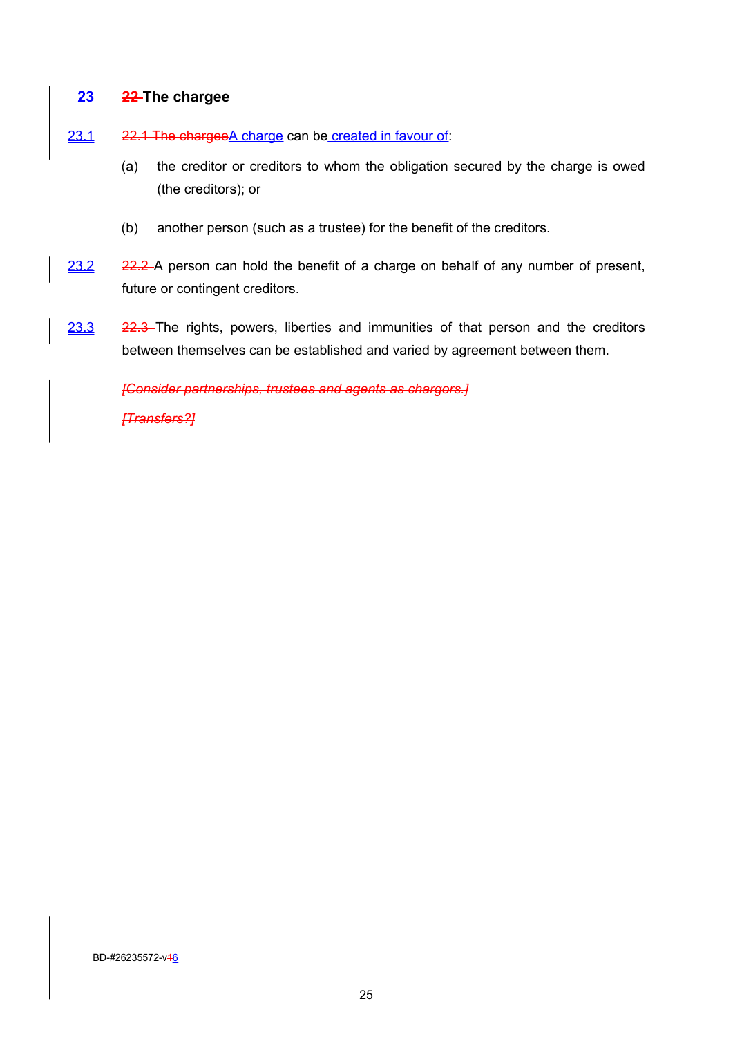## 23 ~~22~~ The chargee

23.1 ~~22.1 The chargee~~A charge can be created in favour of:

(a) the creditor or creditors to whom the obligation secured by the charge is owed (the creditors); or

(b) another person (such as a trustee) for the benefit of the creditors.

23.2 ~~22.2~~ A person can hold the benefit of a charge on behalf of any number of present, future or contingent creditors.

23.3 ~~22.3~~ The rights, powers, liberties and immunities of that person and the creditors between themselves can be established and varied by agreement between them.

~~*[Consider partnerships, trustees and agents as chargors.]*~~

~~*[Transfers?]*~~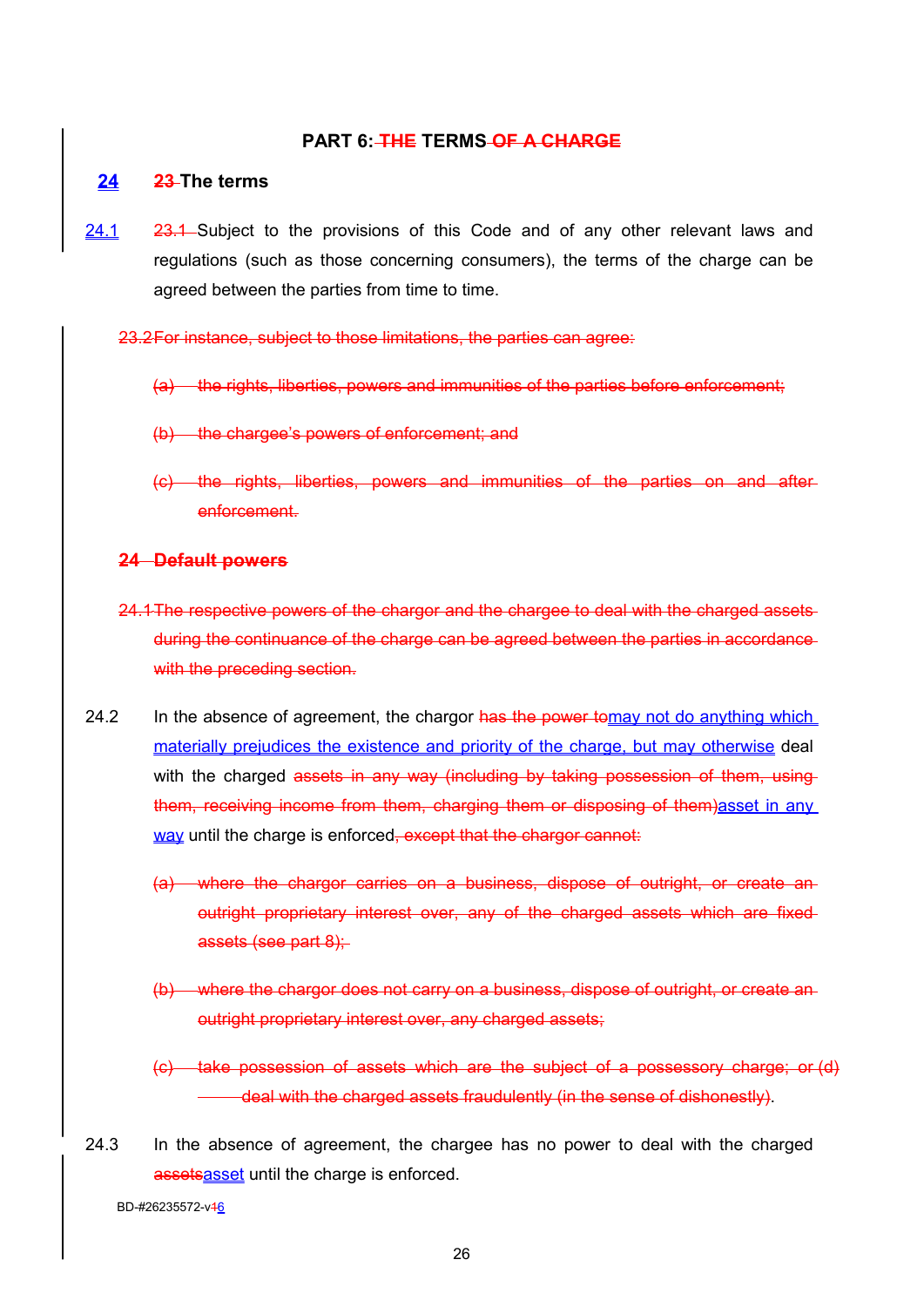## PART 6: ~~THE~~ TERMS ~~OF A CHARGE~~

### 24 ~~23~~ The terms

24.1 ~~23.1~~ Subject to the provisions of this Code and of any other relevant laws and regulations (such as those concerning consumers), the terms of the charge can be agreed between the parties from time to time.

~~23.2 For instance, subject to those limitations, the parties can agree:~~

~~(a) the rights, liberties, powers and immunities of the parties before enforcement;~~

~~(b) the chargee's powers of enforcement; and~~

~~(c) the rights, liberties, powers and immunities of the parties on and after enforcement.~~

~~**24 Default powers**~~

~~24.1 The respective powers of the chargor and the chargee to deal with the charged assets during the continuance of the charge can be agreed between the parties in accordance with the preceding section.~~

24.2 In the absence of agreement, the chargor ~~has the power to~~may not do anything which materially prejudices the existence and priority of the charge, but may otherwise deal with the charged ~~assets in any way (including by taking possession of them, using them, receiving income from them, charging them or disposing of them)~~asset in any way until the charge is enforced~~, except that the chargor cannot:~~

~~(a) where the chargor carries on a business, dispose of outright, or create an outright proprietary interest over, any of the charged assets which are fixed assets (see part 8);~~

~~(b) where the chargor does not carry on a business, dispose of outright, or create an outright proprietary interest over, any charged assets;~~

~~(c) take possession of assets which are the subject of a possessory charge; or (d) deal with the charged assets fraudulently (in the sense of dishonestly)~~.

24.3 In the absence of agreement, the chargee has no power to deal with the charged ~~assets~~asset until the charge is enforced.

BD-#26235572-v~~1~~6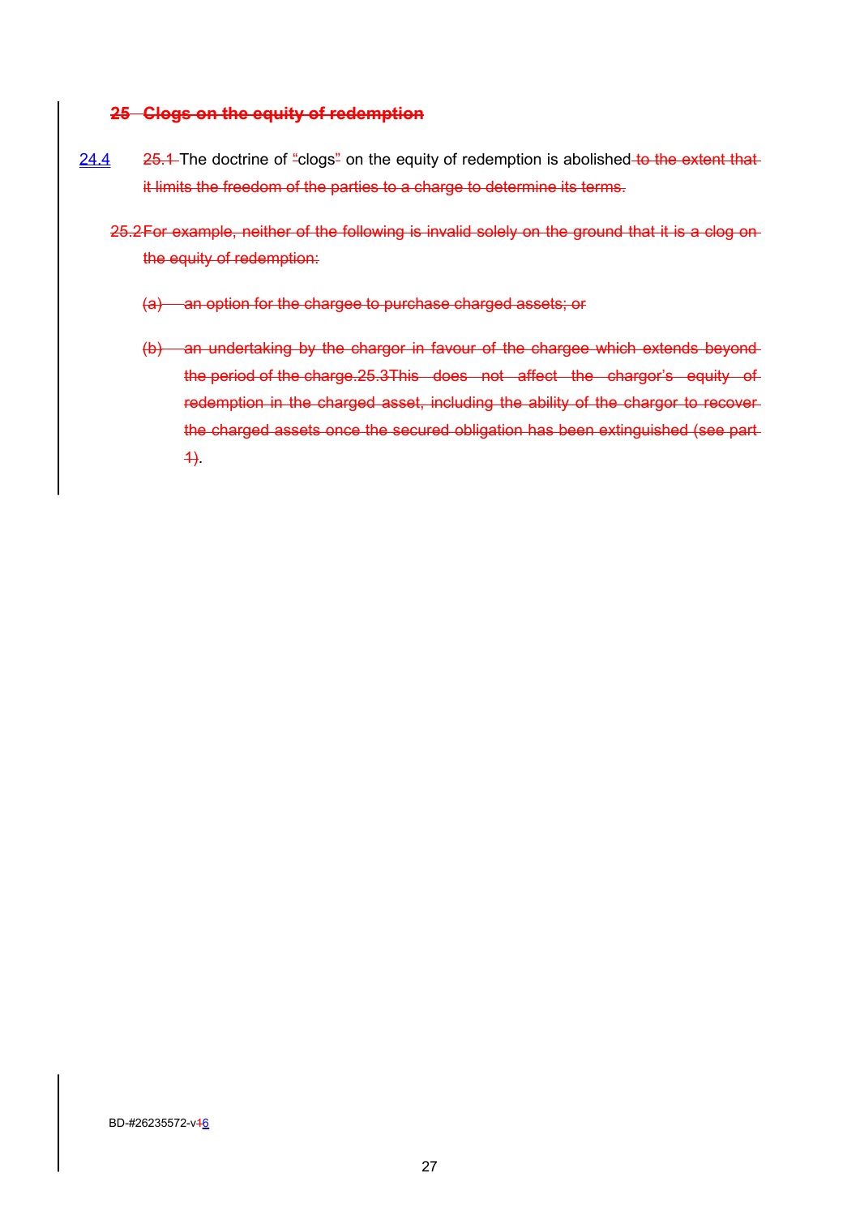~~**25 Clogs on the equity of redemption**~~

24.4 ~~25.1~~ The doctrine of ~~"~~clogs~~"~~ on the equity of redemption is abolished~~ to the extent that it limits the freedom of the parties to a charge to determine its terms.~~

~~25.2 For example, neither of the following is invalid solely on the ground that it is a clog on the equity of redemption:~~

~~(a) an option for the chargee to purchase charged assets; or~~

~~(b) an undertaking by the chargor in favour of the chargee which extends beyond the period of the charge.25.3This does not affect the chargor's equity of redemption in the charged asset, including the ability of the chargor to recover the charged assets once the secured obligation has been extinguished (see part 1)~~.

BD-#26235572-v~~1~~6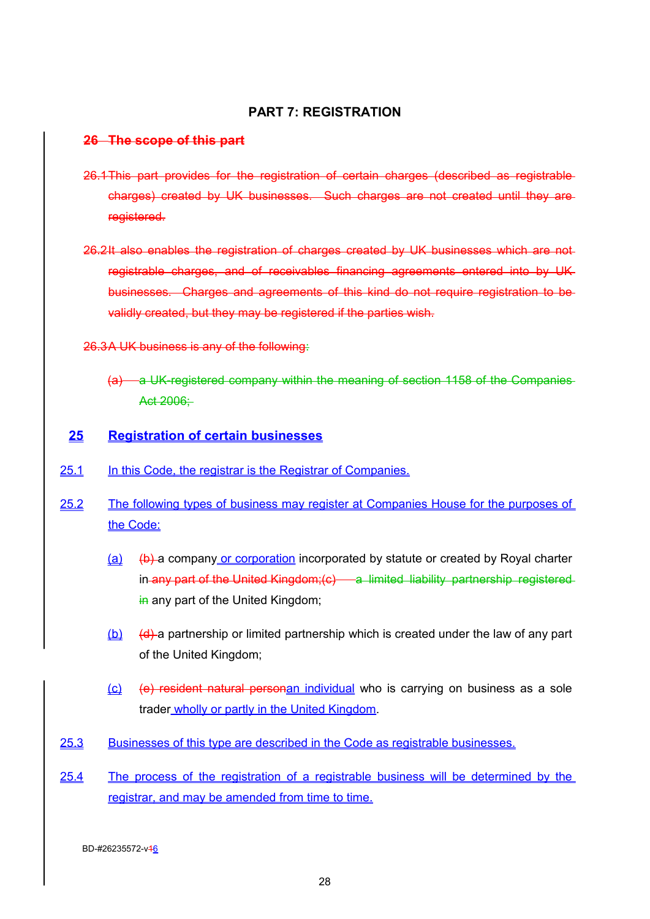## PART 7: REGISTRATION

~~26 The scope of this part~~

~~26.1 This part provides for the registration of certain charges (described as registrable charges) created by UK businesses. Such charges are not created until they are registered.~~

~~26.2 It also enables the registration of charges created by UK businesses which are not registrable charges, and of receivables financing agreements entered into by UK businesses. Charges and agreements of this kind do not require registration to be validly created, but they may be registered if the parties wish.~~

~~26.3 A UK business is any of the following:~~

~~(a) a UK-registered company within the meaning of section 1158 of the Companies Act 2006;~~

**25 Registration of certain businesses**

25.1 In this Code, the registrar is the Registrar of Companies.

25.2 The following types of business may register at Companies House for the purposes of the Code:

(a) ~~(b)~~ a company or corporation incorporated by statute or created by Royal charter in ~~any part of the United Kingdom;(c) a limited liability partnership registered in~~ any part of the United Kingdom;

(b) ~~(d)~~ a partnership or limited partnership which is created under the law of any part of the United Kingdom;

(c) ~~(e) resident natural person~~an individual who is carrying on business as a sole trader wholly or partly in the United Kingdom.

25.3 Businesses of this type are described in the Code as registrable businesses.

25.4 The process of the registration of a registrable business will be determined by the registrar, and may be amended from time to time.

BD-#26235572-v~~1~~6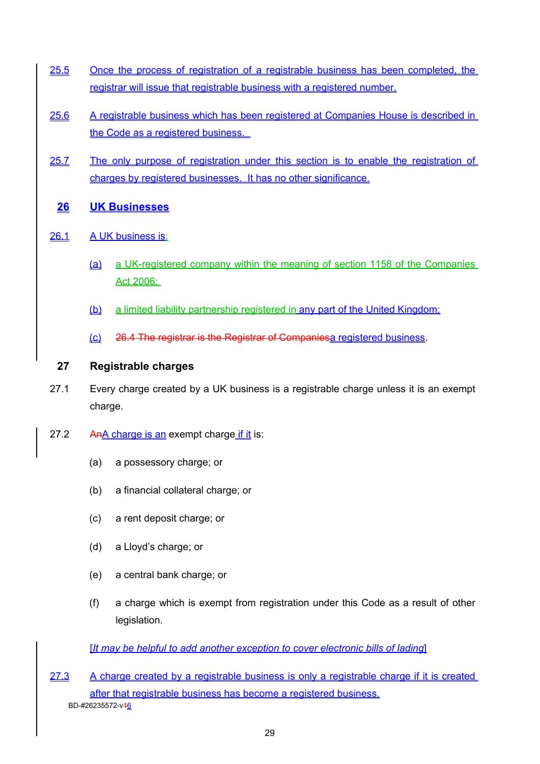25.5 Once the process of registration of a registrable business has been completed, the registrar will issue that registrable business with a registered number.

25.6 A registrable business which has been registered at Companies House is described in the Code as a registered business.

25.7 The only purpose of registration under this section is to enable the registration of charges by registered businesses. It has no other significance.

## 26 UK Businesses

26.1 A UK business is:

(a) a UK-registered company within the meaning of section 1158 of the Companies Act 2006;

(b) a limited liability partnership registered in any part of the United Kingdom;

(c) ~~26.4 The registrar is the Registrar of Companies~~a registered business.

## 27 Registrable charges

27.1 Every charge created by a UK business is a registrable charge unless it is an exempt charge.

27.2 ~~An~~A charge is an exempt charge if it is:

(a) a possessory charge; or

(b) a financial collateral charge; or

(c) a rent deposit charge; or

(d) a Lloyd's charge; or

(e) a central bank charge; or

(f) a charge which is exempt from registration under this Code as a result of other legislation.

[*It may be helpful to add another exception to cover electronic bills of lading*]

27.3 A charge created by a registrable business is only a registrable charge if it is created after that registrable business has become a registered business.

BD-#26235572-v~~1~~6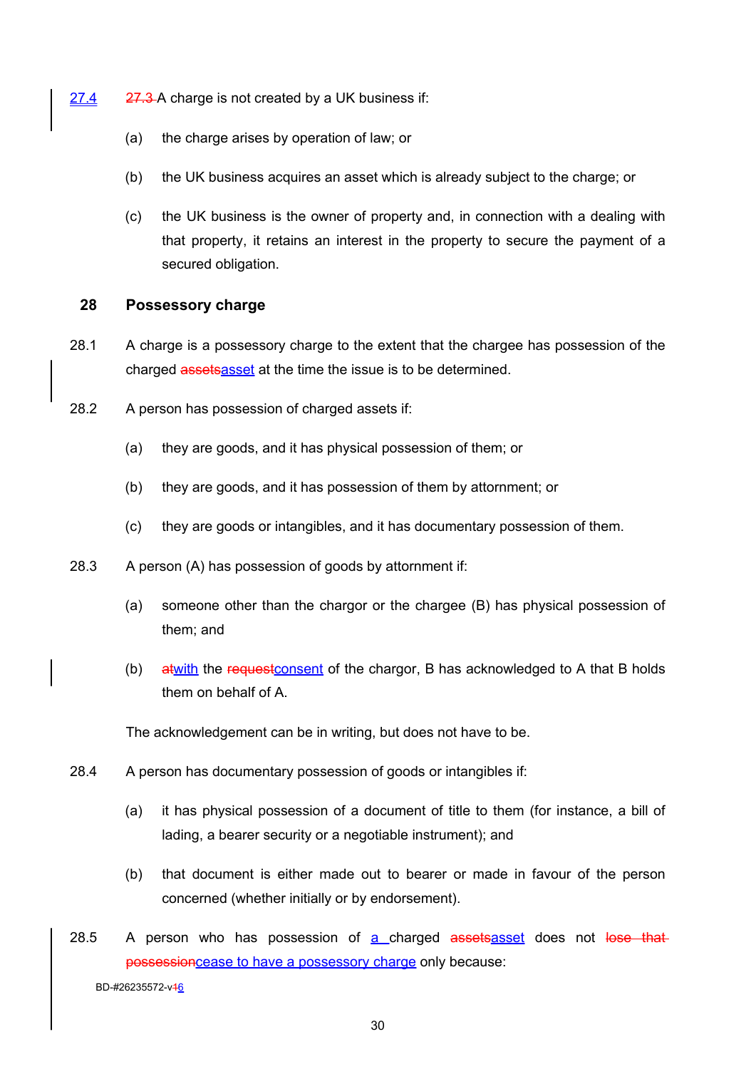27.4 ~~27.3~~ A charge is not created by a UK business if:

(a) the charge arises by operation of law; or

(b) the UK business acquires an asset which is already subject to the charge; or

(c) the UK business is the owner of property and, in connection with a dealing with that property, it retains an interest in the property to secure the payment of a secured obligation.

## 28 Possessory charge

28.1 A charge is a possessory charge to the extent that the chargee has possession of the charged ~~assets~~asset at the time the issue is to be determined.

28.2 A person has possession of charged assets if:

(a) they are goods, and it has physical possession of them; or

(b) they are goods, and it has possession of them by attornment; or

(c) they are goods or intangibles, and it has documentary possession of them.

28.3 A person (A) has possession of goods by attornment if:

(a) someone other than the chargor or the chargee (B) has physical possession of them; and

(b) ~~at~~with the ~~request~~consent of the chargor, B has acknowledged to A that B holds them on behalf of A.

The acknowledgement can be in writing, but does not have to be.

28.4 A person has documentary possession of goods or intangibles if:

(a) it has physical possession of a document of title to them (for instance, a bill of lading, a bearer security or a negotiable instrument); and

(b) that document is either made out to bearer or made in favour of the person concerned (whether initially or by endorsement).

28.5 A person who has possession of a charged ~~assets~~asset does not ~~lose that possession~~cease to have a possessory charge only because:

BD-#26235572-v~~1~~6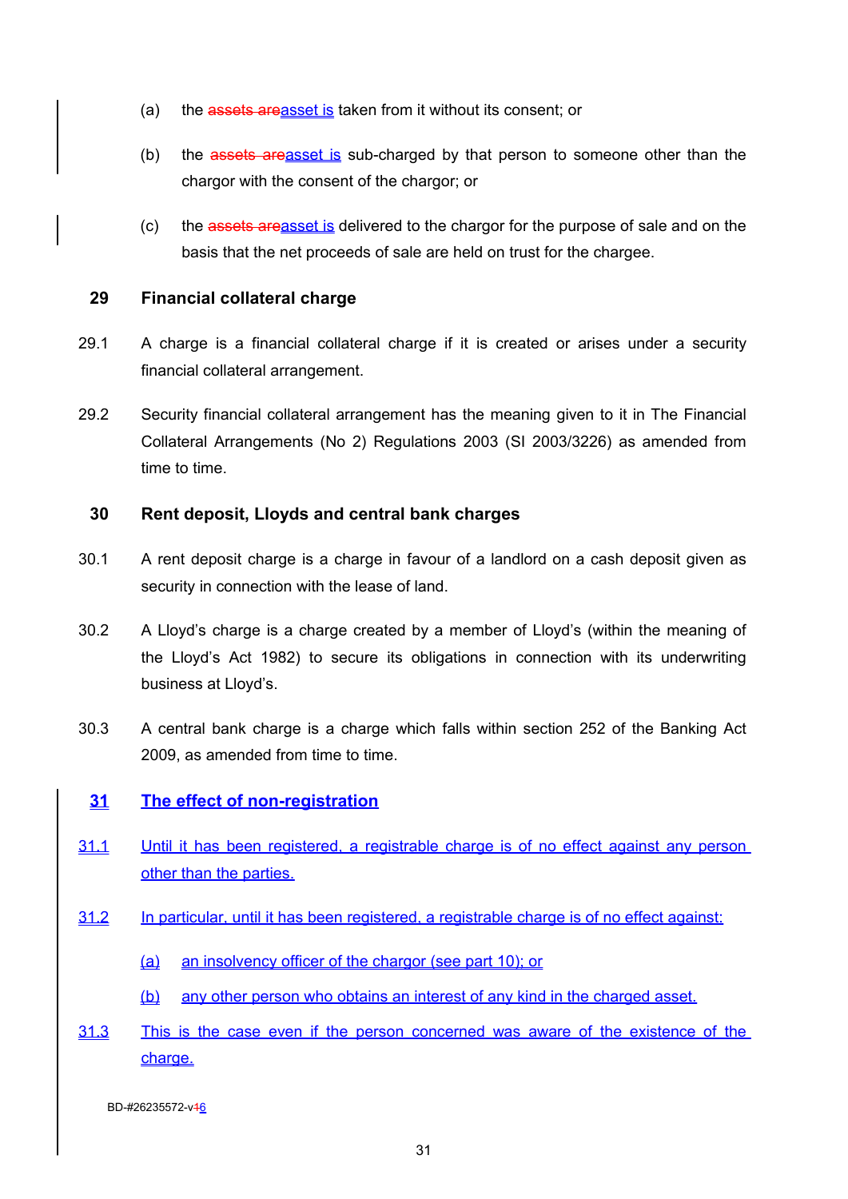(a) the ~~assets are~~asset is taken from it without its consent; or

(b) the ~~assets are~~asset is sub-charged by that person to someone other than the chargor with the consent of the chargor; or

(c) the ~~assets are~~asset is delivered to the chargor for the purpose of sale and on the basis that the net proceeds of sale are held on trust for the chargee.

## 29 Financial collateral charge

29.1 A charge is a financial collateral charge if it is created or arises under a security financial collateral arrangement.

29.2 Security financial collateral arrangement has the meaning given to it in The Financial Collateral Arrangements (No 2) Regulations 2003 (SI 2003/3226) as amended from time to time.

## 30 Rent deposit, Lloyds and central bank charges

30.1 A rent deposit charge is a charge in favour of a landlord on a cash deposit given as security in connection with the lease of land.

30.2 A Lloyd's charge is a charge created by a member of Lloyd's (within the meaning of the Lloyd's Act 1982) to secure its obligations in connection with its underwriting business at Lloyd's.

30.3 A central bank charge is a charge which falls within section 252 of the Banking Act 2009, as amended from time to time.

## 31 The effect of non-registration

31.1 Until it has been registered, a registrable charge is of no effect against any person other than the parties.

31.2 In particular, until it has been registered, a registrable charge is of no effect against:

(a) an insolvency officer of the chargor (see part 10); or

(b) any other person who obtains an interest of any kind in the charged asset.

31.3 This is the case even if the person concerned was aware of the existence of the charge.

BD-#26235572-v~~4~~6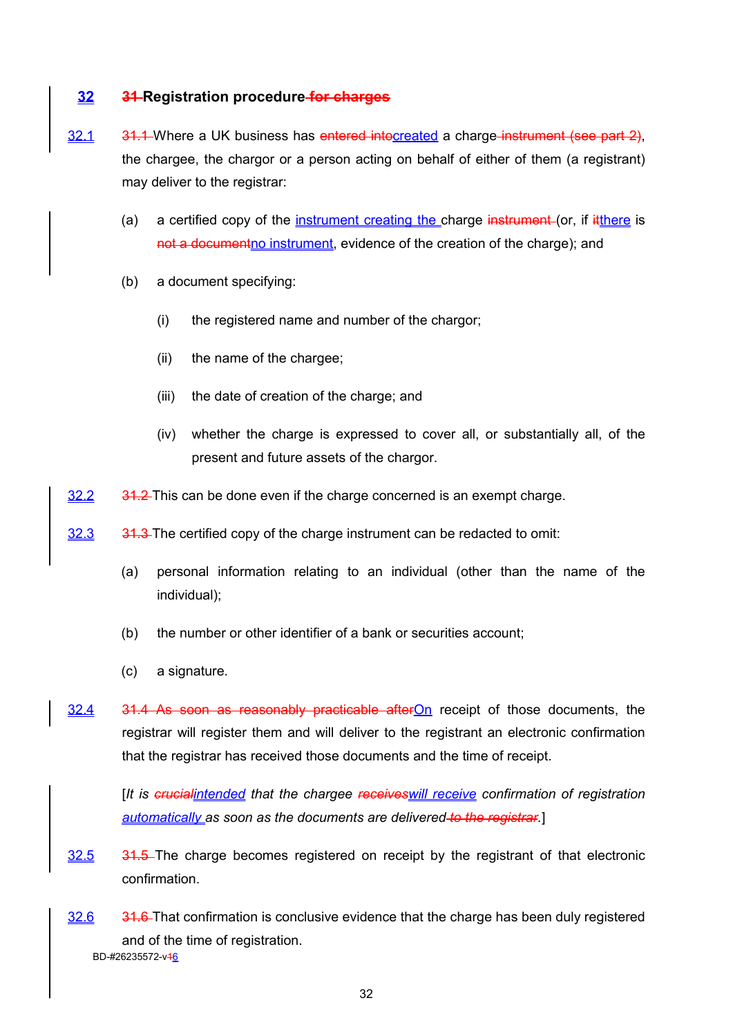## 32 ~~31~~ Registration procedure ~~for charges~~

32.1 ~~31.1~~ Where a UK business has ~~entered into~~created a charge ~~instrument (see part 2)~~, the chargee, the chargor or a person acting on behalf of either of them (a registrant) may deliver to the registrar:

(a) a certified copy of the instrument creating the charge ~~instrument~~ (or, if ~~it~~there is ~~not a document~~no instrument, evidence of the creation of the charge); and

(b) a document specifying:

(i) the registered name and number of the chargor;

(ii) the name of the chargee;

(iii) the date of creation of the charge; and

(iv) whether the charge is expressed to cover all, or substantially all, of the present and future assets of the chargor.

32.2 ~~31.2~~ This can be done even if the charge concerned is an exempt charge.

32.3 ~~31.3~~ The certified copy of the charge instrument can be redacted to omit:

(a) personal information relating to an individual (other than the name of the individual);

(b) the number or other identifier of a bank or securities account;

(c) a signature.

32.4 ~~31.4 As soon as reasonably practicable after~~On receipt of those documents, the registrar will register them and will deliver to the registrant an electronic confirmation that the registrar has received those documents and the time of receipt.

[*It is ~~crucial~~intended that the chargee ~~receives~~will receive confirmation of registration automatically as soon as the documents are delivered ~~to the registrar~~.*]

32.5 ~~31.5~~ The charge becomes registered on receipt by the registrant of that electronic confirmation.

32.6 ~~31.6~~ That confirmation is conclusive evidence that the charge has been duly registered and of the time of registration.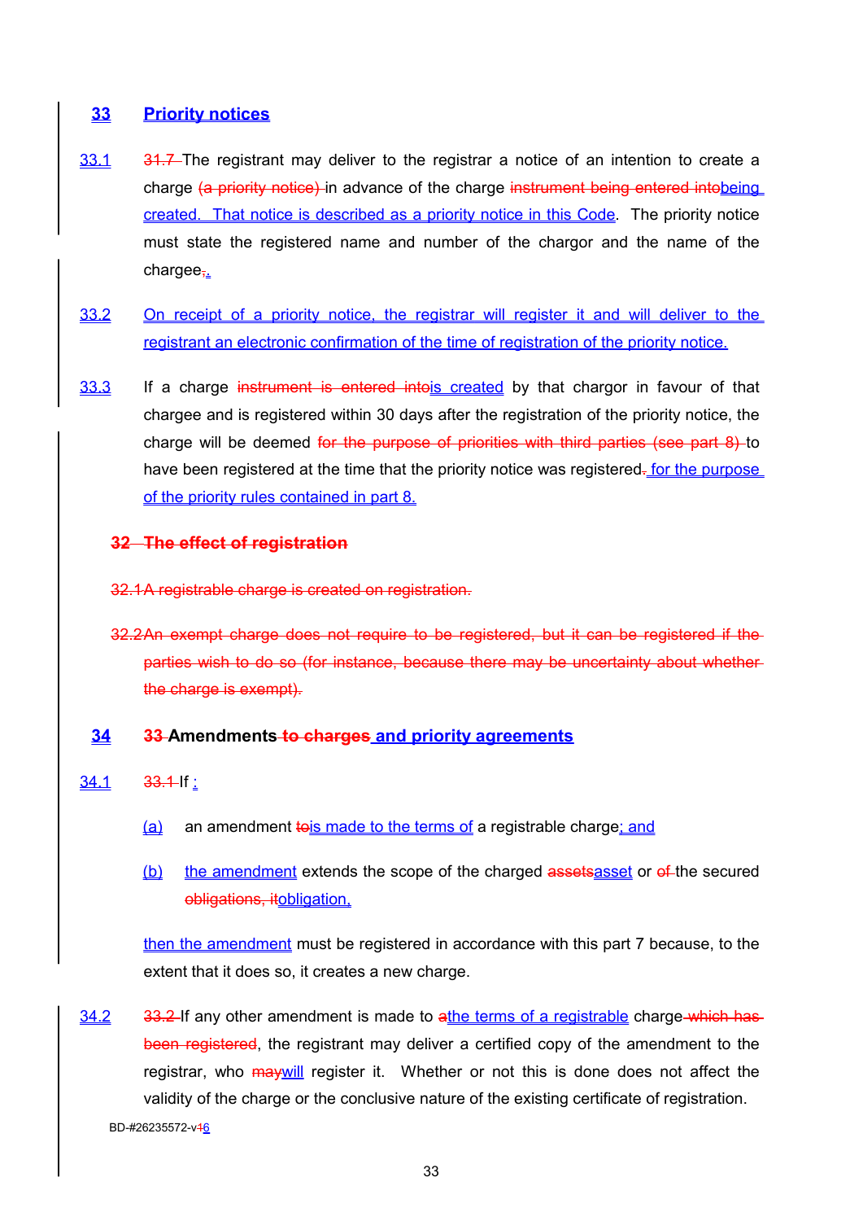## 33 Priority notices

33.1 31.7 The registrant may deliver to the registrar a notice of an intention to create a charge (a priority notice) in advance of the charge instrument being entered intobeing created. That notice is described as a priority notice in this Code. The priority notice must state the registered name and number of the chargor and the name of the chargee,.

33.2 On receipt of a priority notice, the registrar will register it and will deliver to the registrant an electronic confirmation of the time of registration of the priority notice.

33.3 If a charge instrument is entered intois created by that chargor in favour of that chargee and is registered within 30 days after the registration of the priority notice, the charge will be deemed for the purpose of priorities with third parties (see part 8) to have been registered at the time that the priority notice was registered. for the purpose of the priority rules contained in part 8.

### 32 The effect of registration

32.1 A registrable charge is created on registration.

32.2 An exempt charge does not require to be registered, but it can be registered if the parties wish to do so (for instance, because there may be uncertainty about whether the charge is exempt).

## 34 33 Amendments to charges and priority agreements

34.1 33.1 If :

(a) an amendment tois made to the terms of a registrable charge; and

(b) the amendment extends the scope of the charged assetsasset or of the secured obligations, itobligation,

then the amendment must be registered in accordance with this part 7 because, to the extent that it does so, it creates a new charge.

34.2 33.2 If any other amendment is made to athe terms of a registrable charge which has been registered, the registrant may deliver a certified copy of the amendment to the registrar, who maywill register it. Whether or not this is done does not affect the validity of the charge or the conclusive nature of the existing certificate of registration.

BD-#26235572-v16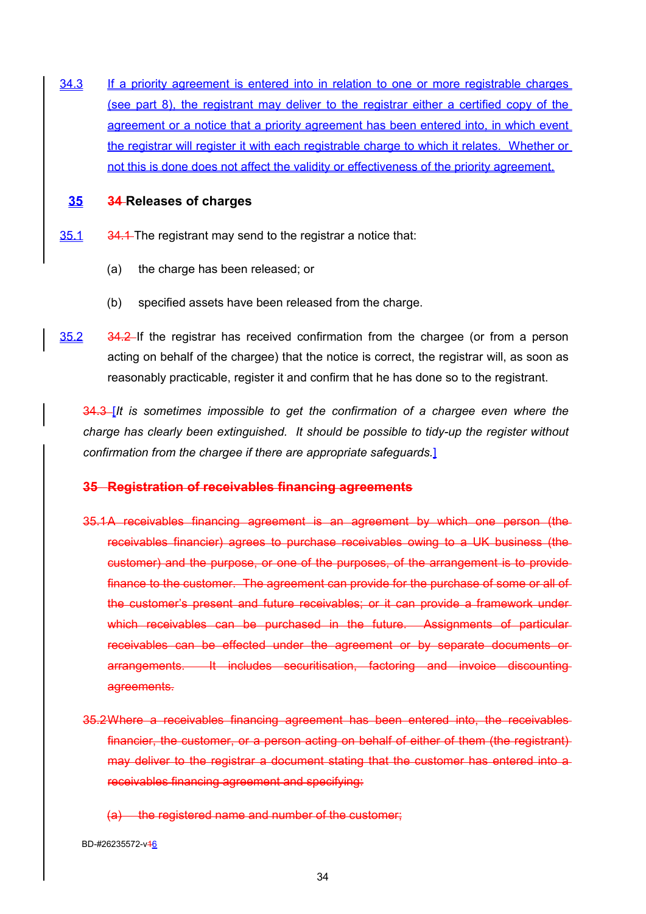34.3 If a priority agreement is entered into in relation to one or more registrable charges (see part 8), the registrant may deliver to the registrar either a certified copy of the agreement or a notice that a priority agreement has been entered into, in which event the registrar will register it with each registrable charge to which it relates. Whether or not this is done does not affect the validity or effectiveness of the priority agreement.

## 35 ~~34~~ Releases of charges

35.1 ~~34.1~~ The registrant may send to the registrar a notice that:

(a) the charge has been released; or

(b) specified assets have been released from the charge.

35.2 ~~34.2~~ If the registrar has received confirmation from the chargee (or from a person acting on behalf of the chargee) that the notice is correct, the registrar will, as soon as reasonably practicable, register it and confirm that he has done so to the registrant.

~~34.3~~ [*It is sometimes impossible to get the confirmation of a chargee even where the charge has clearly been extinguished. It should be possible to tidy-up the register without confirmation from the chargee if there are appropriate safeguards.*]

## ~~35 Registration of receivables financing agreements~~

~~35.1 A receivables financing agreement is an agreement by which one person (the receivables financier) agrees to purchase receivables owing to a UK business (the customer) and the purpose, or one of the purposes, of the arrangement is to provide finance to the customer. The agreement can provide for the purchase of some or all of the customer's present and future receivables; or it can provide a framework under which receivables can be purchased in the future. Assignments of particular receivables can be effected under the agreement or by separate documents or arrangements. It includes securitisation, factoring and invoice discounting agreements.~~

~~35.2 Where a receivables financing agreement has been entered into, the receivables financier, the customer, or a person acting on behalf of either of them (the registrant) may deliver to the registrar a document stating that the customer has entered into a receivables financing agreement and specifying:~~

~~(a) the registered name and number of the customer;~~

BD-#26235572-v~~1~~6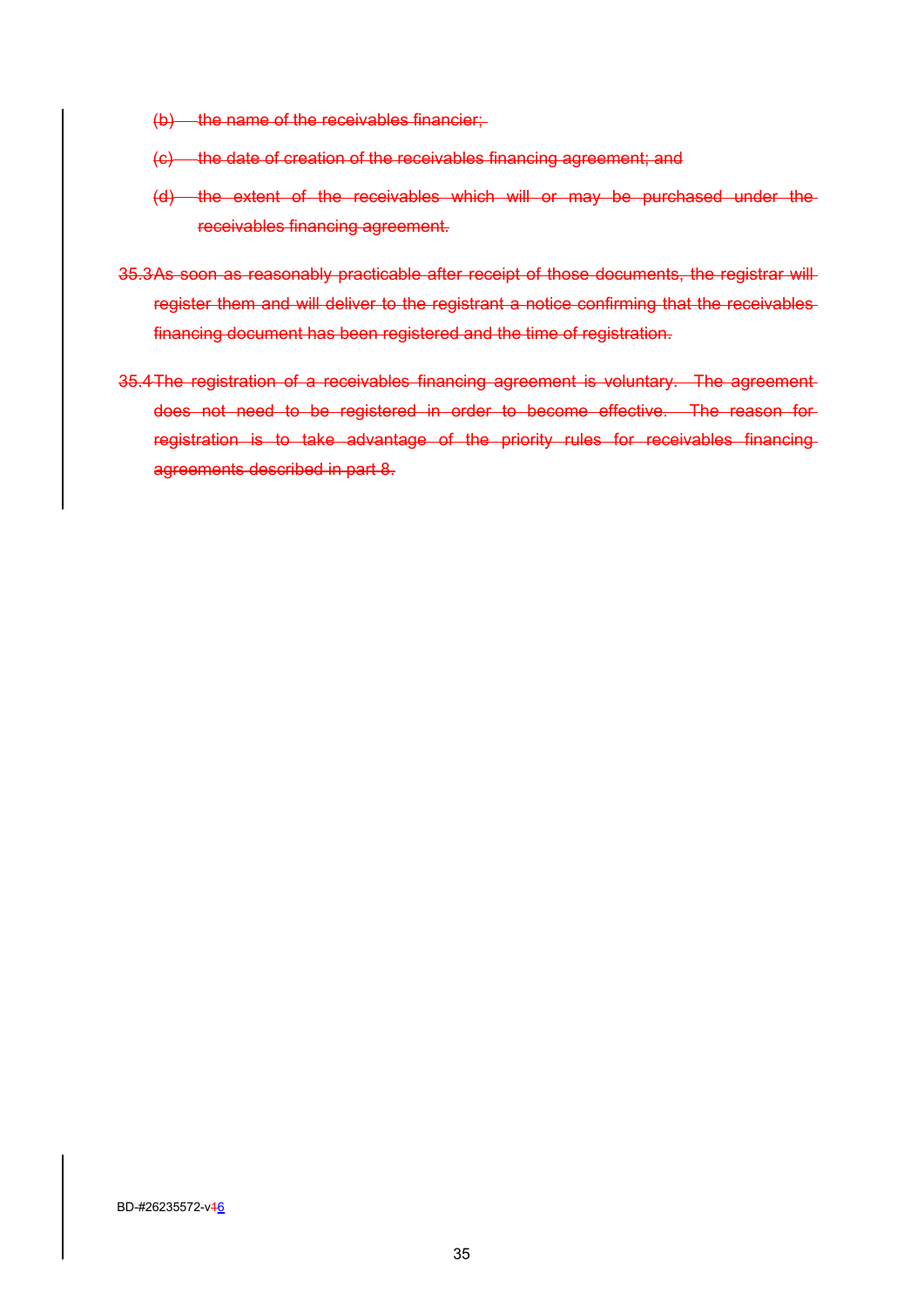~~(b) the name of the receivables financier;~~

~~(c) the date of creation of the receivables financing agreement; and~~

~~(d) the extent of the receivables which will or may be purchased under the receivables financing agreement.~~

~~35.3 As soon as reasonably practicable after receipt of those documents, the registrar will register them and will deliver to the registrant a notice confirming that the receivables financing document has been registered and the time of registration.~~

~~35.4 The registration of a receivables financing agreement is voluntary. The agreement does not need to be registered in order to become effective. The reason for registration is to take advantage of the priority rules for receivables financing agreements described in part 8.~~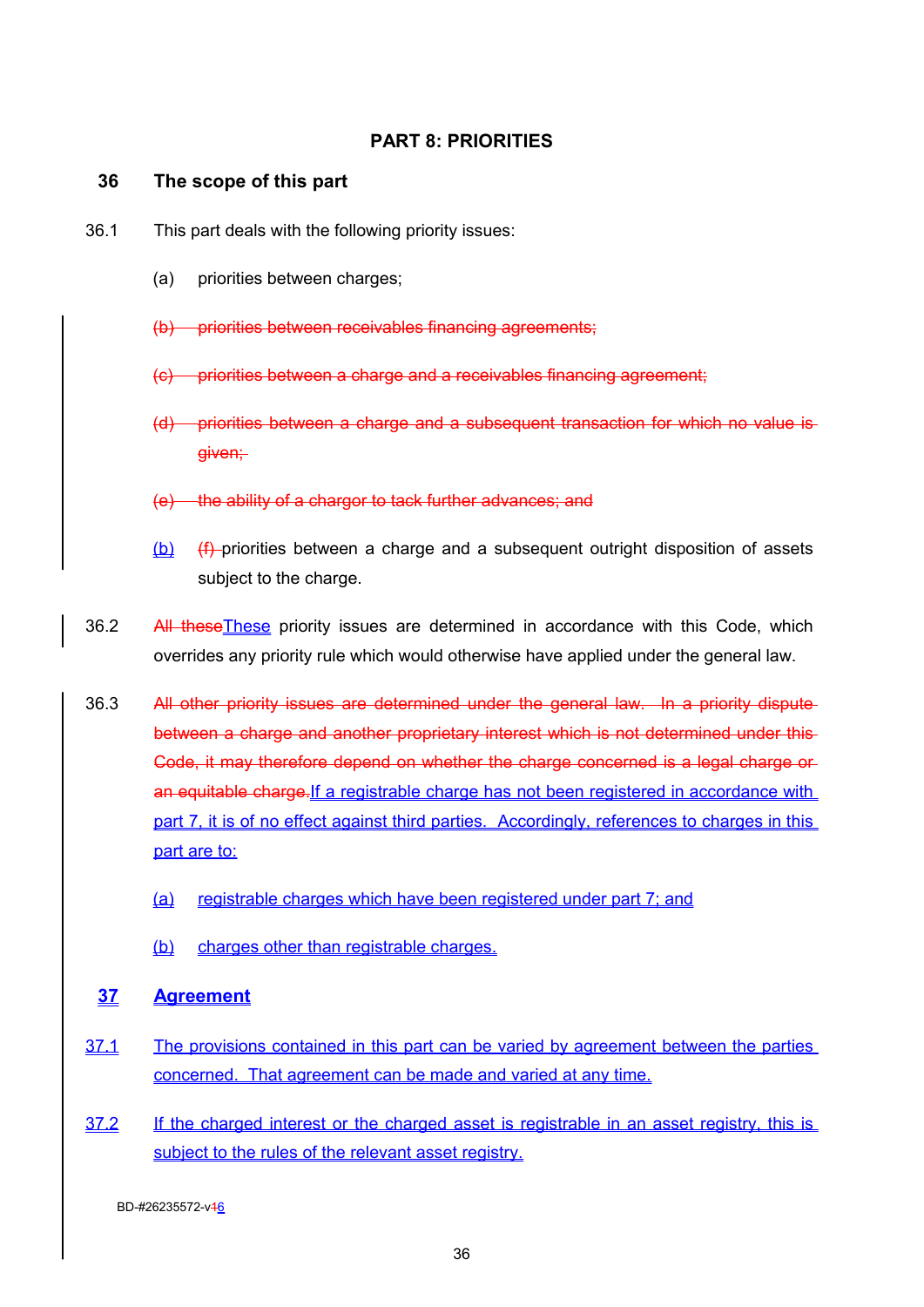## PART 8: PRIORITIES

### 36 The scope of this part

36.1 This part deals with the following priority issues:

(a) priorities between charges;

~~(b) priorities between receivables financing agreements;~~

~~(c) priorities between a charge and a receivables financing agreement;~~

~~(d) priorities between a charge and a subsequent transaction for which no value is given;~~

~~(e) the ability of a chargor to tack further advances; and~~

<u>(b)</u> ~~(f)~~ priorities between a charge and a subsequent outright disposition of assets subject to the charge.

36.2 ~~All these~~<u>These</u> priority issues are determined in accordance with this Code, which overrides any priority rule which would otherwise have applied under the general law.

36.3 ~~All other priority issues are determined under the general law. In a priority dispute between a charge and another proprietary interest which is not determined under this Code, it may therefore depend on whether the charge concerned is a legal charge or an equitable charge.~~<u>If a registrable charge has not been registered in accordance with part 7, it is of no effect against third parties. Accordingly, references to charges in this part are to:</u>

<u>(a) registrable charges which have been registered under part 7; and</u>

<u>(b) charges other than registrable charges.</u>

### <u>37 Agreement</u>

<u>37.1 The provisions contained in this part can be varied by agreement between the parties concerned. That agreement can be made and varied at any time.</u>

<u>37.2 If the charged interest or the charged asset is registrable in an asset registry, this is subject to the rules of the relevant asset registry.</u>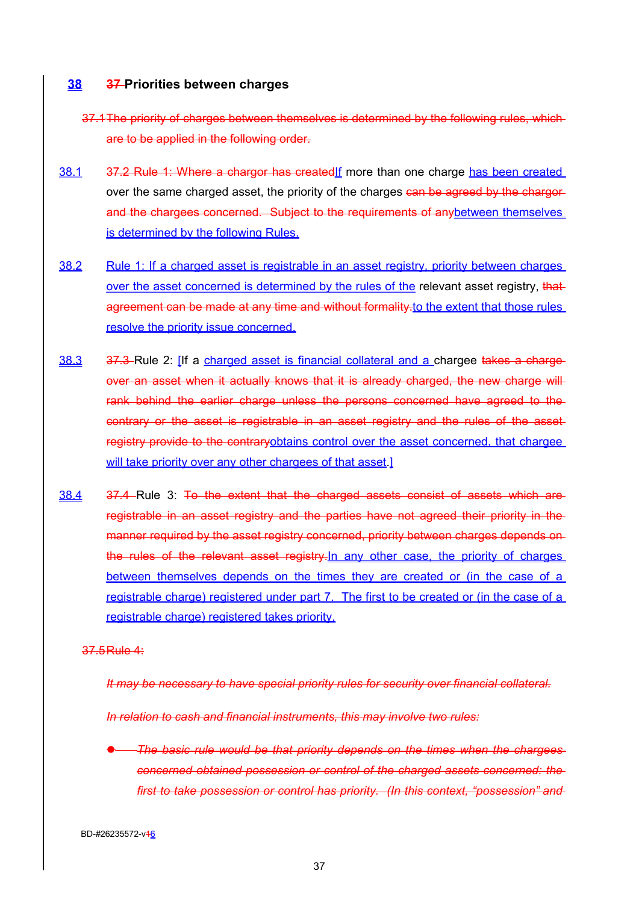## 38 ~~37~~ Priorities between charges

~~37.1 The priority of charges between themselves is determined by the following rules, which are to be applied in the following order.~~

38.1 ~~37.2 Rule 1: Where a chargor has created~~If more than one charge has been created over the same charged asset, the priority of the charges ~~can be agreed by the chargor and the chargees concerned. Subject to the requirements of any~~between themselves is determined by the following Rules.

38.2 Rule 1: If a charged asset is registrable in an asset registry, priority between charges over the asset concerned is determined by the rules of the relevant asset registry, ~~that agreement can be made at any time and without formality.~~to the extent that those rules resolve the priority issue concerned.

38.3 ~~37.3~~ Rule 2: [If a charged asset is financial collateral and a chargee ~~takes a charge over an asset when it actually knows that it is already charged, the new charge will rank behind the earlier charge unless the persons concerned have agreed to the contrary or the asset is registrable in an asset registry and the rules of the asset registry provide to the contrary~~obtains control over the asset concerned, that chargee will take priority over any other chargees of that asset.]

38.4 ~~37.4~~ Rule 3: ~~To the extent that the charged assets consist of assets which are registrable in an asset registry and the parties have not agreed their priority in the manner required by the asset registry concerned, priority between charges depends on the rules of the relevant asset registry.~~In any other case, the priority of charges between themselves depends on the times they are created or (in the case of a registrable charge) registered under part 7. The first to be created or (in the case of a registrable charge) registered takes priority.

~~37.5 Rule 4:~~

~~*It may be necessary to have special priority rules for security over financial collateral.*~~

~~*In relation to cash and financial instruments, this may involve two rules:*~~

- ~~*The basic rule would be that priority depends on the times when the chargees concerned obtained possession or control of the charged assets concerned: the first to take possession or control has priority. (In this context, "possession" and*~~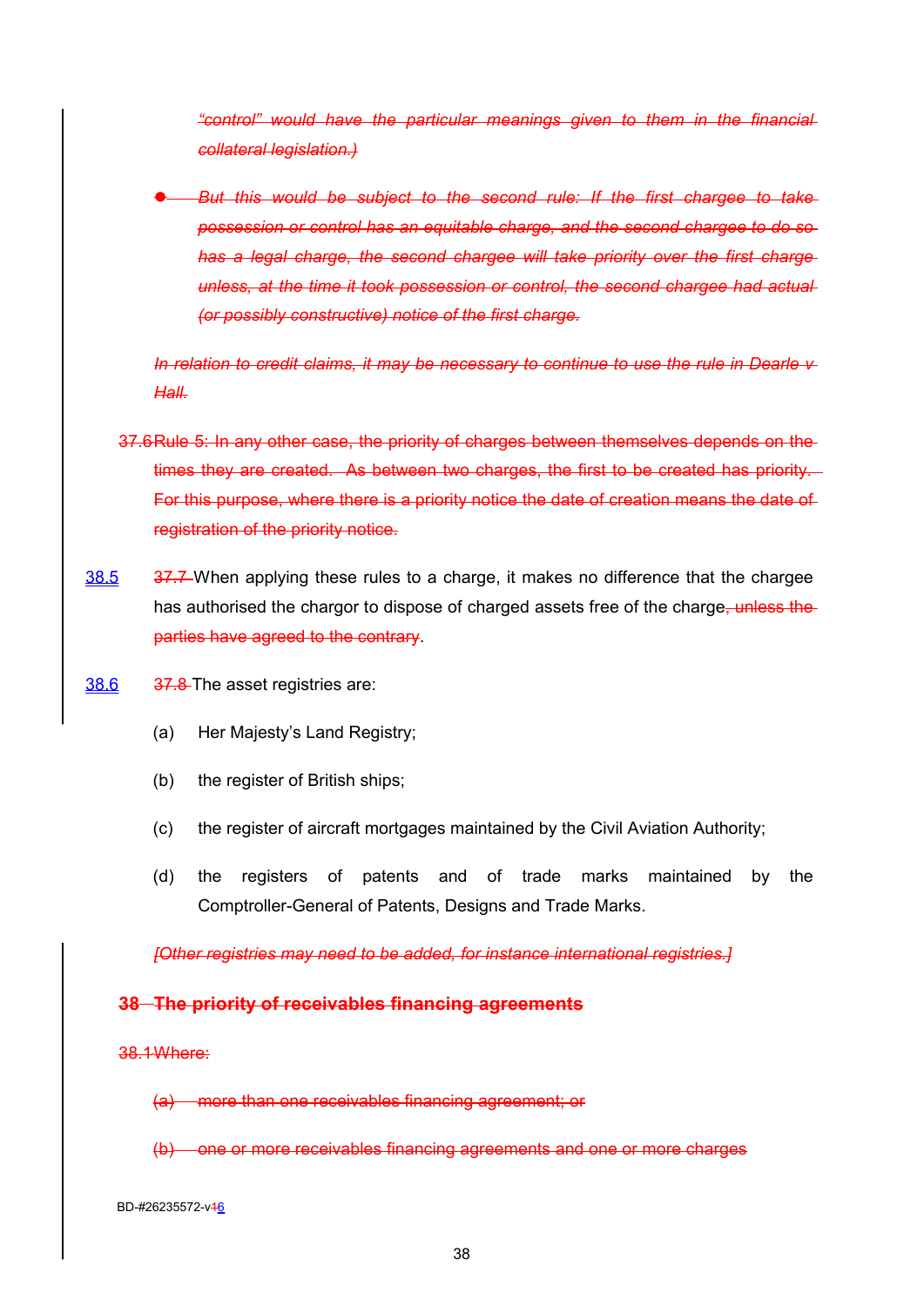~~*"control" would have the particular meanings given to them in the financial collateral legislation.)*~~

- ~~*But this would be subject to the second rule: If the first chargee to take possession or control has an equitable charge, and the second chargee to do so has a legal charge, the second chargee will take priority over the first charge unless, at the time it took possession or control, the second chargee had actual (or possibly constructive) notice of the first charge.*~~

~~*In relation to credit claims, it may be necessary to continue to use the rule in Dearle v Hall.*~~

~~37.6 Rule 5: In any other case, the priority of charges between themselves depends on the times they are created. As between two charges, the first to be created has priority. For this purpose, where there is a priority notice the date of creation means the date of registration of the priority notice.~~

38.5 ~~37.7~~ When applying these rules to a charge, it makes no difference that the chargee has authorised the chargor to dispose of charged assets free of the charge~~, unless the parties have agreed to the contrary~~.

38.6 ~~37.8~~ The asset registries are:

(a) Her Majesty's Land Registry;

(b) the register of British ships;

(c) the register of aircraft mortgages maintained by the Civil Aviation Authority;

(d) the registers of patents and of trade marks maintained by the Comptroller-General of Patents, Designs and Trade Marks.

~~*[Other registries may need to be added, for instance international registries.]*~~

## ~~38 The priority of receivables financing agreements~~

~~38.1 Where:~~

~~(a) more than one receivables financing agreement; or~~

~~(b) one or more receivables financing agreements and one or more charges~~

BD-#26235572-v~~1~~6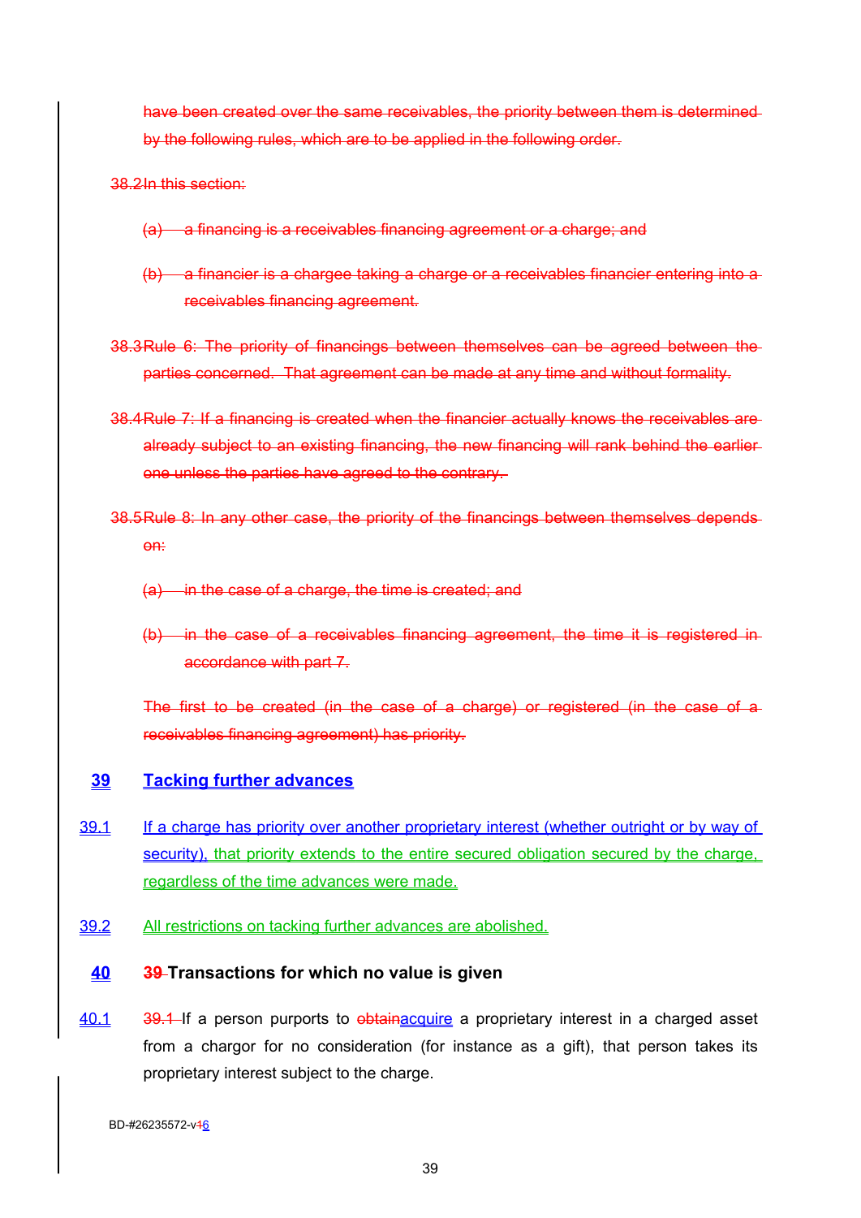~~have been created over the same receivables, the priority between them is determined by the following rules, which are to be applied in the following order.~~

~~38.2 In this section:~~

~~(a) a financing is a receivables financing agreement or a charge; and~~

~~(b) a financier is a chargee taking a charge or a receivables financier entering into a receivables financing agreement.~~

~~38.3 Rule 6: The priority of financings between themselves can be agreed between the parties concerned. That agreement can be made at any time and without formality.~~

~~38.4 Rule 7: If a financing is created when the financier actually knows the receivables are already subject to an existing financing, the new financing will rank behind the earlier one unless the parties have agreed to the contrary.~~

~~38.5 Rule 8: In any other case, the priority of the financings between themselves depends on:~~

~~(a) in the case of a charge, the time is created; and~~

~~(b) in the case of a receivables financing agreement, the time it is registered in accordance with part 7.~~

~~The first to be created (in the case of a charge) or registered (in the case of a receivables financing agreement) has priority.~~

## 39 Tacking further advances

39.1 If a charge has priority over another proprietary interest (whether outright or by way of security), that priority extends to the entire secured obligation secured by the charge, regardless of the time advances were made.

39.2 All restrictions on tacking further advances are abolished.

## 40 ~~39~~ Transactions for which no value is given

40.1 ~~39.1~~ If a person purports to ~~obtain~~acquire a proprietary interest in a charged asset from a chargor for no consideration (for instance as a gift), that person takes its proprietary interest subject to the charge.

BD-#26235572-v~~1~~6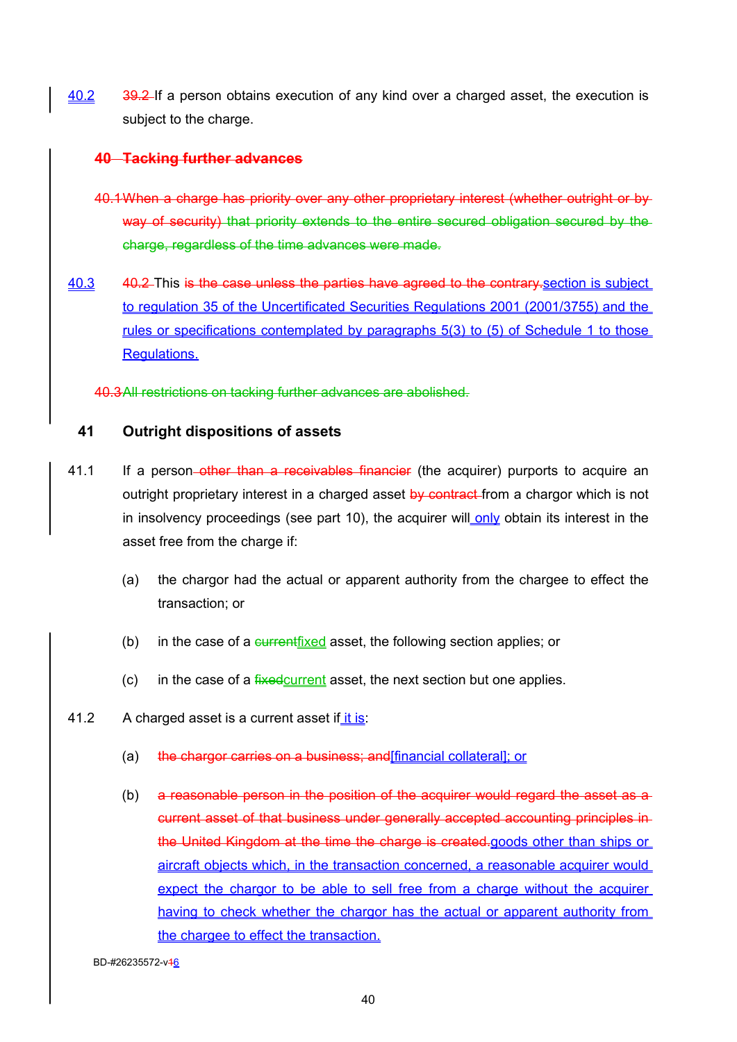40.2 ~~39.2~~ If a person obtains execution of any kind over a charged asset, the execution is subject to the charge.

~~**40 Tacking further advances**~~

~~40.1 When a charge has priority over any other proprietary interest (whether outright or by way of security) that priority extends to the entire secured obligation secured by the charge, regardless of the time advances were made.~~

40.3 ~~40.2~~ This ~~is the case unless the parties have agreed to the contrary.~~ section is subject to regulation 35 of the Uncertificated Securities Regulations 2001 (2001/3755) and the rules or specifications contemplated by paragraphs 5(3) to (5) of Schedule 1 to those Regulations.

~~40.3 All restrictions on tacking further advances are abolished.~~

## 41 Outright dispositions of assets

41.1 If a person ~~other than a receivables financier~~ (the acquirer) purports to acquire an outright proprietary interest in a charged asset ~~by contract~~ from a chargor which is not in insolvency proceedings (see part 10), the acquirer will only obtain its interest in the asset free from the charge if:

(a) the chargor had the actual or apparent authority from the chargee to effect the transaction; or

(b) in the case of a ~~current~~fixed asset, the following section applies; or

(c) in the case of a ~~fixed~~current asset, the next section but one applies.

41.2 A charged asset is a current asset if it is:

(a) ~~the chargor carries on a business; and~~[financial collateral]; or

(b) ~~a reasonable person in the position of the acquirer would regard the asset as a current asset of that business under generally accepted accounting principles in the United Kingdom at the time the charge is created.~~goods other than ships or aircraft objects which, in the transaction concerned, a reasonable acquirer would expect the chargor to be able to sell free from a charge without the acquirer having to check whether the chargor has the actual or apparent authority from the chargee to effect the transaction.

BD-#26235572-v~~1~~6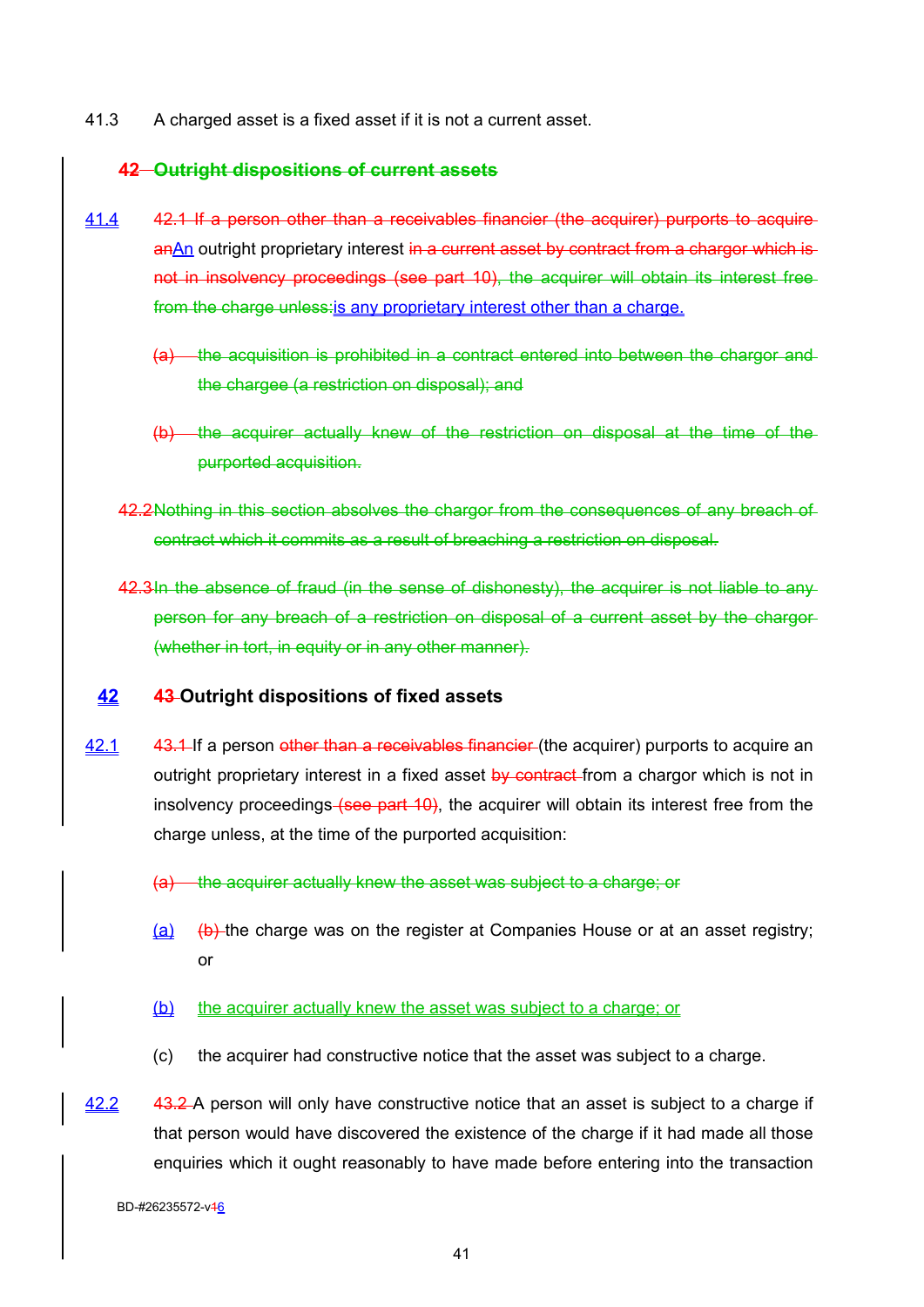41.3 A charged asset is a fixed asset if it is not a current asset.

~~42 Outright dispositions of current assets~~

41.4 ~~42.1 If a person other than a receivables financier (the acquirer) purports to acquire an~~An outright proprietary interest ~~in a current asset by contract from a chargor which is not in insolvency proceedings (see part 10), the acquirer will obtain its interest free from the charge unless:~~is any proprietary interest other than a charge.

~~(a) the acquisition is prohibited in a contract entered into between the chargor and the chargee (a restriction on disposal); and~~

~~(b) the acquirer actually knew of the restriction on disposal at the time of the purported acquisition.~~

~~42.2 Nothing in this section absolves the chargor from the consequences of any breach of contract which it commits as a result of breaching a restriction on disposal.~~

~~42.3 In the absence of fraud (in the sense of dishonesty), the acquirer is not liable to any person for any breach of a restriction on disposal of a current asset by the chargor (whether in tort, in equity or in any other manner).~~

## 42 ~~43~~ Outright dispositions of fixed assets

42.1 ~~43.1~~ If a person ~~other than a receivables financier~~ (the acquirer) purports to acquire an outright proprietary interest in a fixed asset ~~by contract~~ from a chargor which is not in insolvency proceedings ~~(see part 10)~~, the acquirer will obtain its interest free from the charge unless, at the time of the purported acquisition:

~~(a) the acquirer actually knew the asset was subject to a charge; or~~

(a) ~~(b)~~ the charge was on the register at Companies House or at an asset registry; or

(b) the acquirer actually knew the asset was subject to a charge; or

(c) the acquirer had constructive notice that the asset was subject to a charge.

42.2 ~~43.2~~ A person will only have constructive notice that an asset is subject to a charge if that person would have discovered the existence of the charge if it had made all those enquiries which it ought reasonably to have made before entering into the transaction

BD-#26235572-v~~1~~6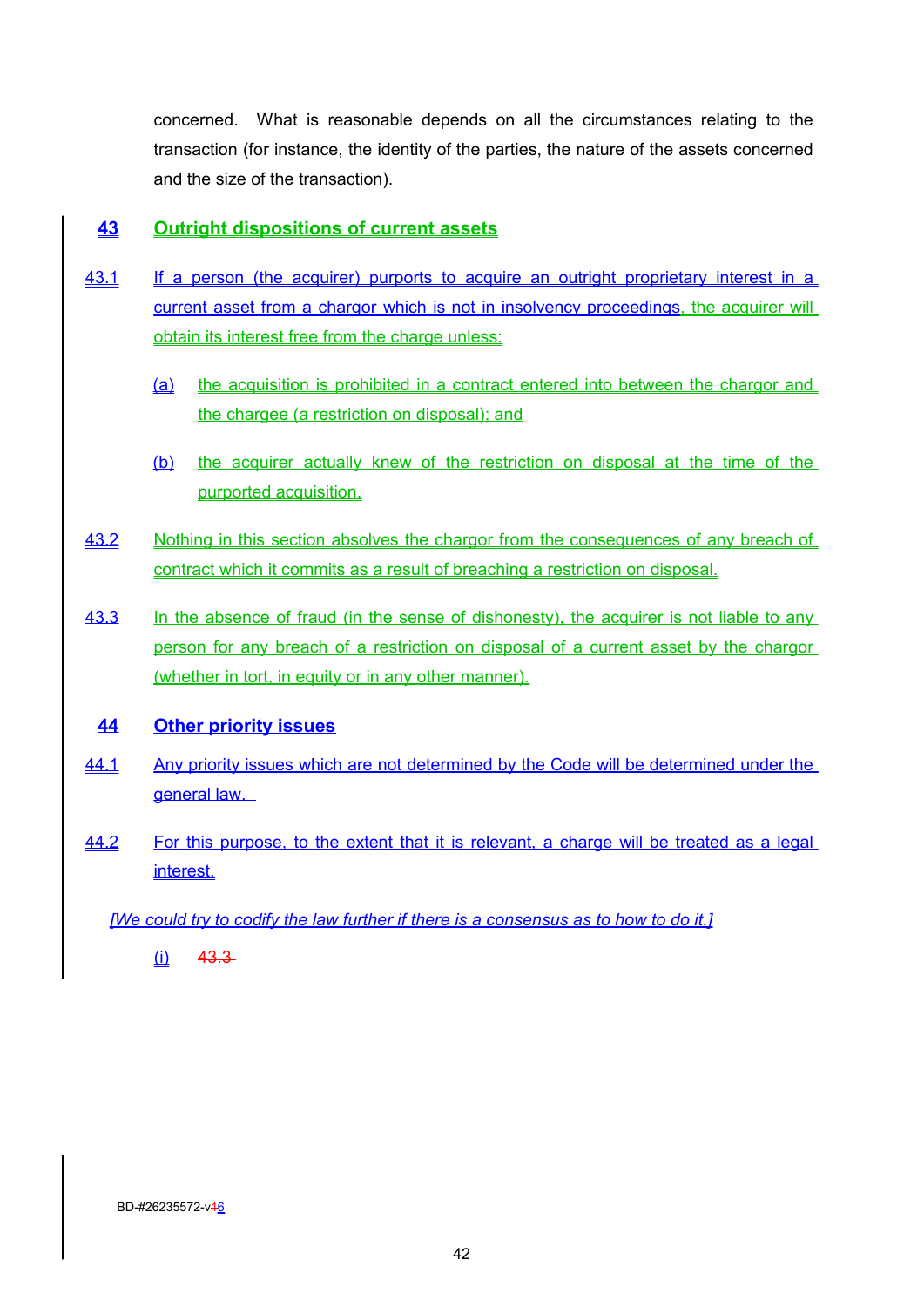concerned. What is reasonable depends on all the circumstances relating to the transaction (for instance, the identity of the parties, the nature of the assets concerned and the size of the transaction).

## 43 Outright dispositions of current assets

43.1 If a person (the acquirer) purports to acquire an outright proprietary interest in a current asset from a chargor which is not in insolvency proceedings, the acquirer will obtain its interest free from the charge unless:

(a) the acquisition is prohibited in a contract entered into between the chargor and the chargee (a restriction on disposal); and

(b) the acquirer actually knew of the restriction on disposal at the time of the purported acquisition.

43.2 Nothing in this section absolves the chargor from the consequences of any breach of contract which it commits as a result of breaching a restriction on disposal.

43.3 In the absence of fraud (in the sense of dishonesty), the acquirer is not liable to any person for any breach of a restriction on disposal of a current asset by the chargor (whether in tort, in equity or in any other manner).

## 44 Other priority issues

44.1 Any priority issues which are not determined by the Code will be determined under the general law.

44.2 For this purpose, to the extent that it is relevant, a charge will be treated as a legal interest.

*[We could try to codify the law further if there is a consensus as to how to do it.]*

(i) ~~43.3~~

BD-#26235572-v~~4~~6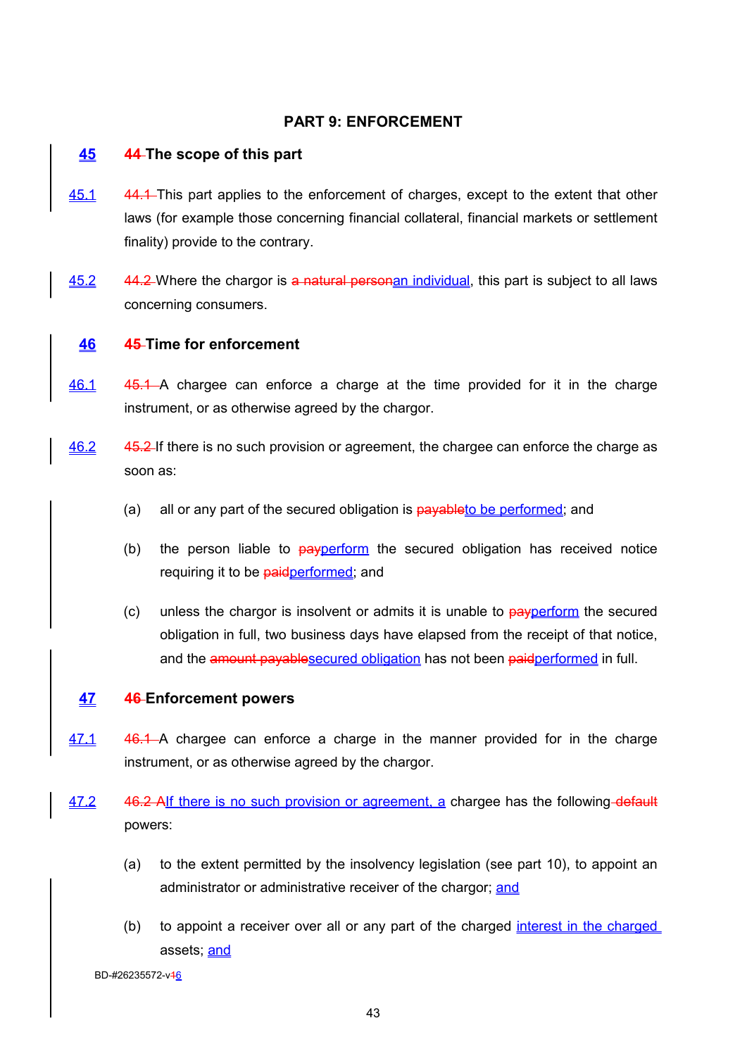## PART 9: ENFORCEMENT

### 45 ~~44~~ The scope of this part

45.1 ~~44.1~~ This part applies to the enforcement of charges, except to the extent that other laws (for example those concerning financial collateral, financial markets or settlement finality) provide to the contrary.

45.2 ~~44.2~~ Where the chargor is ~~a natural person~~an individual, this part is subject to all laws concerning consumers.

### 46 ~~45~~ Time for enforcement

46.1 ~~45.1~~ A chargee can enforce a charge at the time provided for it in the charge instrument, or as otherwise agreed by the chargor.

46.2 ~~45.2~~ If there is no such provision or agreement, the chargee can enforce the charge as soon as:

(a) all or any part of the secured obligation is ~~payable~~to be performed; and

(b) the person liable to ~~pay~~perform the secured obligation has received notice requiring it to be ~~paid~~performed; and

(c) unless the chargor is insolvent or admits it is unable to ~~pay~~perform the secured obligation in full, two business days have elapsed from the receipt of that notice, and the ~~amount payable~~secured obligation has not been ~~paid~~performed in full.

### 47 ~~46~~ Enforcement powers

47.1 ~~46.1~~ A chargee can enforce a charge in the manner provided for in the charge instrument, or as otherwise agreed by the chargor.

47.2 ~~46.2 A~~If there is no such provision or agreement, a chargee has the following ~~default~~ powers:

(a) to the extent permitted by the insolvency legislation (see part 10), to appoint an administrator or administrative receiver of the chargor; and

(b) to appoint a receiver over all or any part of the charged interest in the charged assets; and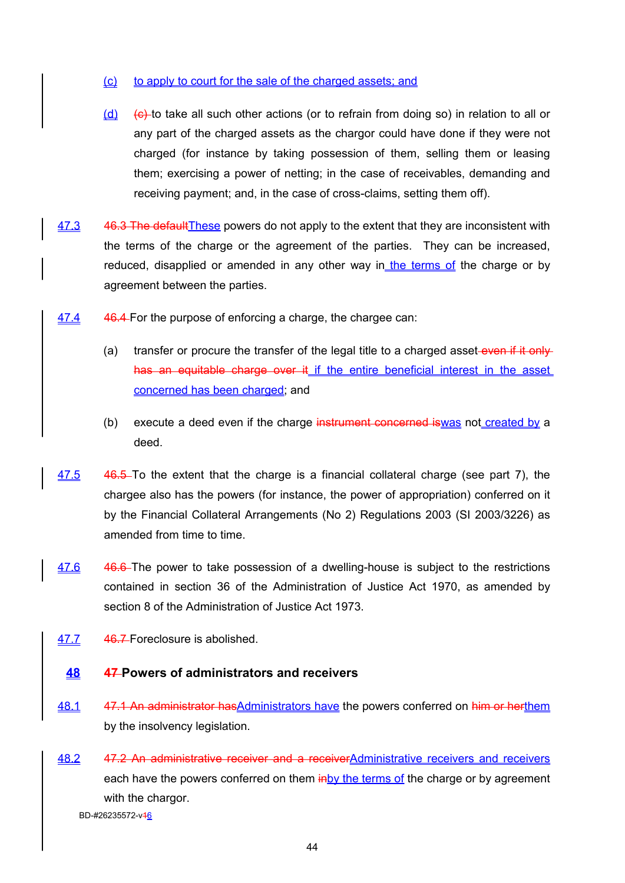(c) to apply to court for the sale of the charged assets; and

(d) ~~(c)~~ to take all such other actions (or to refrain from doing so) in relation to all or any part of the charged assets as the chargor could have done if they were not charged (for instance by taking possession of them, selling them or leasing them; exercising a power of netting; in the case of receivables, demanding and receiving payment; and, in the case of cross-claims, setting them off).

47.3 ~~46.3 The default~~These powers do not apply to the extent that they are inconsistent with the terms of the charge or the agreement of the parties. They can be increased, reduced, disapplied or amended in any other way in the terms of the charge or by agreement between the parties.

47.4 ~~46.4~~ For the purpose of enforcing a charge, the chargee can:

(a) transfer or procure the transfer of the legal title to a charged asset ~~even if it only has an equitable charge over it~~ if the entire beneficial interest in the asset concerned has been charged; and

(b) execute a deed even if the charge ~~instrument concerned is~~was not created by a deed.

47.5 ~~46.5~~ To the extent that the charge is a financial collateral charge (see part 7), the chargee also has the powers (for instance, the power of appropriation) conferred on it by the Financial Collateral Arrangements (No 2) Regulations 2003 (SI 2003/3226) as amended from time to time.

47.6 ~~46.6~~ The power to take possession of a dwelling-house is subject to the restrictions contained in section 36 of the Administration of Justice Act 1970, as amended by section 8 of the Administration of Justice Act 1973.

47.7 ~~46.7~~ Foreclosure is abolished.

## 48 ~~47~~ Powers of administrators and receivers

48.1 ~~47.1 An administrator has~~Administrators have the powers conferred on ~~him or her~~them by the insolvency legislation.

48.2 ~~47.2 An administrative receiver and a receiver~~Administrative receivers and receivers each have the powers conferred on them ~~in~~by the terms of the charge or by agreement with the chargor.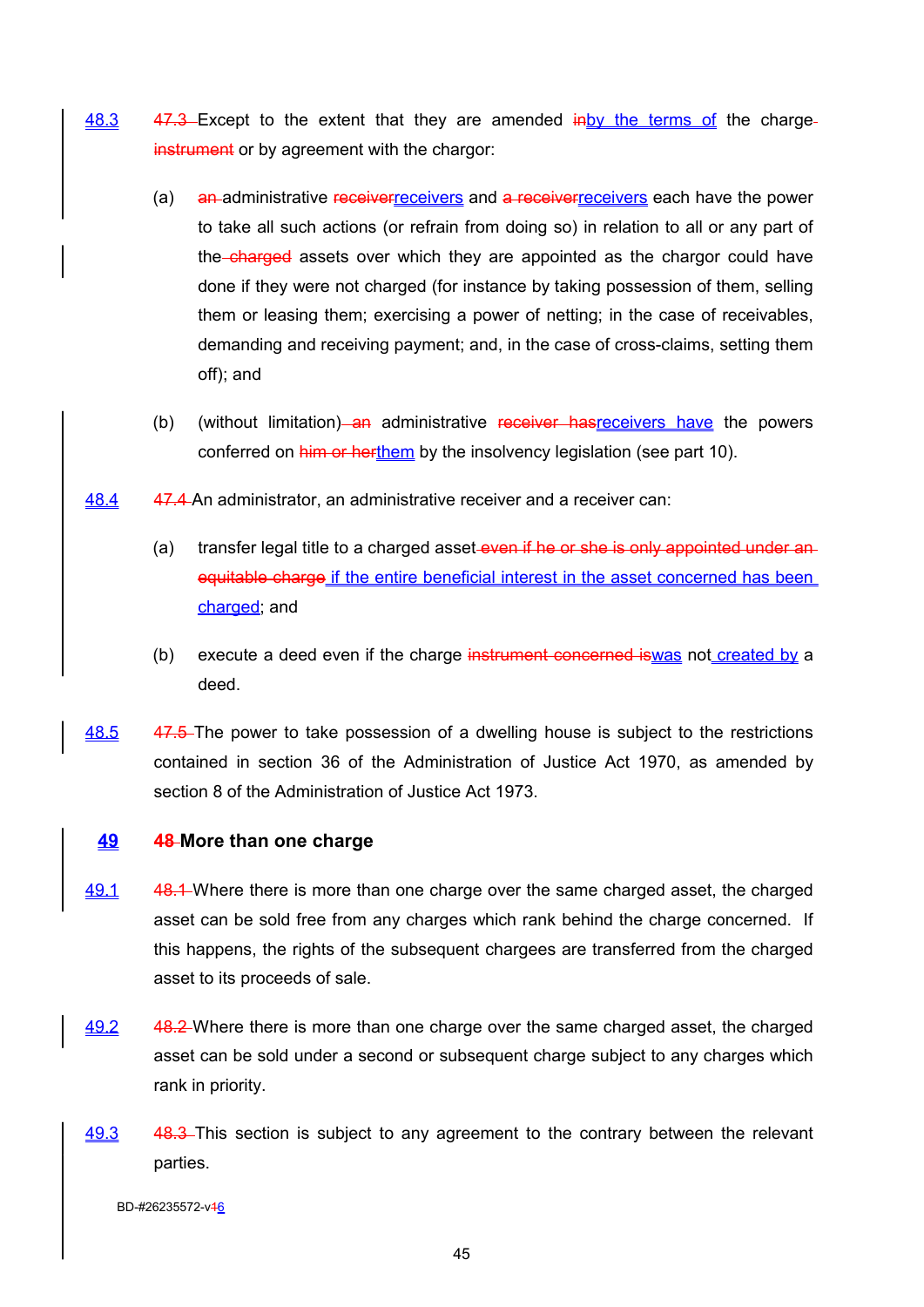48.3 ~~47.3~~ Except to the extent that they are amended ~~in~~by the terms of the charge ~~instrument~~ or by agreement with the chargor:

(a) ~~an~~ administrative ~~receiver~~receivers and ~~a receiver~~receivers each have the power to take all such actions (or refrain from doing so) in relation to all or any part of the ~~charged~~ assets over which they are appointed as the chargor could have done if they were not charged (for instance by taking possession of them, selling them or leasing them; exercising a power of netting; in the case of receivables, demanding and receiving payment; and, in the case of cross-claims, setting them off); and

(b) (without limitation) ~~an~~ administrative ~~receiver has~~receivers have the powers conferred on ~~him or her~~them by the insolvency legislation (see part 10).

48.4 ~~47.4~~ An administrator, an administrative receiver and a receiver can:

(a) transfer legal title to a charged asset ~~even if he or she is only appointed under an equitable charge~~ if the entire beneficial interest in the asset concerned has been charged; and

(b) execute a deed even if the charge ~~instrument concerned is~~was not created by a deed.

48.5 ~~47.5~~ The power to take possession of a dwelling house is subject to the restrictions contained in section 36 of the Administration of Justice Act 1970, as amended by section 8 of the Administration of Justice Act 1973.

## 49 ~~48~~ More than one charge

49.1 ~~48.1~~ Where there is more than one charge over the same charged asset, the charged asset can be sold free from any charges which rank behind the charge concerned. If this happens, the rights of the subsequent chargees are transferred from the charged asset to its proceeds of sale.

49.2 ~~48.2~~ Where there is more than one charge over the same charged asset, the charged asset can be sold under a second or subsequent charge subject to any charges which rank in priority.

49.3 ~~48.3~~ This section is subject to any agreement to the contrary between the relevant parties.

BD-#26235572-v~~1~~6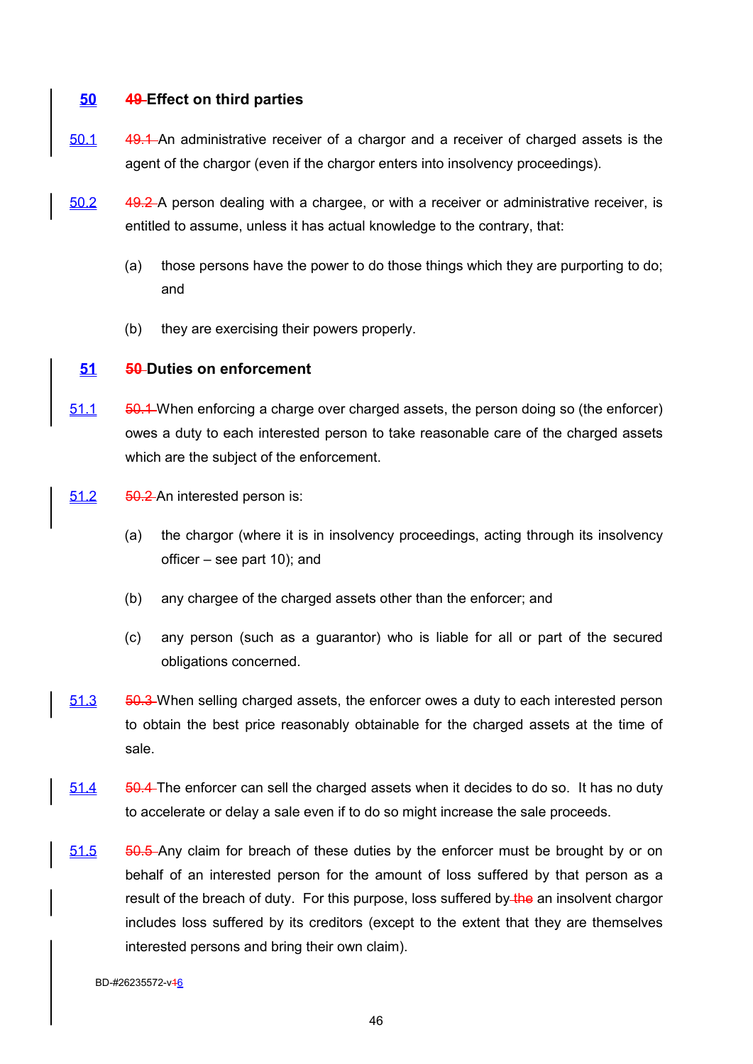## 50 ~~49~~ Effect on third parties

50.1 ~~49.1~~ An administrative receiver of a chargor and a receiver of charged assets is the agent of the chargor (even if the chargor enters into insolvency proceedings).

50.2 ~~49.2~~ A person dealing with a chargee, or with a receiver or administrative receiver, is entitled to assume, unless it has actual knowledge to the contrary, that:

(a) those persons have the power to do those things which they are purporting to do; and

(b) they are exercising their powers properly.

## 51 ~~50~~ Duties on enforcement

51.1 ~~50.1~~ When enforcing a charge over charged assets, the person doing so (the enforcer) owes a duty to each interested person to take reasonable care of the charged assets which are the subject of the enforcement.

51.2 ~~50.2~~ An interested person is:

(a) the chargor (where it is in insolvency proceedings, acting through its insolvency officer – see part 10); and

(b) any chargee of the charged assets other than the enforcer; and

(c) any person (such as a guarantor) who is liable for all or part of the secured obligations concerned.

51.3 ~~50.3~~ When selling charged assets, the enforcer owes a duty to each interested person to obtain the best price reasonably obtainable for the charged assets at the time of sale.

51.4 ~~50.4~~ The enforcer can sell the charged assets when it decides to do so. It has no duty to accelerate or delay a sale even if to do so might increase the sale proceeds.

51.5 ~~50.5~~ Any claim for breach of these duties by the enforcer must be brought by or on behalf of an interested person for the amount of loss suffered by that person as a result of the breach of duty. For this purpose, loss suffered by ~~the~~ an insolvent chargor includes loss suffered by its creditors (except to the extent that they are themselves interested persons and bring their own claim).

BD-#26235572-v~~1~~6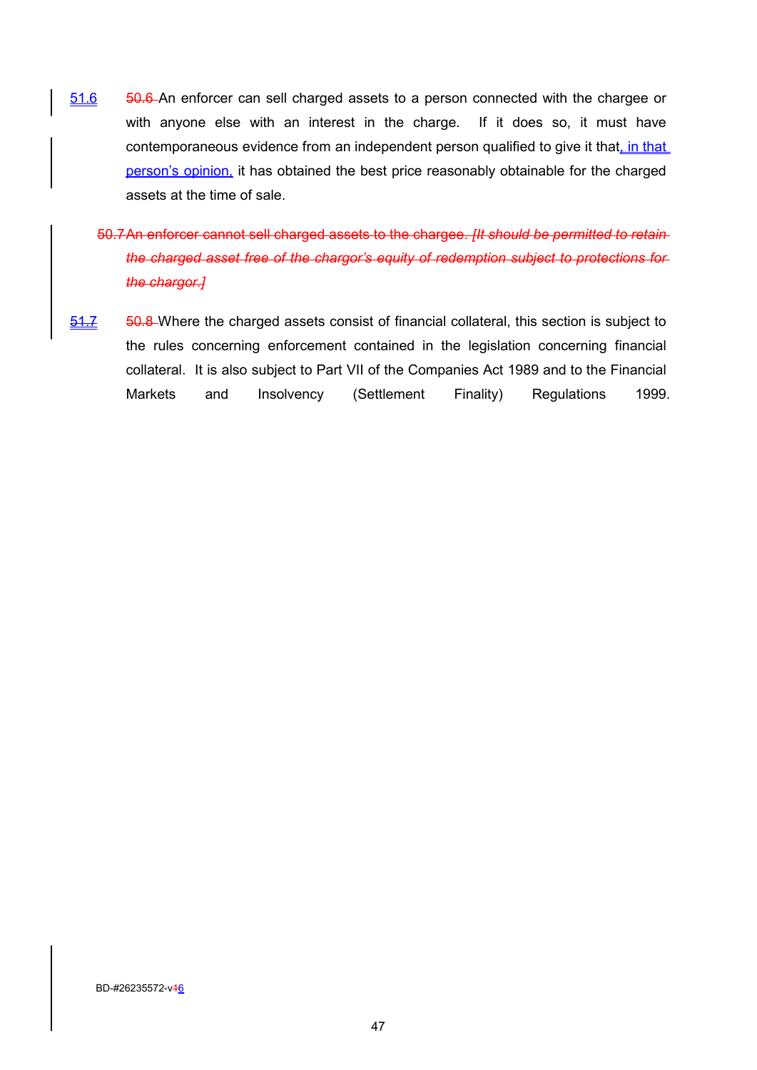51.6 ~~50.6~~ An enforcer can sell charged assets to a person connected with the chargee or with anyone else with an interest in the charge. If it does so, it must have contemporaneous evidence from an independent person qualified to give it that, in that person's opinion, it has obtained the best price reasonably obtainable for the charged assets at the time of sale.

~~50.7 An enforcer cannot sell charged assets to the chargee. *[It should be permitted to retain the charged asset free of the chargor's equity of redemption subject to protections for the chargor.]*~~

51.7 ~~50.8~~ Where the charged assets consist of financial collateral, this section is subject to the rules concerning enforcement contained in the legislation concerning financial collateral. It is also subject to Part VII of the Companies Act 1989 and to the Financial Markets and Insolvency (Settlement Finality) Regulations 1999.

BD-#26235572-v~~1~~6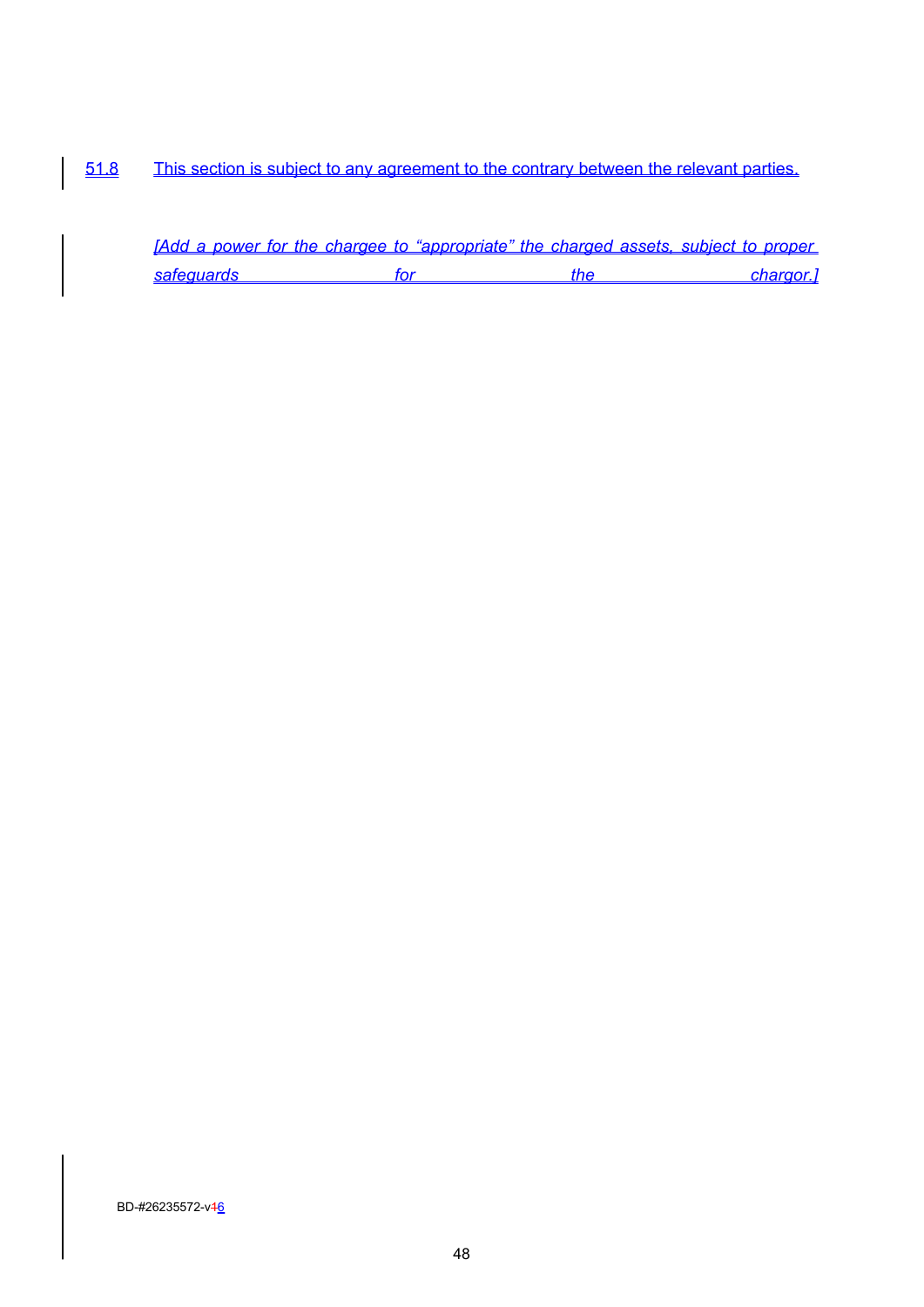51.8 This section is subject to any agreement to the contrary between the relevant parties.

*[Add a power for the chargee to "appropriate" the charged assets, subject to proper safeguards for the chargor.]*

BD-#26235572-v46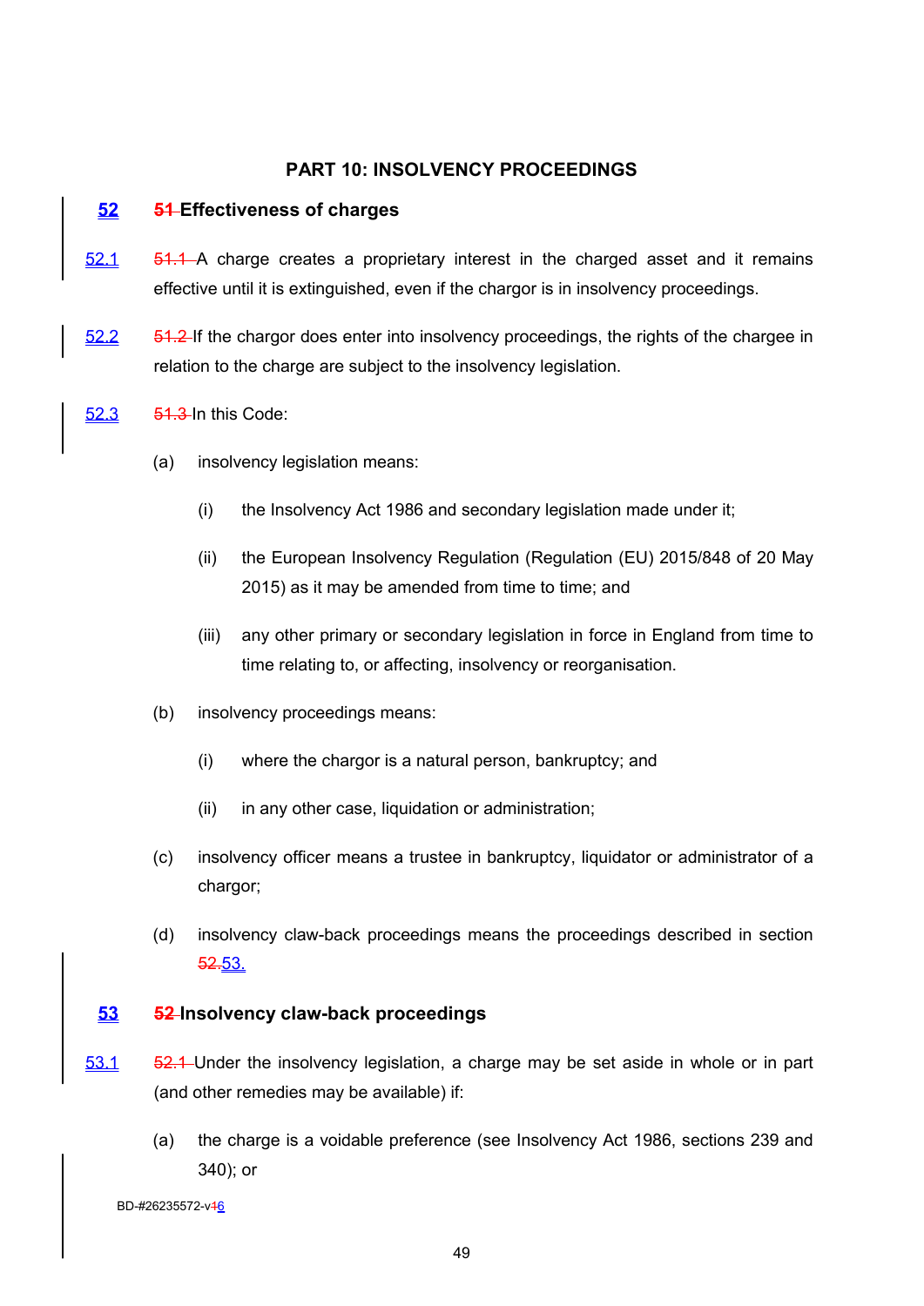## PART 10: INSOLVENCY PROCEEDINGS

### 52 ~~51~~ Effectiveness of charges

52.1 ~~51.1~~ A charge creates a proprietary interest in the charged asset and it remains effective until it is extinguished, even if the chargor is in insolvency proceedings.

52.2 ~~51.2~~ If the chargor does enter into insolvency proceedings, the rights of the chargee in relation to the charge are subject to the insolvency legislation.

52.3 ~~51.3~~ In this Code:

(a) insolvency legislation means:

(i) the Insolvency Act 1986 and secondary legislation made under it;

(ii) the European Insolvency Regulation (Regulation (EU) 2015/848 of 20 May 2015) as it may be amended from time to time; and

(iii) any other primary or secondary legislation in force in England from time to time relating to, or affecting, insolvency or reorganisation.

(b) insolvency proceedings means:

(i) where the chargor is a natural person, bankruptcy; and

(ii) in any other case, liquidation or administration;

(c) insolvency officer means a trustee in bankruptcy, liquidator or administrator of a chargor;

(d) insolvency claw-back proceedings means the proceedings described in section ~~52.~~53.

### 53 ~~52~~ Insolvency claw-back proceedings

53.1 ~~52.1~~ Under the insolvency legislation, a charge may be set aside in whole or in part (and other remedies may be available) if:

(a) the charge is a voidable preference (see Insolvency Act 1986, sections 239 and 340); or

BD-#26235572-v~~1~~6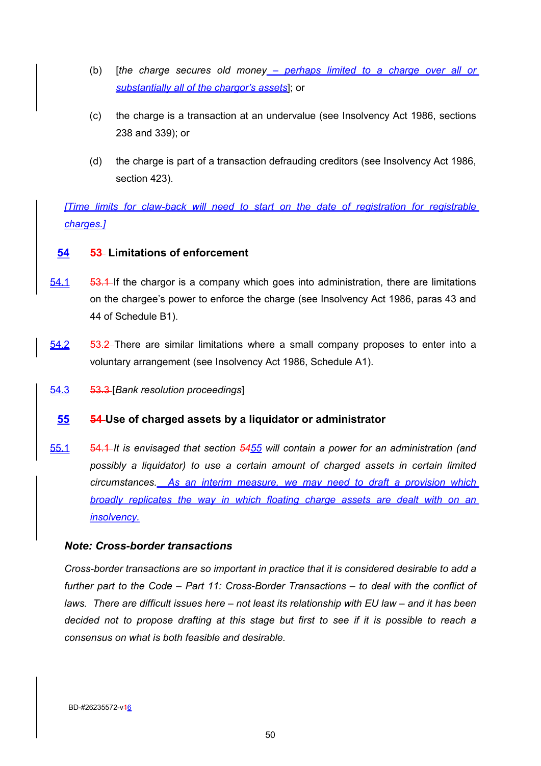(b) [*the charge secures old money – perhaps limited to a charge over all or substantially all of the chargor's assets*]; or

(c) the charge is a transaction at an undervalue (see Insolvency Act 1986, sections 238 and 339); or

(d) the charge is part of a transaction defrauding creditors (see Insolvency Act 1986, section 423).

*[Time limits for claw-back will need to start on the date of registration for registrable charges.]*

## 54 ~~53~~ Limitations of enforcement

54.1 ~~53.1~~ If the chargor is a company which goes into administration, there are limitations on the chargee's power to enforce the charge (see Insolvency Act 1986, paras 43 and 44 of Schedule B1).

54.2 ~~53.2~~ There are similar limitations where a small company proposes to enter into a voluntary arrangement (see Insolvency Act 1986, Schedule A1).

54.3 ~~53.3~~ [*Bank resolution proceedings*]

## 55 ~~54~~ Use of charged assets by a liquidator or administrator

55.1 ~~54.1~~ *It is envisaged that section ~~54~~55 will contain a power for an administration (and possibly a liquidator) to use a certain amount of charged assets in certain limited circumstances. As an interim measure, we may need to draft a provision which broadly replicates the way in which floating charge assets are dealt with on an insolvency.*

### *Note: Cross-border transactions*

*Cross-border transactions are so important in practice that it is considered desirable to add a further part to the Code – Part 11: Cross-Border Transactions – to deal with the conflict of laws. There are difficult issues here – not least its relationship with EU law – and it has been decided not to propose drafting at this stage but first to see if it is possible to reach a consensus on what is both feasible and desirable.*

BD-#26235572-v~~1~~6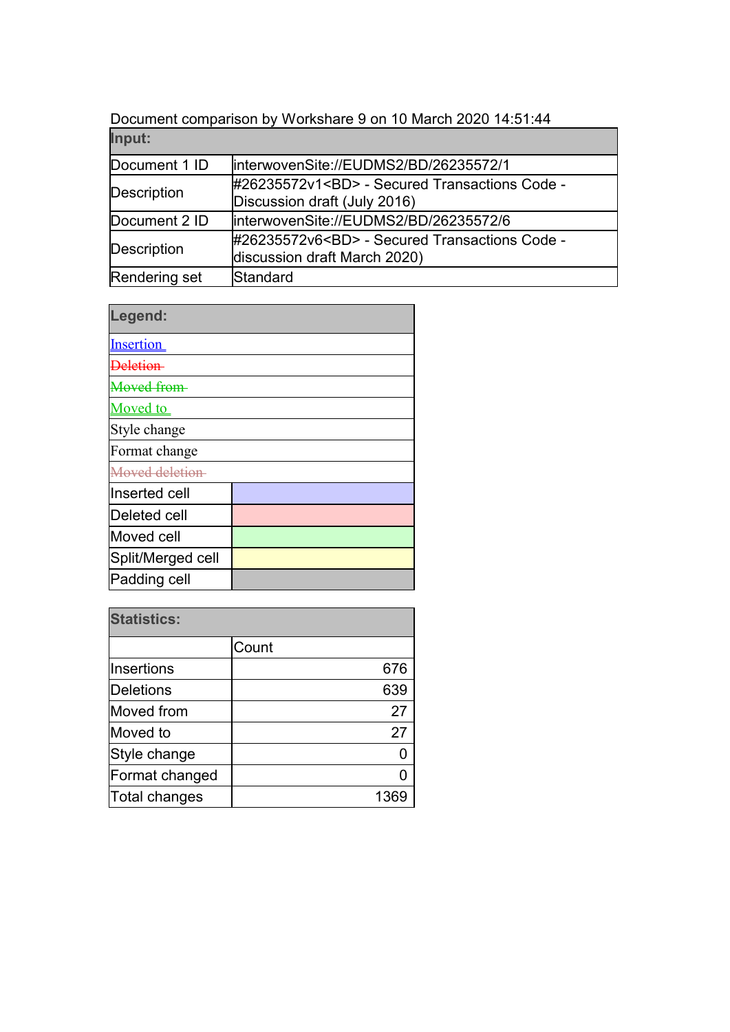Document comparison by Workshare 9 on 10 March 2020 14:51:44

| **Input:** | |
|---|---|
| Document 1 ID | interwovenSite://EUDMS2/BD/26235572/1 |
| Description | #26235572v1<BD> - Secured Transactions Code - Discussion draft (July 2016) |
| Document 2 ID | interwovenSite://EUDMS2/BD/26235572/6 |
| Description | #26235572v6<BD> - Secured Transactions Code - discussion draft March 2020) |
| Rendering set | Standard |

| **Legend:** | |
|---|---|
| Insertion | |
| ~~Deletion~~ | |
| ~~Moved from~~ | |
| Moved to | |
| Style change | |
| Format change | |
| ~~Moved deletion~~ | |
| Inserted cell | |
| Deleted cell | |
| Moved cell | |
| Split/Merged cell | |
| Padding cell | |

| **Statistics:** | |
|---|---|
| | Count |
| Insertions | 676 |
| Deletions | 639 |
| Moved from | 27 |
| Moved to | 27 |
| Style change | 0 |
| Format changed | 0 |
| Total changes | 1369 |